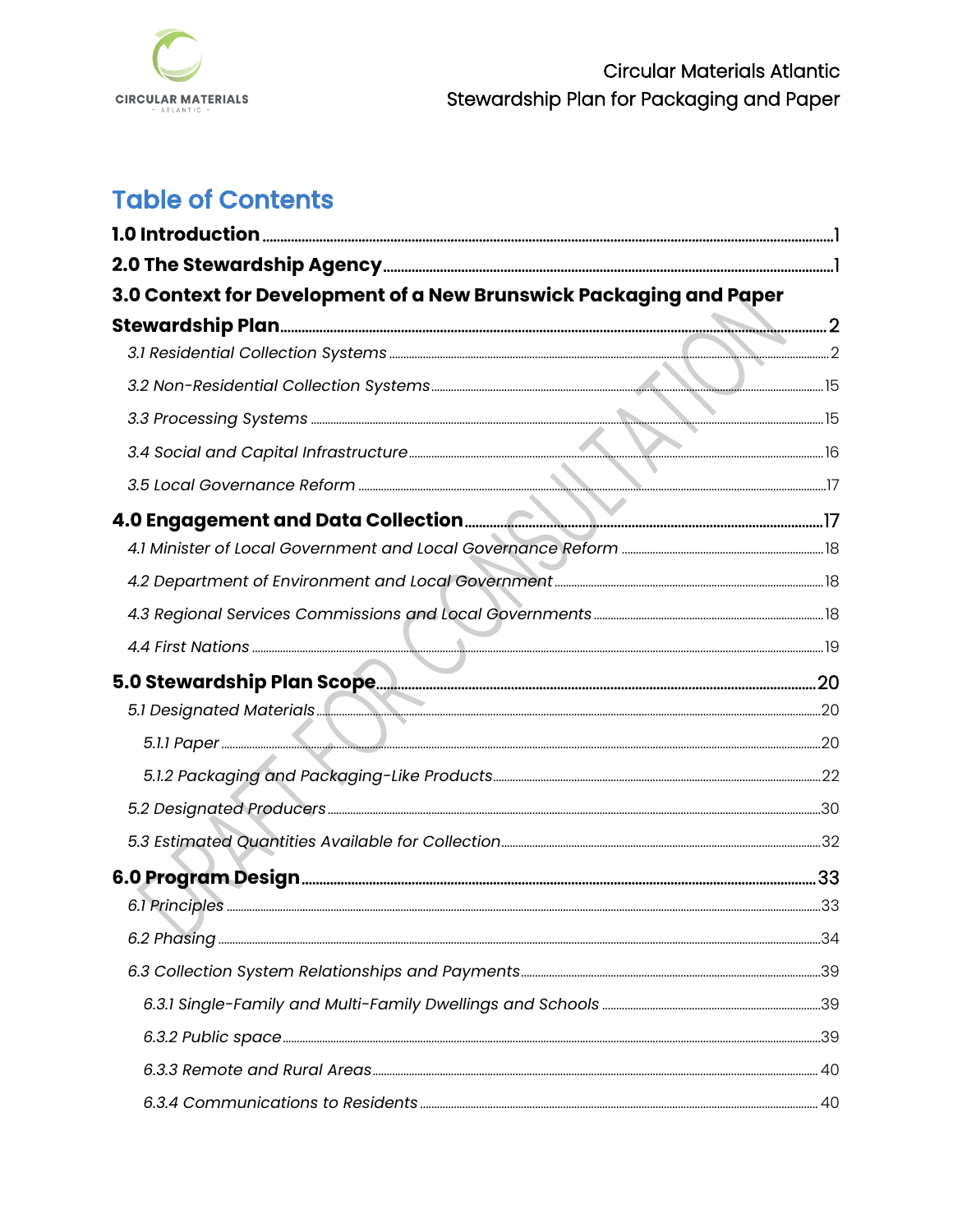# Table of Contents

**1.0 Introduction** .......... 1

**2.0 The Stewardship Agency** .......... 1

**3.0 Context for Development of a New Brunswick Packaging and Paper Stewardship Plan** .......... 2

- *3.1 Residential Collection Systems* .......... 2
- *3.2 Non-Residential Collection Systems* .......... 15
- *3.3 Processing Systems* .......... 15
- *3.4 Social and Capital Infrastructure* .......... 16
- *3.5 Local Governance Reform* .......... 17

**4.0 Engagement and Data Collection** .......... 17

- *4.1 Minister of Local Government and Local Governance Reform* .......... 18
- *4.2 Department of Environment and Local Government* .......... 18
- *4.3 Regional Services Commissions and Local Governments* .......... 18
- *4.4 First Nations* .......... 19

**5.0 Stewardship Plan Scope** .......... 20

- *5.1 Designated Materials* .......... 20
  - *5.1.1 Paper* .......... 20
  - *5.1.2 Packaging and Packaging-Like Products* .......... 22
- *5.2 Designated Producers* .......... 30
- *5.3 Estimated Quantities Available for Collection* .......... 32

**6.0 Program Design** .......... 33

- *6.1 Principles* .......... 33
- *6.2 Phasing* .......... 34
- *6.3 Collection System Relationships and Payments* .......... 39
  - *6.3.1 Single-Family and Multi-Family Dwellings and Schools* .......... 39
  - *6.3.2 Public space* .......... 39
  - *6.3.3 Remote and Rural Areas* .......... 40
  - *6.3.4 Communications to Residents* .......... 40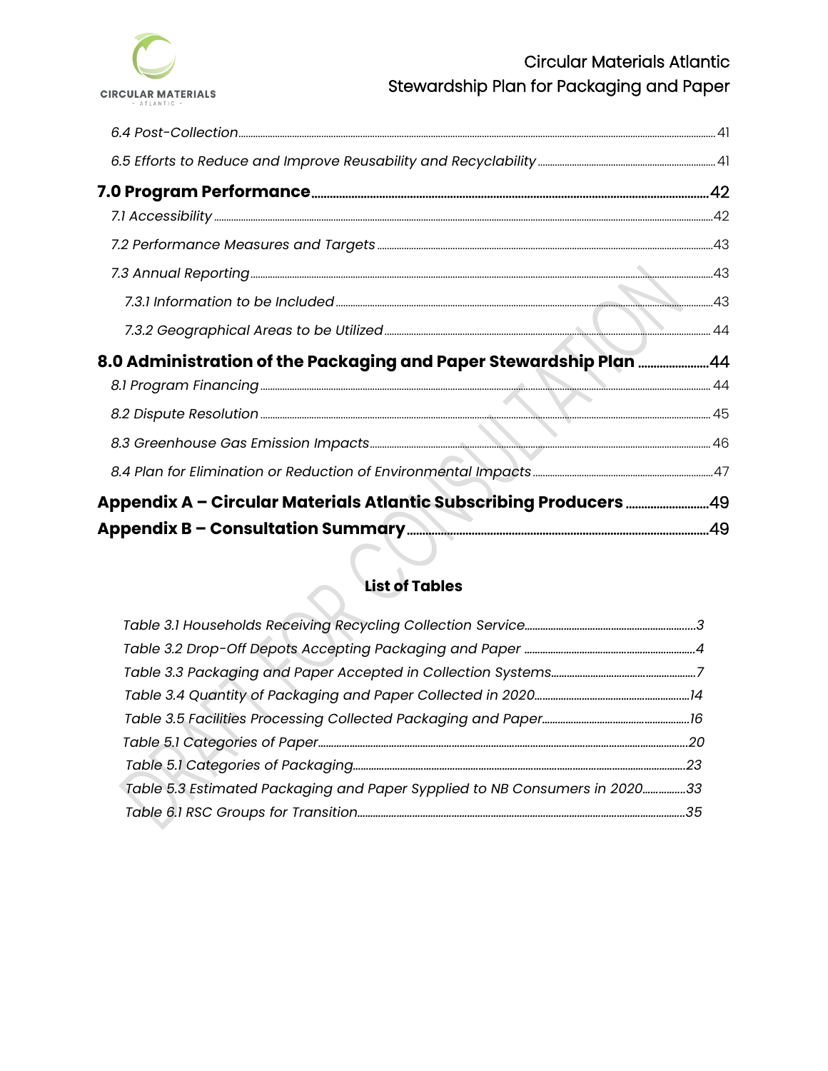6.4 Post-Collection ..... 41

6.5 Efforts to Reduce and Improve Reusability and Recyclability ..... 41

**7.0 Program Performance ..... 42**

7.1 Accessibility ..... 42

7.2 Performance Measures and Targets ..... 43

7.3 Annual Reporting ..... 43

7.3.1 Information to be Included ..... 43

7.3.2 Geographical Areas to be Utilized ..... 44

**8.0 Administration of the Packaging and Paper Stewardship Plan ..... 44**

8.1 Program Financing ..... 44

8.2 Dispute Resolution ..... 45

8.3 Greenhouse Gas Emission Impacts ..... 46

8.4 Plan for Elimination or Reduction of Environmental Impacts ..... 47

**Appendix A – Circular Materials Atlantic Subscribing Producers ..... 49**

**Appendix B – Consultation Summary ..... 49**

**List of Tables**

Table 3.1 Households Receiving Recycling Collection Service ..... 3

Table 3.2 Drop-Off Depots Accepting Packaging and Paper ..... 4

Table 3.3 Packaging and Paper Accepted in Collection Systems ..... 7

Table 3.4 Quantity of Packaging and Paper Collected in 2020 ..... 14

Table 3.5 Facilities Processing Collected Packaging and Paper ..... 16

Table 5.1 Categories of Paper ..... 20

Table 5.1 Categories of Packaging ..... 23

Table 5.3 Estimated Packaging and Paper Sypplied to NB Consumers in 2020 ..... 33

Table 6.1 RSC Groups for Transition ..... 35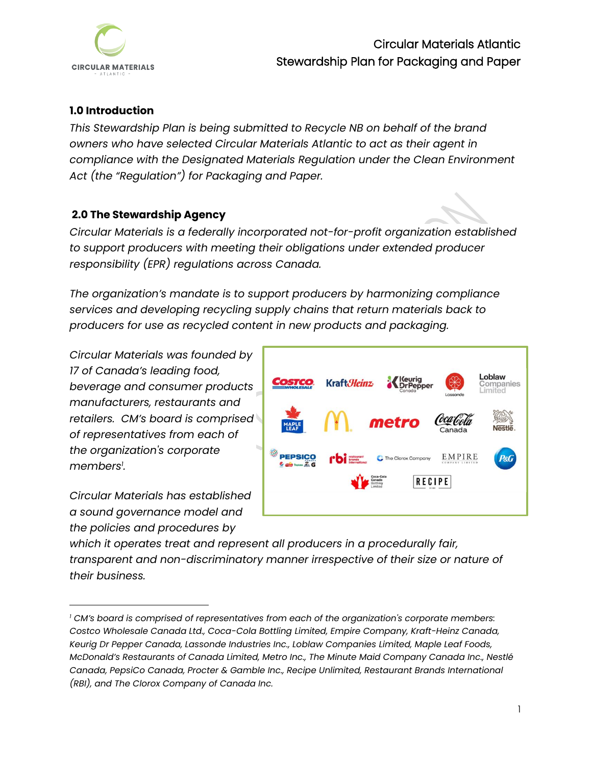## 1.0 Introduction

*This Stewardship Plan is being submitted to Recycle NB on behalf of the brand owners who have selected Circular Materials Atlantic to act as their agent in compliance with the Designated Materials Regulation under the Clean Environment Act (the "Regulation") for Packaging and Paper.*

## 2.0 The Stewardship Agency

*Circular Materials is a federally incorporated not-for-profit organization established to support producers with meeting their obligations under extended producer responsibility (EPR) regulations across Canada.*

*The organization's mandate is to support producers by harmonizing compliance services and developing recycling supply chains that return materials back to producers for use as recycled content in new products and packaging.*

*Circular Materials was founded by 17 of Canada's leading food, beverage and consumer products manufacturers, restaurants and retailers. CM's board is comprised of representatives from each of the organization's corporate members[1].*

*Circular Materials has established a sound governance model and the policies and procedures by which it operates treat and represent all producers in a procedurally fair, transparent and non-discriminatory manner irrespective of their size or nature of their business.*

---

[1] *CM's board is comprised of representatives from each of the organization's corporate members: Costco Wholesale Canada Ltd., Coca-Cola Bottling Limited, Empire Company, Kraft-Heinz Canada, Keurig Dr Pepper Canada, Lassonde Industries Inc., Loblaw Companies Limited, Maple Leaf Foods, McDonald's Restaurants of Canada Limited, Metro Inc., The Minute Maid Company Canada Inc., Nestlé Canada, PepsiCo Canada, Procter & Gamble Inc., Recipe Unlimited, Restaurant Brands International (RBI), and The Clorox Company of Canada Inc.*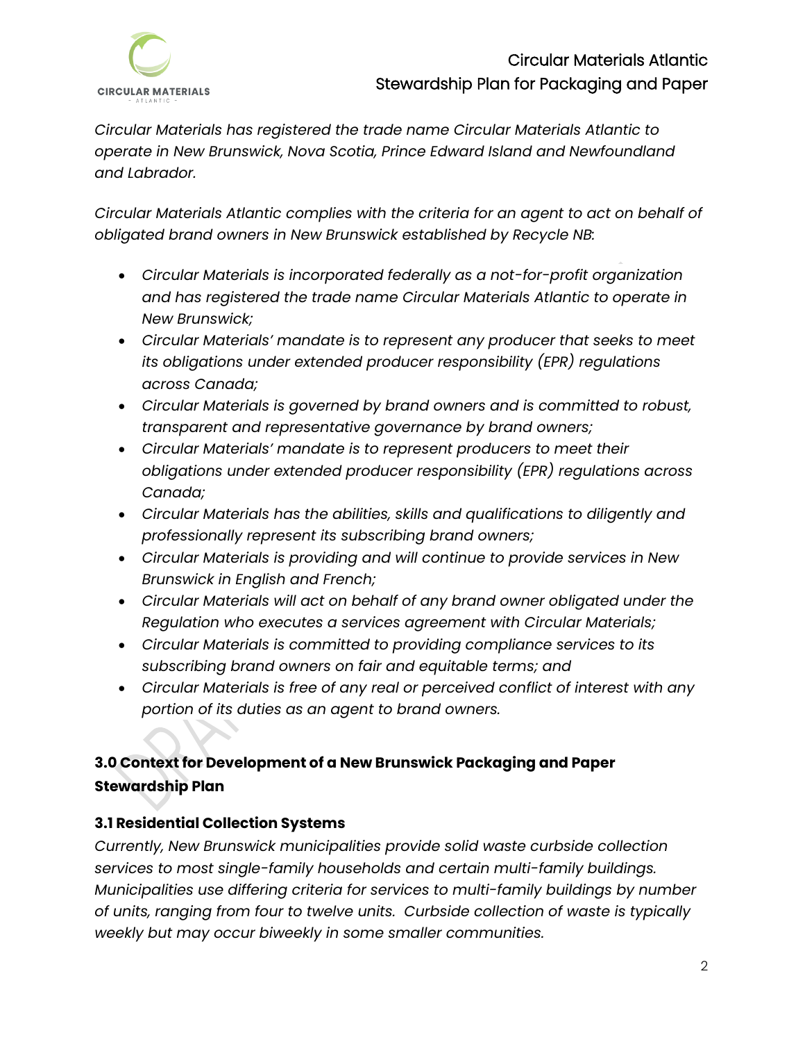*Circular Materials has registered the trade name Circular Materials Atlantic to operate in New Brunswick, Nova Scotia, Prince Edward Island and Newfoundland and Labrador.*

*Circular Materials Atlantic complies with the criteria for an agent to act on behalf of obligated brand owners in New Brunswick established by Recycle NB:*

- *Circular Materials is incorporated federally as a not-for-profit organization and has registered the trade name Circular Materials Atlantic to operate in New Brunswick;*
- *Circular Materials' mandate is to represent any producer that seeks to meet its obligations under extended producer responsibility (EPR) regulations across Canada;*
- *Circular Materials is governed by brand owners and is committed to robust, transparent and representative governance by brand owners;*
- *Circular Materials' mandate is to represent producers to meet their obligations under extended producer responsibility (EPR) regulations across Canada;*
- *Circular Materials has the abilities, skills and qualifications to diligently and professionally represent its subscribing brand owners;*
- *Circular Materials is providing and will continue to provide services in New Brunswick in English and French;*
- *Circular Materials will act on behalf of any brand owner obligated under the Regulation who executes a services agreement with Circular Materials;*
- *Circular Materials is committed to providing compliance services to its subscribing brand owners on fair and equitable terms; and*
- *Circular Materials is free of any real or perceived conflict of interest with any portion of its duties as an agent to brand owners.*

## 3.0 Context for Development of a New Brunswick Packaging and Paper Stewardship Plan

### 3.1 Residential Collection Systems

*Currently, New Brunswick municipalities provide solid waste curbside collection services to most single-family households and certain multi-family buildings. Municipalities use differing criteria for services to multi-family buildings by number of units, ranging from four to twelve units. Curbside collection of waste is typically weekly but may occur biweekly in some smaller communities.*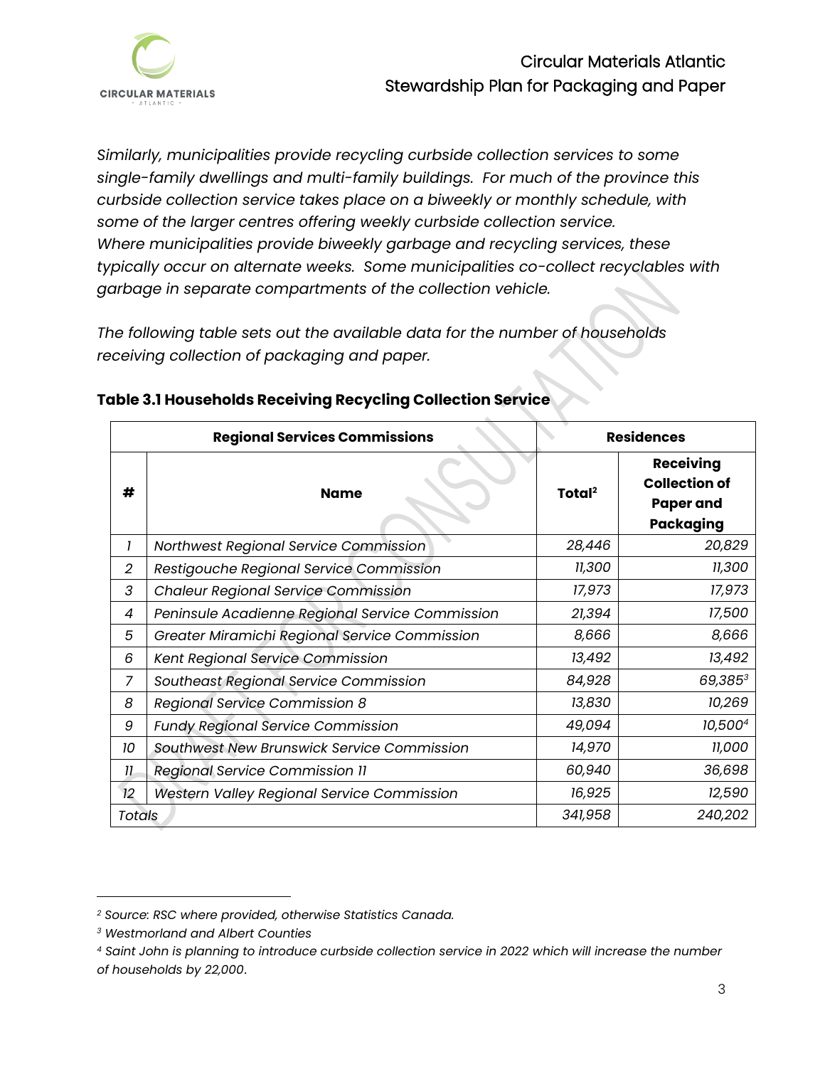*Similarly, municipalities provide recycling curbside collection services to some single-family dwellings and multi-family buildings. For much of the province this curbside collection service takes place on a biweekly or monthly schedule, with some of the larger centres offering weekly curbside collection service. Where municipalities provide biweekly garbage and recycling services, these typically occur on alternate weeks. Some municipalities co-collect recyclables with garbage in separate compartments of the collection vehicle.*

*The following table sets out the available data for the number of households receiving collection of packaging and paper.*

**Table 3.1 Households Receiving Recycling Collection Service**

| Regional Services Commissions | | Residences | |
|---|---|---|---|
| **#** | **Name** | **Total[2]** | **Receiving Collection of Paper and Packaging** |
| *1* | *Northwest Regional Service Commission* | *28,446* | *20,829* |
| *2* | *Restigouche Regional Service Commission* | *11,300* | *11,300* |
| *3* | *Chaleur Regional Service Commission* | *17,973* | *17,973* |
| *4* | *Peninsule Acadienne Regional Service Commission* | *21,394* | *17,500* |
| *5* | *Greater Miramichi Regional Service Commission* | *8,666* | *8,666* |
| *6* | *Kent Regional Service Commission* | *13,492* | *13,492* |
| *7* | *Southeast Regional Service Commission* | *84,928* | *69,385[3]* |
| *8* | *Regional Service Commission 8* | *13,830* | *10,269* |
| *9* | *Fundy Regional Service Commission* | *49,094* | *10,500[4]* |
| *10* | *Southwest New Brunswick Service Commission* | *14,970* | *11,000* |
| *11* | *Regional Service Commission 11* | *60,940* | *36,698* |
| *12* | *Western Valley Regional Service Commission* | *16,925* | *12,590* |
| *Totals* | | *341,958* | *240,202* |

---

[2] *Source: RSC where provided, otherwise Statistics Canada.*

[3] *Westmorland and Albert Counties*

[4] *Saint John is planning to introduce curbside collection service in 2022 which will increase the number of households by 22,000.*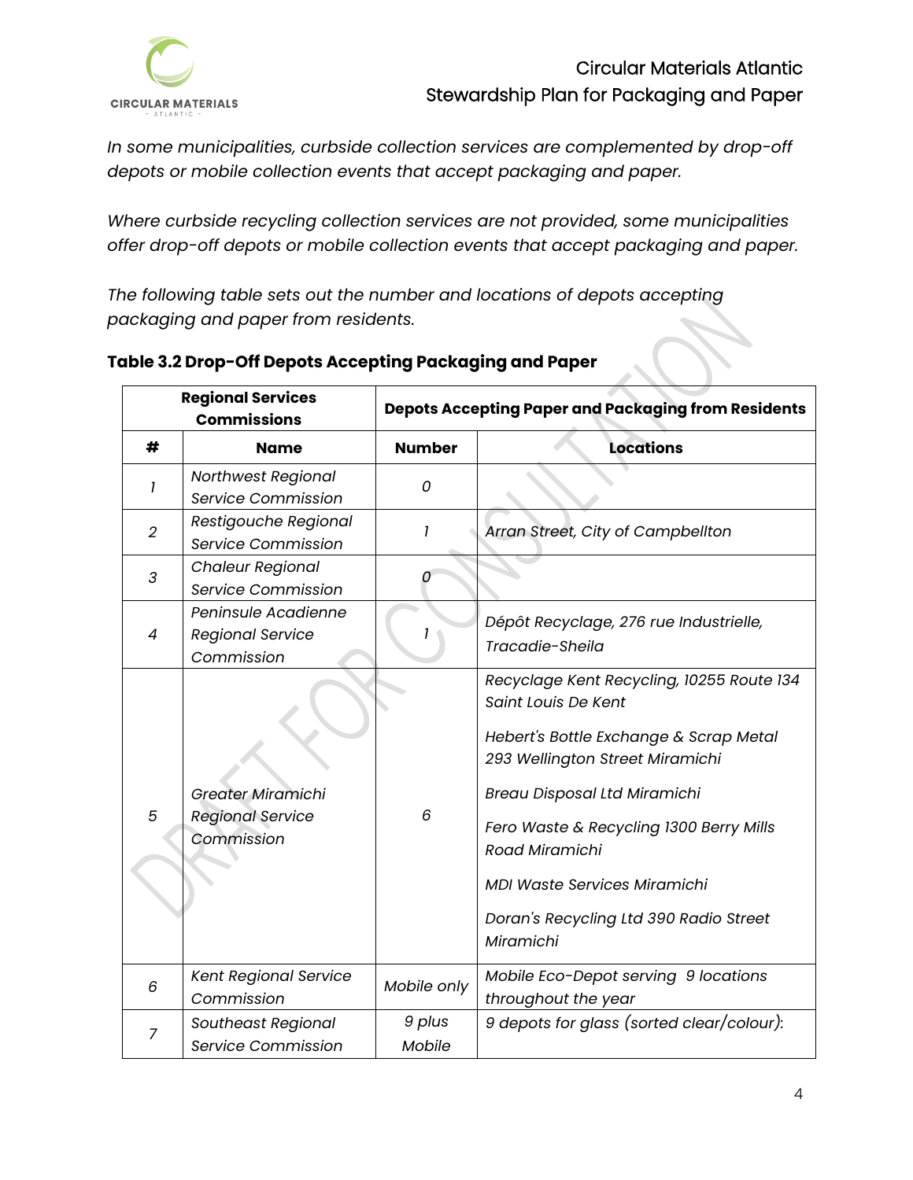*In some municipalities, curbside collection services are complemented by drop-off depots or mobile collection events that accept packaging and paper.*

*Where curbside recycling collection services are not provided, some municipalities offer drop-off depots or mobile collection events that accept packaging and paper.*

*The following table sets out the number and locations of depots accepting packaging and paper from residents.*

**Table 3.2 Drop-Off Depots Accepting Packaging and Paper**

| **Regional Services Commissions** | | **Depots Accepting Paper and Packaging from Residents** | |
|---|---|---|---|
| **#** | **Name** | **Number** | **Locations** |
| *1* | *Northwest Regional Service Commission* | *0* | |
| *2* | *Restigouche Regional Service Commission* | *1* | *Arran Street, City of Campbellton* |
| *3* | *Chaleur Regional Service Commission* | *0* | |
| *4* | *Peninsule Acadienne Regional Service Commission* | *1* | *Dépôt Recyclage, 276 rue Industrielle, Tracadie-Sheila* |
| *5* | *Greater Miramichi Regional Service Commission* | *6* | *Recyclage Kent Recycling, 10255 Route 134 Saint Louis De Kent*<br><br>*Hebert's Bottle Exchange & Scrap Metal 293 Wellington Street Miramichi*<br><br>*Breau Disposal Ltd Miramichi*<br><br>*Fero Waste & Recycling 1300 Berry Mills Road Miramichi*<br><br>*MDI Waste Services Miramichi*<br><br>*Doran's Recycling Ltd 390 Radio Street Miramichi* |
| *6* | *Kent Regional Service Commission* | *Mobile only* | *Mobile Eco-Depot serving 9 locations throughout the year* |
| *7* | *Southeast Regional Service Commission* | *9 plus Mobile* | *9 depots for glass (sorted clear/colour):* |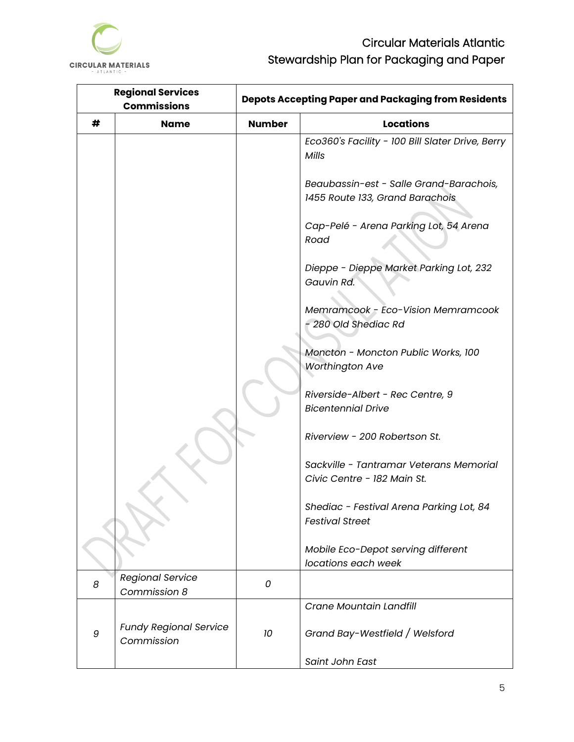| Regional Services Commissions | | Depots Accepting Paper and Packaging from Residents | |
|---|---|---|---|
| # | Name | Number | Locations |
| | | | *Eco360's Facility - 100 Bill Slater Drive, Berry Mills*<br><br>*Beaubassin-est - Salle Grand-Barachois, 1455 Route 133, Grand Barachois*<br><br>*Cap-Pelé - Arena Parking Lot, 54 Arena Road*<br><br>*Dieppe - Dieppe Market Parking Lot, 232 Gauvin Rd.*<br><br>*Memramcook - Eco-Vision Memramcook - 280 Old Shediac Rd*<br><br>*Moncton - Moncton Public Works, 100 Worthington Ave*<br><br>*Riverside-Albert - Rec Centre, 9 Bicentennial Drive*<br><br>*Riverview - 200 Robertson St.*<br><br>*Sackville - Tantramar Veterans Memorial Civic Centre - 182 Main St.*<br><br>*Shediac - Festival Arena Parking Lot, 84 Festival Street*<br><br>*Mobile Eco-Depot serving different locations each week* |
| *8* | *Regional Service Commission 8* | *0* | |
| *9* | *Fundy Regional Service Commission* | *10* | *Crane Mountain Landfill*<br><br>*Grand Bay-Westfield / Welsford*<br><br>*Saint John East* |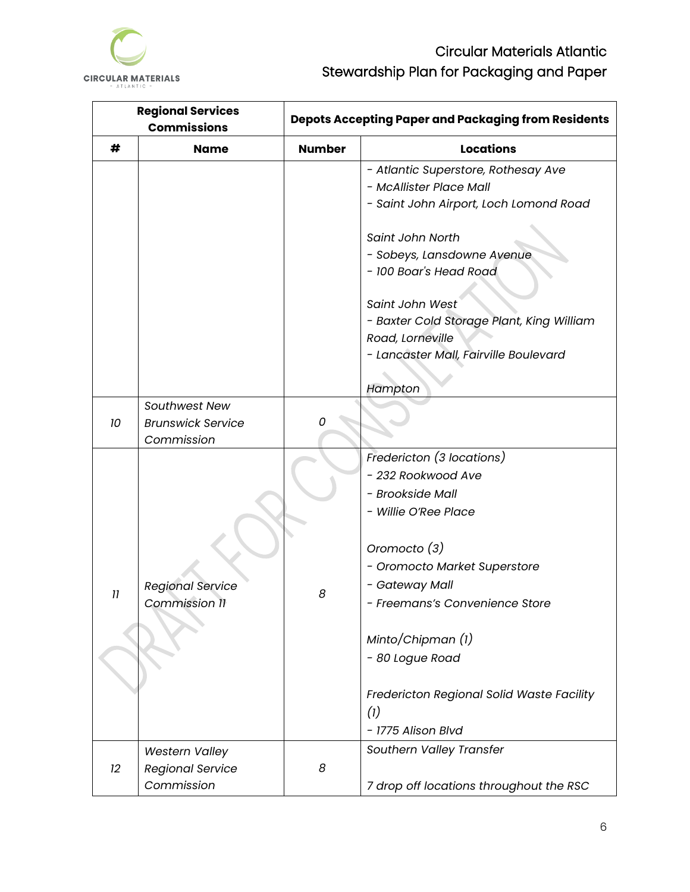| Regional Services Commissions | | Depots Accepting Paper and Packaging from Residents | |
|---|---|---|---|
| # | Name | Number | Locations |
| | | | *- Atlantic Superstore, Rothesay Ave*<br>*- McAllister Place Mall*<br>*- Saint John Airport, Loch Lomond Road*<br><br>*Saint John North*<br>*- Sobeys, Lansdowne Avenue*<br>*- 100 Boar's Head Road*<br><br>*Saint John West*<br>*- Baxter Cold Storage Plant, King William Road, Lorneville*<br>*- Lancaster Mall, Fairville Boulevard*<br><br>*Hampton* |
| *10* | *Southwest New Brunswick Service Commission* | *0* | |
| *11* | *Regional Service Commission 11* | *8* | *Fredericton (3 locations)*<br>*- 232 Rookwood Ave*<br>*- Brookside Mall*<br>*- Willie O'Ree Place*<br><br>*Oromocto (3)*<br>*- Oromocto Market Superstore*<br>*- Gateway Mall*<br>*- Freemans's Convenience Store*<br><br>*Minto/Chipman (1)*<br>*- 80 Logue Road*<br><br>*Fredericton Regional Solid Waste Facility (1)*<br>*- 1775 Alison Blvd* |
| *12* | *Western Valley Regional Service Commission* | *8* | *Southern Valley Transfer*<br><br>*7 drop off locations throughout the RSC* |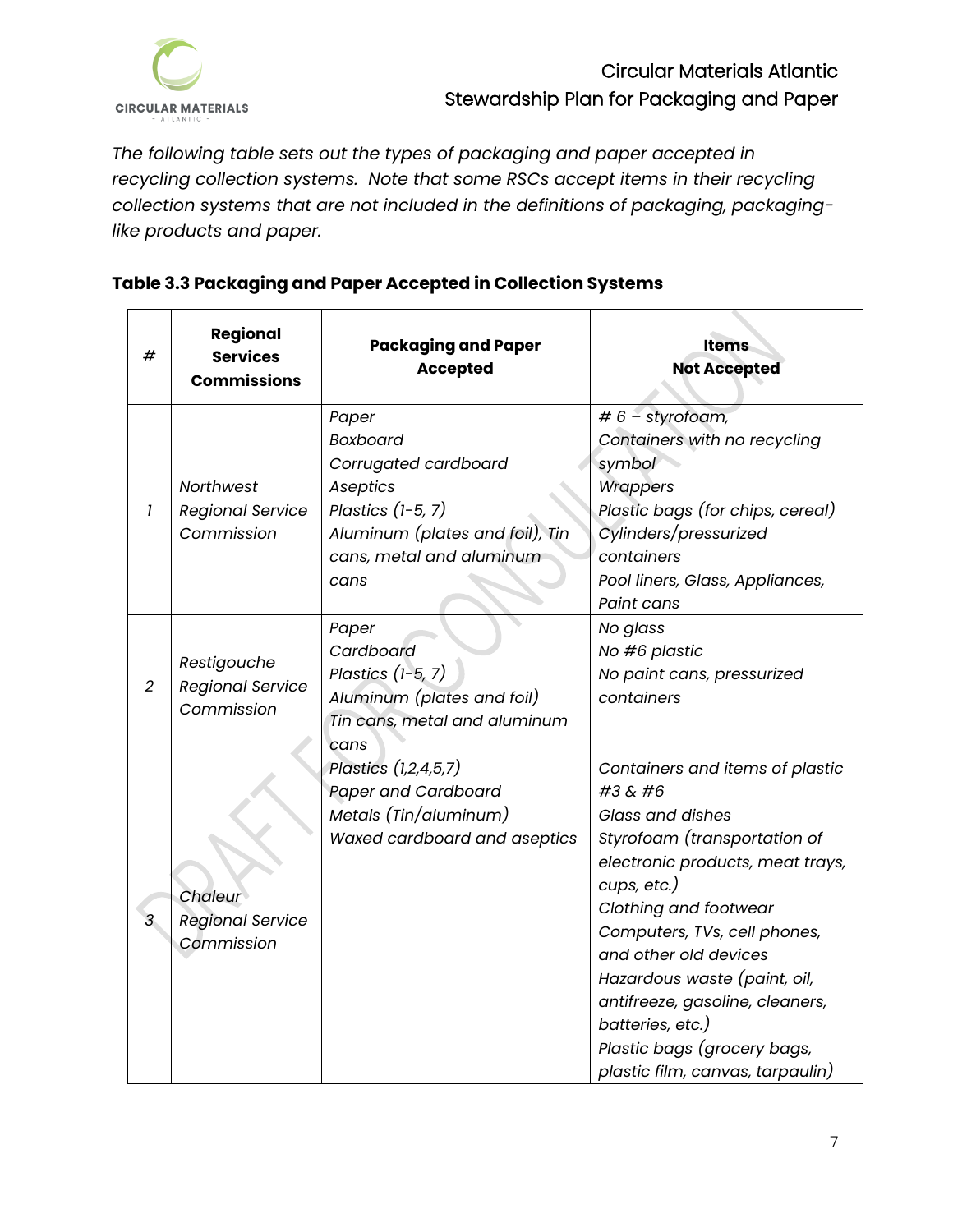*The following table sets out the types of packaging and paper accepted in recycling collection systems. Note that some RSCs accept items in their recycling collection systems that are not included in the definitions of packaging, packaging-like products and paper.*

### Table 3.3 Packaging and Paper Accepted in Collection Systems

| # | Regional Services Commissions | Packaging and Paper Accepted | Items Not Accepted |
|---|---|---|---|
| *1* | *Northwest Regional Service Commission* | *Paper*<br>*Boxboard*<br>*Corrugated cardboard*<br>*Aseptics*<br>*Plastics (1-5, 7)*<br>*Aluminum (plates and foil), Tin cans, metal and aluminum cans* | *# 6 – styrofoam,*<br>*Containers with no recycling symbol*<br>*Wrappers*<br>*Plastic bags (for chips, cereal)*<br>*Cylinders/pressurized containers*<br>*Pool liners, Glass, Appliances, Paint cans* |
| *2* | *Restigouche Regional Service Commission* | *Paper*<br>*Cardboard*<br>*Plastics (1-5, 7)*<br>*Aluminum (plates and foil)*<br>*Tin cans, metal and aluminum cans* | *No glass*<br>*No #6 plastic*<br>*No paint cans, pressurized containers* |
| *3* | *Chaleur Regional Service Commission* | *Plastics (1,2,4,5,7)*<br>*Paper and Cardboard*<br>*Metals (Tin/aluminum)*<br>*Waxed cardboard and aseptics* | *Containers and items of plastic #3 & #6*<br>*Glass and dishes*<br>*Styrofoam (transportation of electronic products, meat trays, cups, etc.)*<br>*Clothing and footwear*<br>*Computers, TVs, cell phones, and other old devices*<br>*Hazardous waste (paint, oil, antifreeze, gasoline, cleaners, batteries, etc.)*<br>*Plastic bags (grocery bags, plastic film, canvas, tarpaulin)* |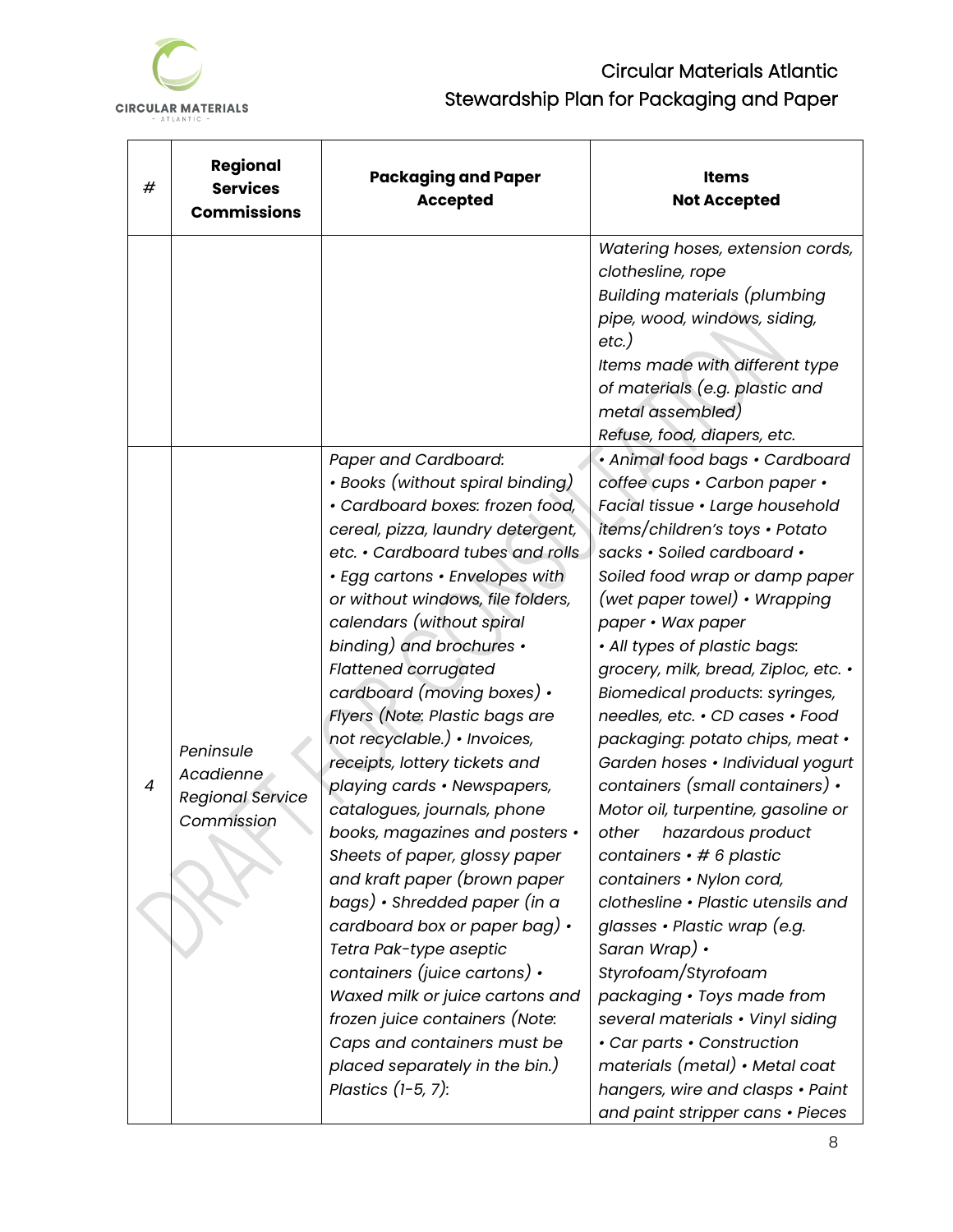| # | Regional Services Commissions | Packaging and Paper Accepted | Items Not Accepted |
|---|---|---|---|
| | | | *Watering hoses, extension cords, clothesline, rope* *Building materials (plumbing pipe, wood, windows, siding, etc.)* *Items made with different type of materials (e.g. plastic and metal assembled)* *Refuse, food, diapers, etc.* |
| *4* | *Peninsule Acadienne Regional Service Commission* | *Paper and Cardboard:* *• Books (without spiral binding) • Cardboard boxes: frozen food, cereal, pizza, laundry detergent, etc. • Cardboard tubes and rolls • Egg cartons • Envelopes with or without windows, file folders, calendars (without spiral binding) and brochures • Flattened corrugated cardboard (moving boxes) • Flyers (Note: Plastic bags are not recyclable.) • Invoices, receipts, lottery tickets and playing cards • Newspapers, catalogues, journals, phone books, magazines and posters • Sheets of paper, glossy paper and kraft paper (brown paper bags) • Shredded paper (in a cardboard box or paper bag) • Tetra Pak-type aseptic containers (juice cartons) • Waxed milk or juice cartons and frozen juice containers (Note: Caps and containers must be placed separately in the bin.)* *Plastics (1-5, 7):* | *• Animal food bags • Cardboard coffee cups • Carbon paper • Facial tissue • Large household items/children's toys • Potato sacks • Soiled cardboard • Soiled food wrap or damp paper (wet paper towel) • Wrapping paper • Wax paper* *• All types of plastic bags: grocery, milk, bread, Ziploc, etc. • Biomedical products: syringes, needles, etc. • CD cases • Food packaging: potato chips, meat • Garden hoses • Individual yogurt containers (small containers) • Motor oil, turpentine, gasoline or other hazardous product containers • # 6 plastic containers • Nylon cord, clothesline • Plastic utensils and glasses • Plastic wrap (e.g. Saran Wrap) • Styrofoam/Styrofoam packaging • Toys made from several materials • Vinyl siding* *• Car parts • Construction materials (metal) • Metal coat hangers, wire and clasps • Paint and paint stripper cans • Pieces* |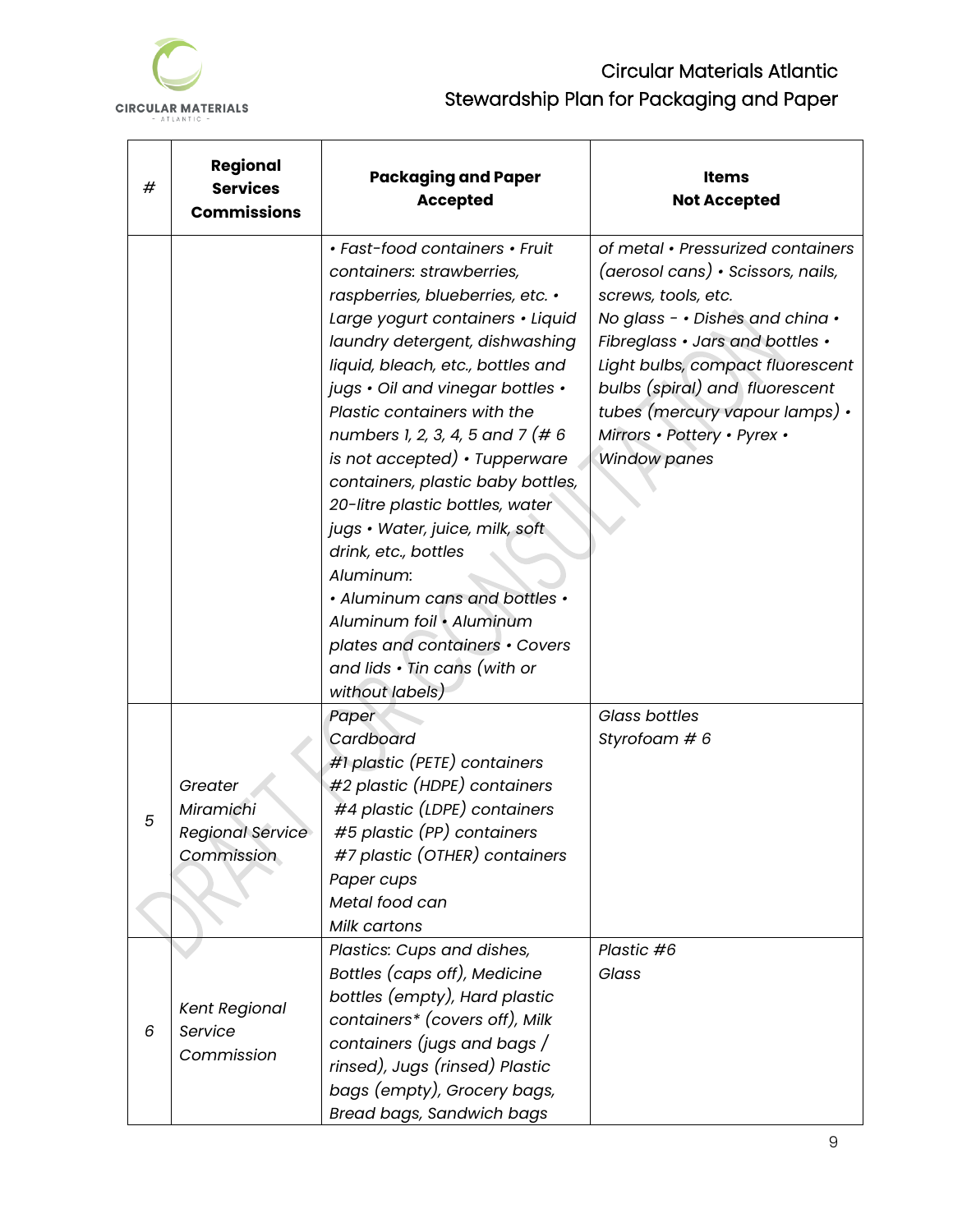| # | Regional Services Commissions | Packaging and Paper Accepted | Items Not Accepted |
|---|---|---|---|
| | | *• Fast-food containers • Fruit containers: strawberries, raspberries, blueberries, etc. • Large yogurt containers • Liquid laundry detergent, dishwashing liquid, bleach, etc., bottles and jugs • Oil and vinegar bottles • Plastic containers with the numbers 1, 2, 3, 4, 5 and 7 (# 6 is not accepted) • Tupperware containers, plastic baby bottles, 20-litre plastic bottles, water jugs • Water, juice, milk, soft drink, etc., bottles* <br> *Aluminum:* <br> *• Aluminum cans and bottles • Aluminum foil • Aluminum plates and containers • Covers and lids • Tin cans (with or without labels)* | *of metal • Pressurized containers (aerosol cans) • Scissors, nails, screws, tools, etc.* <br> *No glass - • Dishes and china • Fibreglass • Jars and bottles • Light bulbs, compact fluorescent bulbs (spiral) and fluorescent tubes (mercury vapour lamps) • Mirrors • Pottery • Pyrex • Window panes* |
| *5* | *Greater Miramichi Regional Service Commission* | *Paper* <br> *Cardboard* <br> *#1 plastic (PETE) containers* <br> *#2 plastic (HDPE) containers* <br> *#4 plastic (LDPE) containers* <br> *#5 plastic (PP) containers* <br> *#7 plastic (OTHER) containers* <br> *Paper cups* <br> *Metal food can* <br> *Milk cartons* | *Glass bottles* <br> *Styrofoam # 6* |
| *6* | *Kent Regional Service Commission* | *Plastics: Cups and dishes, Bottles (caps off), Medicine bottles (empty), Hard plastic containers* (covers off), Milk containers (jugs and bags / rinsed), Jugs (rinsed) Plastic bags (empty), Grocery bags, Bread bags, Sandwich bags* | *Plastic #6* <br> *Glass* |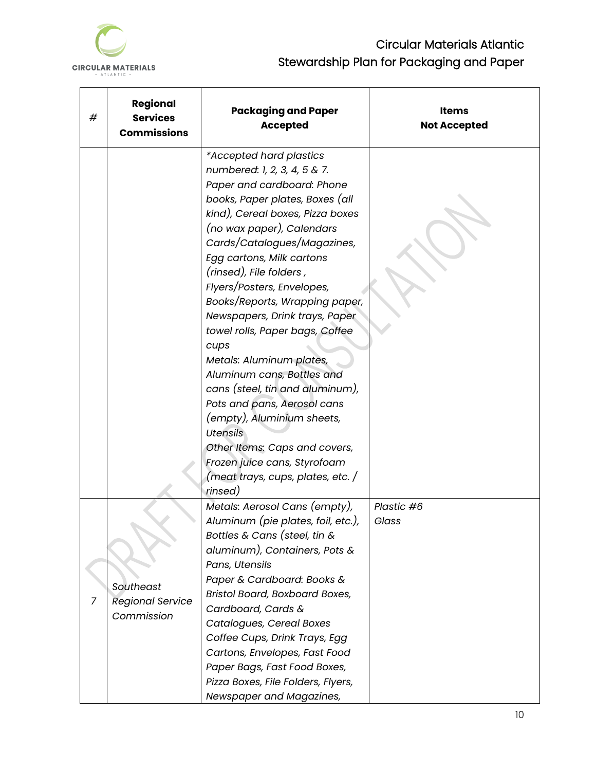| # | Regional Services Commissions | Packaging and Paper Accepted | Items Not Accepted |
|---|---|---|---|
| | | *\*Accepted hard plastics numbered: 1, 2, 3, 4, 5 & 7.* *Paper and cardboard: Phone books, Paper plates, Boxes (all kind), Cereal boxes, Pizza boxes (no wax paper), Calendars Cards/Catalogues/Magazines, Egg cartons, Milk cartons (rinsed), File folders , Flyers/Posters, Envelopes, Books/Reports, Wrapping paper, Newspapers, Drink trays, Paper towel rolls, Paper bags, Coffee cups* *Metals: Aluminum plates, Aluminum cans, Bottles and cans (steel, tin and aluminum), Pots and pans, Aerosol cans (empty), Aluminium sheets, Utensils* *Other Items: Caps and covers, Frozen juice cans, Styrofoam (meat trays, cups, plates, etc. / rinsed)* | |
| *7* | *Southeast Regional Service Commission* | *Metals: Aerosol Cans (empty), Aluminum (pie plates, foil, etc.), Bottles & Cans (steel, tin & aluminum), Containers, Pots & Pans, Utensils* *Paper & Cardboard: Books & Bristol Board, Boxboard Boxes, Cardboard, Cards & Catalogues, Cereal Boxes Coffee Cups, Drink Trays, Egg Cartons, Envelopes, Fast Food Paper Bags, Fast Food Boxes, Pizza Boxes, File Folders, Flyers, Newspaper and Magazines,* | *Plastic #6* *Glass* |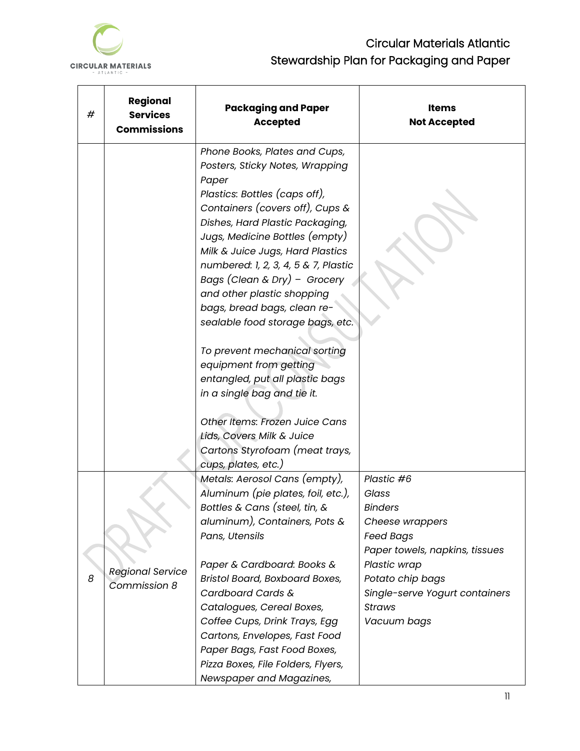| # | Regional Services Commissions | Packaging and Paper Accepted | Items Not Accepted |
|---|---|---|---|
| | | *Phone Books, Plates and Cups, Posters, Sticky Notes, Wrapping Paper*<br>*Plastics: Bottles (caps off), Containers (covers off), Cups & Dishes, Hard Plastic Packaging, Jugs, Medicine Bottles (empty) Milk & Juice Jugs, Hard Plastics numbered: 1, 2, 3, 4, 5 & 7, Plastic Bags (Clean & Dry) – Grocery and other plastic shopping bags, bread bags, clean re-sealable food storage bags, etc.*<br><br>*To prevent mechanical sorting equipment from getting entangled, put all plastic bags in a single bag and tie it.*<br><br>*Other Items: Frozen Juice Cans Lids, Covers Milk & Juice Cartons Styrofoam (meat trays, cups, plates, etc.)* | |
| *8* | *Regional Service Commission 8* | *Metals: Aerosol Cans (empty), Aluminum (pie plates, foil, etc.), Bottles & Cans (steel, tin, & aluminum), Containers, Pots & Pans, Utensils*<br><br>*Paper & Cardboard: Books & Bristol Board, Boxboard Boxes, Cardboard Cards & Catalogues, Cereal Boxes, Coffee Cups, Drink Trays, Egg Cartons, Envelopes, Fast Food Paper Bags, Fast Food Boxes, Pizza Boxes, File Folders, Flyers, Newspaper and Magazines,* | *Plastic #6*<br>*Glass*<br>*Binders*<br>*Cheese wrappers*<br>*Feed Bags*<br>*Paper towels, napkins, tissues*<br>*Plastic wrap*<br>*Potato chip bags*<br>*Single-serve Yogurt containers*<br>*Straws*<br>*Vacuum bags* |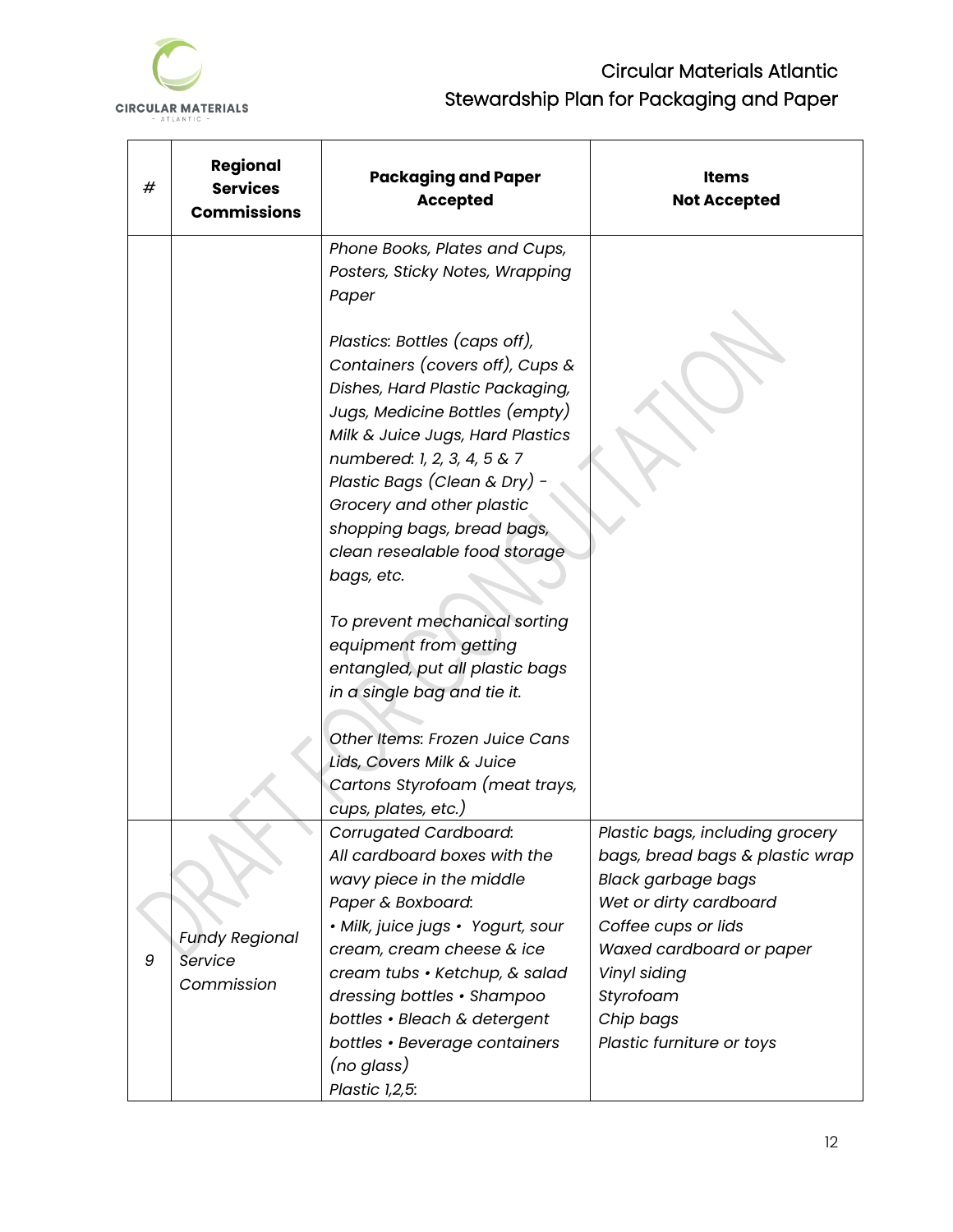| # | Regional Services Commissions | Packaging and Paper Accepted | Items Not Accepted |
|---|---|---|---|
| | | *Phone Books, Plates and Cups, Posters, Sticky Notes, Wrapping Paper*<br><br>*Plastics: Bottles (caps off), Containers (covers off), Cups & Dishes, Hard Plastic Packaging, Jugs, Medicine Bottles (empty) Milk & Juice Jugs, Hard Plastics numbered: 1, 2, 3, 4, 5 & 7 Plastic Bags (Clean & Dry) - Grocery and other plastic shopping bags, bread bags, clean resealable food storage bags, etc.*<br><br>*To prevent mechanical sorting equipment from getting entangled, put all plastic bags in a single bag and tie it.*<br><br>*Other Items: Frozen Juice Cans Lids, Covers Milk & Juice Cartons Styrofoam (meat trays, cups, plates, etc.)* | |
| 9 | *Fundy Regional Service Commission* | *Corrugated Cardboard: All cardboard boxes with the wavy piece in the middle*<br>*Paper & Boxboard:*<br>*• Milk, juice jugs • Yogurt, sour cream, cream cheese & ice cream tubs • Ketchup, & salad dressing bottles • Shampoo bottles • Bleach & detergent bottles • Beverage containers (no glass)*<br>*Plastic 1,2,5:* | *Plastic bags, including grocery bags, bread bags & plastic wrap*<br>*Black garbage bags*<br>*Wet or dirty cardboard*<br>*Coffee cups or lids*<br>*Waxed cardboard or paper*<br>*Vinyl siding*<br>*Styrofoam*<br>*Chip bags*<br>*Plastic furniture or toys* |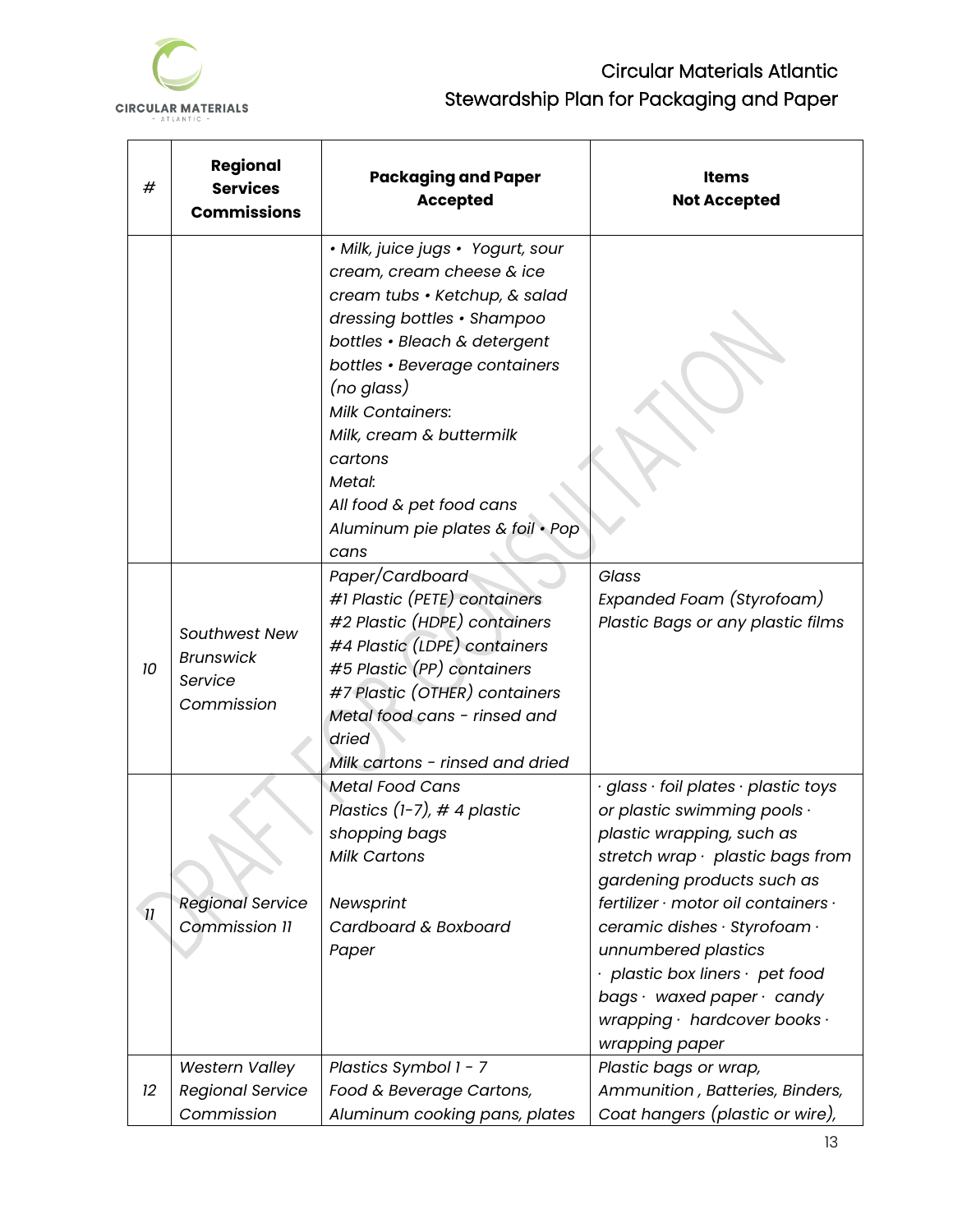| # | Regional Services Commissions | Packaging and Paper Accepted | Items Not Accepted |
|---|---|---|---|
| | | *• Milk, juice jugs • Yogurt, sour cream, cream cheese & ice cream tubs • Ketchup, & salad dressing bottles • Shampoo bottles • Bleach & detergent bottles • Beverage containers (no glass)*<br>*Milk Containers:*<br>*Milk, cream & buttermilk cartons*<br>*Metal:*<br>*All food & pet food cans*<br>*Aluminum pie plates & foil • Pop cans* | |
| *10* | *Southwest New Brunswick Service Commission* | *Paper/Cardboard*<br>*#1 Plastic (PETE) containers*<br>*#2 Plastic (HDPE) containers*<br>*#4 Plastic (LDPE) containers*<br>*#5 Plastic (PP) containers*<br>*#7 Plastic (OTHER) containers*<br>*Metal food cans - rinsed and dried*<br>*Milk cartons - rinsed and dried* | *Glass*<br>*Expanded Foam (Styrofoam)*<br>*Plastic Bags or any plastic films* |
| *11* | *Regional Service Commission 11* | *Metal Food Cans*<br>*Plastics (1-7), # 4 plastic shopping bags*<br>*Milk Cartons*<br><br>*Newsprint*<br>*Cardboard & Boxboard*<br>*Paper* | *· glass · foil plates · plastic toys or plastic swimming pools · plastic wrapping, such as stretch wrap · plastic bags from gardening products such as fertilizer · motor oil containers · ceramic dishes · Styrofoam · unnumbered plastics · plastic box liners · pet food bags · waxed paper · candy wrapping · hardcover books · wrapping paper* |
| *12* | *Western Valley Regional Service Commission* | *Plastics Symbol 1 - 7*<br>*Food & Beverage Cartons,*<br>*Aluminum cooking pans, plates* | *Plastic bags or wrap,*<br>*Ammunition , Batteries, Binders,*<br>*Coat hangers (plastic or wire),* |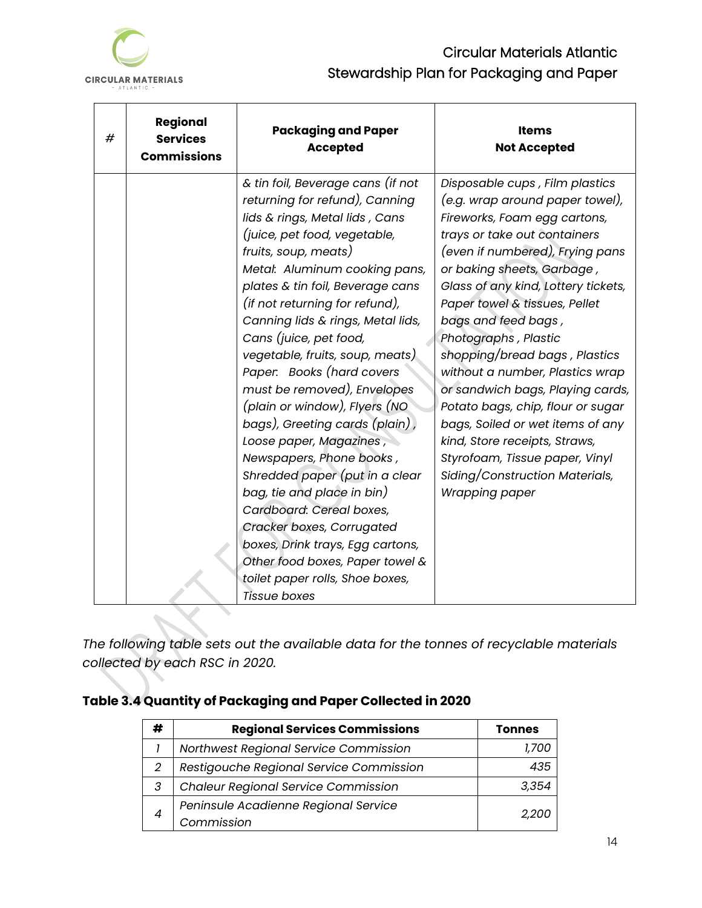| # | Regional Services Commissions | Packaging and Paper Accepted | Items Not Accepted |
|---|---|---|---|
| | | *& tin foil, Beverage cans (if not returning for refund), Canning lids & rings, Metal lids , Cans (juice, pet food, vegetable, fruits, soup, meats)* *Metal: Aluminum cooking pans, plates & tin foil, Beverage cans (if not returning for refund), Canning lids & rings, Metal lids, Cans (juice, pet food, vegetable, fruits, soup, meats)* *Paper: Books (hard covers must be removed), Envelopes (plain or window), Flyers (NO bags), Greeting cards (plain) , Loose paper, Magazines , Newspapers, Phone books , Shredded paper (put in a clear bag, tie and place in bin)* *Cardboard: Cereal boxes, Cracker boxes, Corrugated boxes, Drink trays, Egg cartons, Other food boxes, Paper towel & toilet paper rolls, Shoe boxes, Tissue boxes* | *Disposable cups , Film plastics (e.g. wrap around paper towel), Fireworks, Foam egg cartons, trays or take out containers (even if numbered), Frying pans or baking sheets, Garbage , Glass of any kind, Lottery tickets, Paper towel & tissues, Pellet bags and feed bags , Photographs , Plastic shopping/bread bags , Plastics without a number, Plastics wrap or sandwich bags, Playing cards, Potato bags, chip, flour or sugar bags, Soiled or wet items of any kind, Store receipts, Straws, Styrofoam, Tissue paper, Vinyl Siding/Construction Materials, Wrapping paper* |

*The following table sets out the available data for the tonnes of recyclable materials collected by each RSC in 2020.*

### Table 3.4 Quantity of Packaging and Paper Collected in 2020

| # | Regional Services Commissions | Tonnes |
|---|---|---|
| *1* | *Northwest Regional Service Commission* | *1,700* |
| *2* | *Restigouche Regional Service Commission* | *435* |
| *3* | *Chaleur Regional Service Commission* | *3,354* |
| *4* | *Peninsule Acadienne Regional Service Commission* | *2,200* |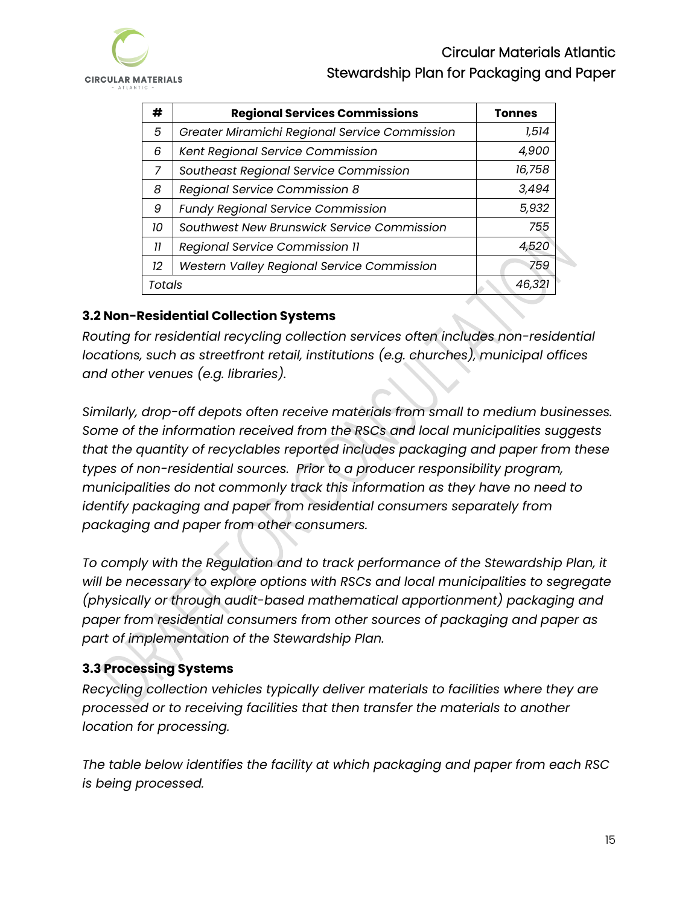| # | Regional Services Commissions | Tonnes |
|---|---|---|
| *5* | *Greater Miramichi Regional Service Commission* | *1,514* |
| *6* | *Kent Regional Service Commission* | *4,900* |
| *7* | *Southeast Regional Service Commission* | *16,758* |
| *8* | *Regional Service Commission 8* | *3,494* |
| *9* | *Fundy Regional Service Commission* | *5,932* |
| *10* | *Southwest New Brunswick Service Commission* | *755* |
| *11* | *Regional Service Commission 11* | *4,520* |
| *12* | *Western Valley Regional Service Commission* | *759* |
| *Totals* | | *46,321* |

### 3.2 Non-Residential Collection Systems

*Routing for residential recycling collection services often includes non-residential locations, such as streetfront retail, institutions (e.g. churches), municipal offices and other venues (e.g. libraries).*

*Similarly, drop-off depots often receive materials from small to medium businesses. Some of the information received from the RSCs and local municipalities suggests that the quantity of recyclables reported includes packaging and paper from these types of non-residential sources. Prior to a producer responsibility program, municipalities do not commonly track this information as they have no need to identify packaging and paper from residential consumers separately from packaging and paper from other consumers.*

*To comply with the Regulation and to track performance of the Stewardship Plan, it will be necessary to explore options with RSCs and local municipalities to segregate (physically or through audit-based mathematical apportionment) packaging and paper from residential consumers from other sources of packaging and paper as part of implementation of the Stewardship Plan.*

### 3.3 Processing Systems

*Recycling collection vehicles typically deliver materials to facilities where they are processed or to receiving facilities that then transfer the materials to another location for processing.*

*The table below identifies the facility at which packaging and paper from each RSC is being processed.*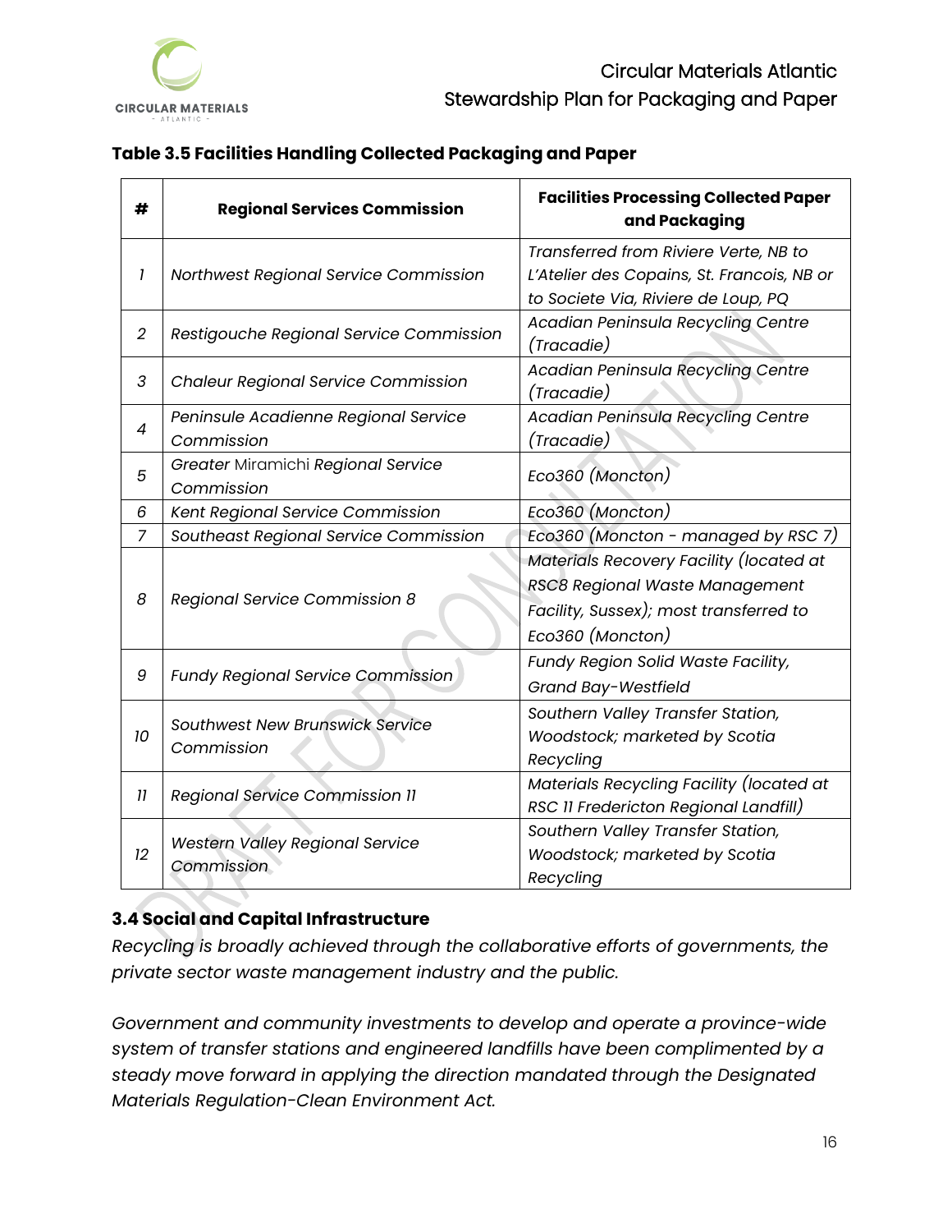**Table 3.5 Facilities Handling Collected Packaging and Paper**

| # | Regional Services Commission | Facilities Processing Collected Paper and Packaging |
|---|---|---|
| *1* | *Northwest Regional Service Commission* | *Transferred from Riviere Verte, NB to L'Atelier des Copains, St. Francois, NB or to Societe Via, Riviere de Loup, PQ* |
| *2* | *Restigouche Regional Service Commission* | *Acadian Peninsula Recycling Centre (Tracadie)* |
| *3* | *Chaleur Regional Service Commission* | *Acadian Peninsula Recycling Centre (Tracadie)* |
| *4* | *Peninsule Acadienne Regional Service Commission* | *Acadian Peninsula Recycling Centre (Tracadie)* |
| *5* | *Greater* Miramichi *Regional Service Commission* | *Eco360 (Moncton)* |
| *6* | *Kent Regional Service Commission* | *Eco360 (Moncton)* |
| *7* | *Southeast Regional Service Commission* | *Eco360 (Moncton - managed by RSC 7)* |
| *8* | *Regional Service Commission 8* | *Materials Recovery Facility (located at RSC8 Regional Waste Management Facility, Sussex); most transferred to Eco360 (Moncton)* |
| *9* | *Fundy Regional Service Commission* | *Fundy Region Solid Waste Facility, Grand Bay-Westfield* |
| *10* | *Southwest New Brunswick Service Commission* | *Southern Valley Transfer Station, Woodstock; marketed by Scotia Recycling* |
| *11* | *Regional Service Commission 11* | *Materials Recycling Facility (located at RSC 11 Fredericton Regional Landfill)* |
| *12* | *Western Valley Regional Service Commission* | *Southern Valley Transfer Station, Woodstock; marketed by Scotia Recycling* |

### 3.4 Social and Capital Infrastructure

*Recycling is broadly achieved through the collaborative efforts of governments, the private sector waste management industry and the public.*

*Government and community investments to develop and operate a province-wide system of transfer stations and engineered landfills have been complimented by a steady move forward in applying the direction mandated through the Designated Materials Regulation-Clean Environment Act.*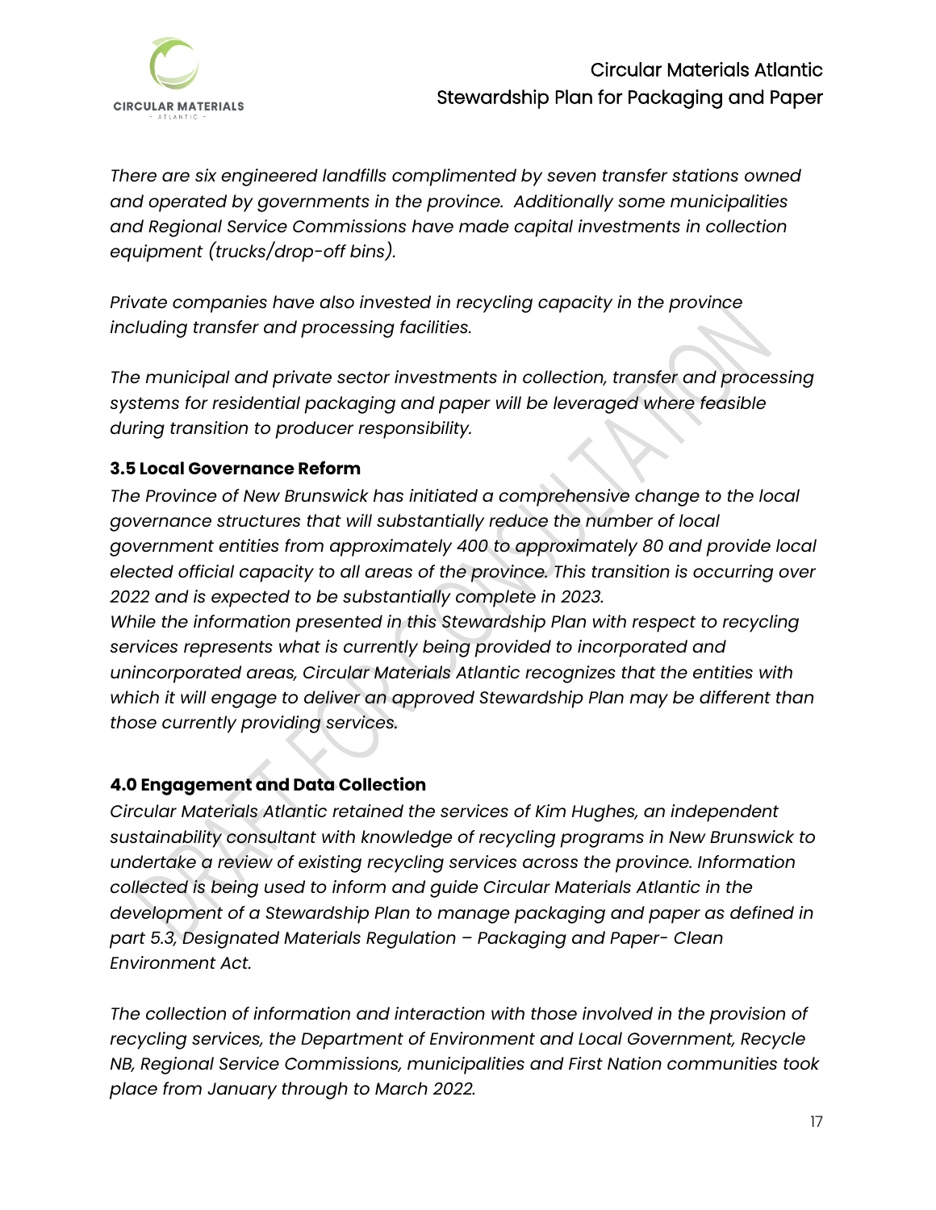*There are six engineered landfills complimented by seven transfer stations owned and operated by governments in the province. Additionally some municipalities and Regional Service Commissions have made capital investments in collection equipment (trucks/drop-off bins).*

*Private companies have also invested in recycling capacity in the province including transfer and processing facilities.*

*The municipal and private sector investments in collection, transfer and processing systems for residential packaging and paper will be leveraged where feasible during transition to producer responsibility.*

### 3.5 Local Governance Reform

*The Province of New Brunswick has initiated a comprehensive change to the local governance structures that will substantially reduce the number of local government entities from approximately 400 to approximately 80 and provide local elected official capacity to all areas of the province. This transition is occurring over 2022 and is expected to be substantially complete in 2023.*
*While the information presented in this Stewardship Plan with respect to recycling services represents what is currently being provided to incorporated and unincorporated areas, Circular Materials Atlantic recognizes that the entities with which it will engage to deliver an approved Stewardship Plan may be different than those currently providing services.*

## 4.0 Engagement and Data Collection

*Circular Materials Atlantic retained the services of Kim Hughes, an independent sustainability consultant with knowledge of recycling programs in New Brunswick to undertake a review of existing recycling services across the province. Information collected is being used to inform and guide Circular Materials Atlantic in the development of a Stewardship Plan to manage packaging and paper as defined in part 5.3, Designated Materials Regulation – Packaging and Paper- Clean Environment Act.*

*The collection of information and interaction with those involved in the provision of recycling services, the Department of Environment and Local Government, Recycle NB, Regional Service Commissions, municipalities and First Nation communities took place from January through to March 2022.*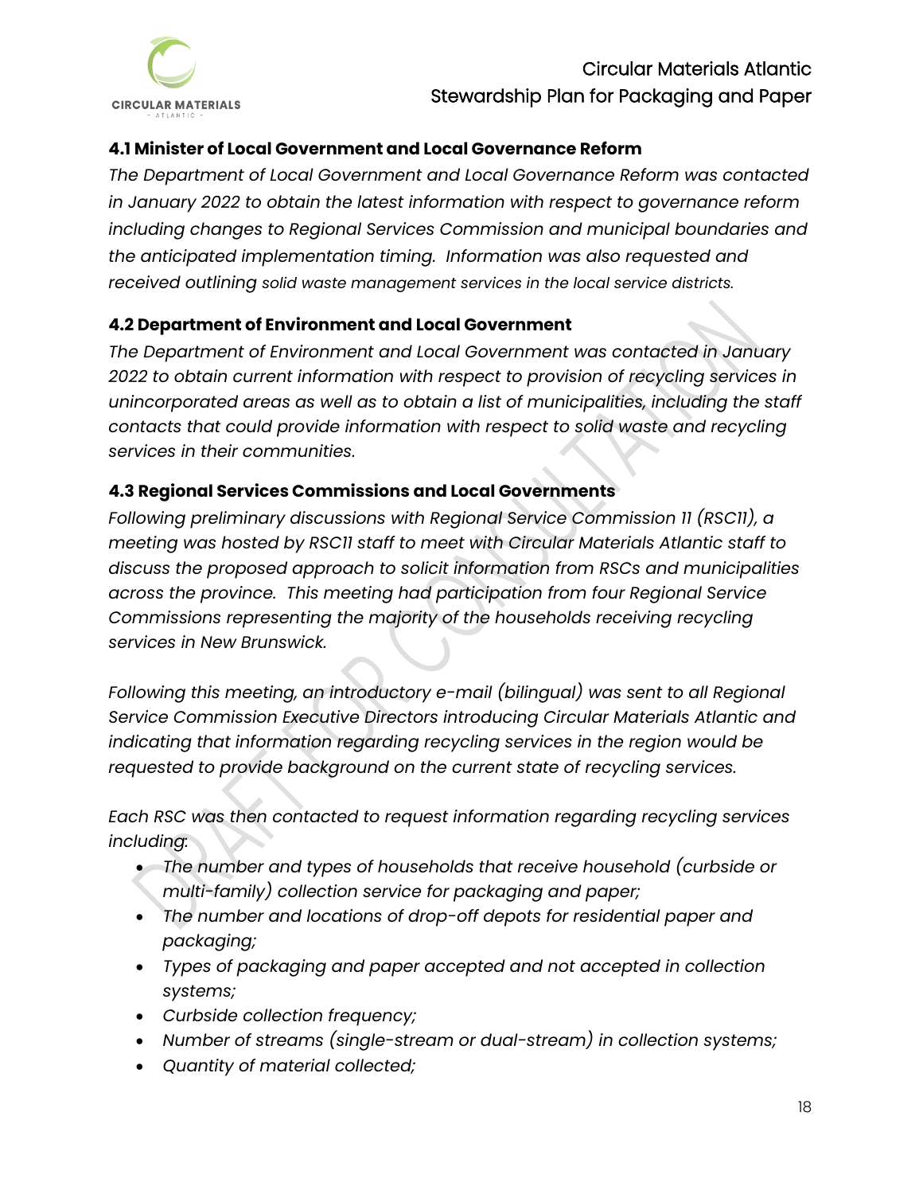### 4.1 Minister of Local Government and Local Governance Reform

*The Department of Local Government and Local Governance Reform was contacted in January 2022 to obtain the latest information with respect to governance reform including changes to Regional Services Commission and municipal boundaries and the anticipated implementation timing. Information was also requested and received outlining solid waste management services in the local service districts.*

### 4.2 Department of Environment and Local Government

*The Department of Environment and Local Government was contacted in January 2022 to obtain current information with respect to provision of recycling services in unincorporated areas as well as to obtain a list of municipalities, including the staff contacts that could provide information with respect to solid waste and recycling services in their communities.*

### 4.3 Regional Services Commissions and Local Governments

*Following preliminary discussions with Regional Service Commission 11 (RSC11), a meeting was hosted by RSC11 staff to meet with Circular Materials Atlantic staff to discuss the proposed approach to solicit information from RSCs and municipalities across the province. This meeting had participation from four Regional Service Commissions representing the majority of the households receiving recycling services in New Brunswick.*

*Following this meeting, an introductory e-mail (bilingual) was sent to all Regional Service Commission Executive Directors introducing Circular Materials Atlantic and indicating that information regarding recycling services in the region would be requested to provide background on the current state of recycling services.*

*Each RSC was then contacted to request information regarding recycling services including:*

- *The number and types of households that receive household (curbside or multi-family) collection service for packaging and paper;*
- *The number and locations of drop-off depots for residential paper and packaging;*
- *Types of packaging and paper accepted and not accepted in collection systems;*
- *Curbside collection frequency;*
- *Number of streams (single-stream or dual-stream) in collection systems;*
- *Quantity of material collected;*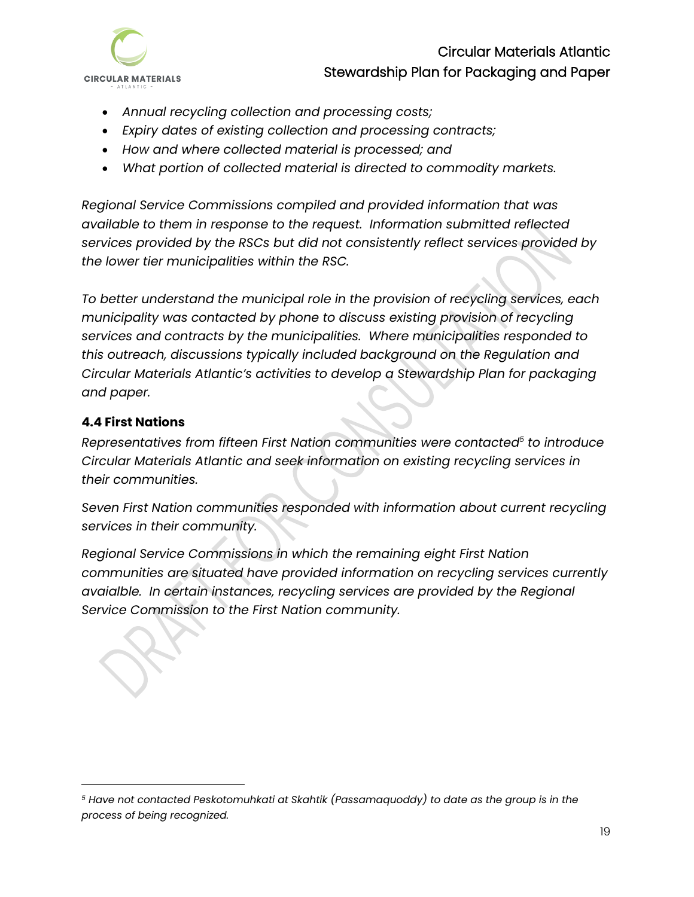- *Annual recycling collection and processing costs;*
- *Expiry dates of existing collection and processing contracts;*
- *How and where collected material is processed; and*
- *What portion of collected material is directed to commodity markets.*

*Regional Service Commissions compiled and provided information that was available to them in response to the request. Information submitted reflected services provided by the RSCs but did not consistently reflect services provided by the lower tier municipalities within the RSC.*

*To better understand the municipal role in the provision of recycling services, each municipality was contacted by phone to discuss existing provision of recycling services and contracts by the municipalities. Where municipalities responded to this outreach, discussions typically included background on the Regulation and Circular Materials Atlantic's activities to develop a Stewardship Plan for packaging and paper.*

### 4.4 First Nations

*Representatives from fifteen First Nation communities were contacted[5] to introduce Circular Materials Atlantic and seek information on existing recycling services in their communities.*

*Seven First Nation communities responded with information about current recycling services in their community.*

*Regional Service Commissions in which the remaining eight First Nation communities are situated have provided information on recycling services currently avaialble. In certain instances, recycling services are provided by the Regional Service Commission to the First Nation community.*

---

[5] *Have not contacted Peskotomuhkati at Skahtik (Passamaquoddy) to date as the group is in the process of being recognized.*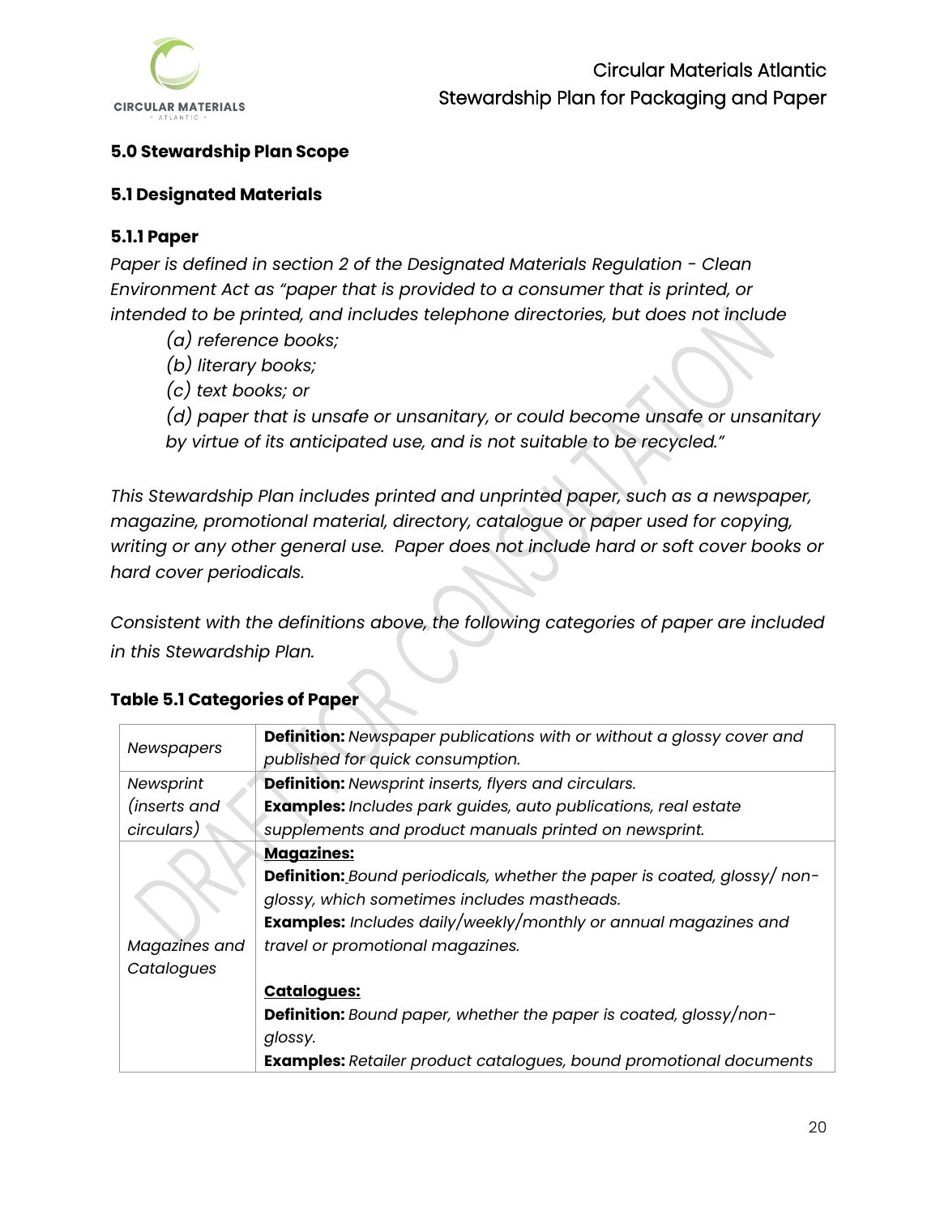## 5.0 Stewardship Plan Scope

### 5.1 Designated Materials

#### 5.1.1 Paper

*Paper is defined in section 2 of the Designated Materials Regulation - Clean Environment Act as "paper that is provided to a consumer that is printed, or intended to be printed, and includes telephone directories, but does not include*

> *(a) reference books;*
> *(b) literary books;*
> *(c) text books; or*
> *(d) paper that is unsafe or unsanitary, or could become unsafe or unsanitary by virtue of its anticipated use, and is not suitable to be recycled."*

*This Stewardship Plan includes printed and unprinted paper, such as a newspaper, magazine, promotional material, directory, catalogue or paper used for copying, writing or any other general use. Paper does not include hard or soft cover books or hard cover periodicals.*

*Consistent with the definitions above, the following categories of paper are included in this Stewardship Plan.*

**Table 5.1 Categories of Paper**

| | |
|---|---|
| *Newspapers* | **Definition:** *Newspaper publications with or without a glossy cover and published for quick consumption.* |
| *Newsprint (inserts and circulars)* | **Definition:** *Newsprint inserts, flyers and circulars.*<br>**Examples:** *Includes park guides, auto publications, real estate supplements and product manuals printed on newsprint.* |
| *Magazines and Catalogues* | **Magazines:**<br>**Definition:** *Bound periodicals, whether the paper is coated, glossy/ non-glossy, which sometimes includes mastheads.*<br>**Examples:** *Includes daily/weekly/monthly or annual magazines and travel or promotional magazines.*<br><br>**Catalogues:**<br>**Definition:** *Bound paper, whether the paper is coated, glossy/non-glossy.*<br>**Examples:** *Retailer product catalogues, bound promotional documents* |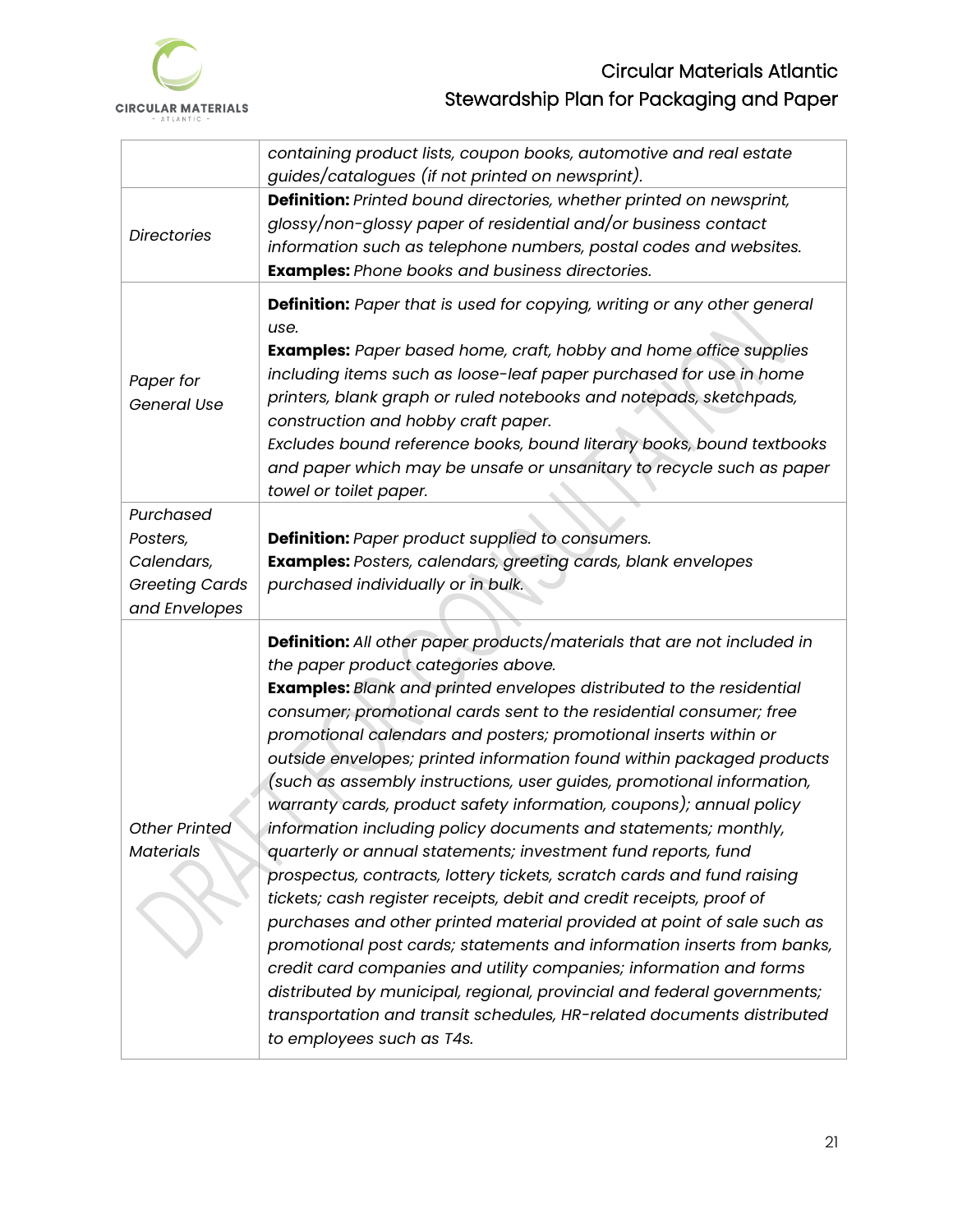| | |
|---|---|
| | *containing product lists, coupon books, automotive and real estate guides/catalogues (if not printed on newsprint).* |
| *Directories* | **Definition:** *Printed bound directories, whether printed on newsprint, glossy/non-glossy paper of residential and/or business contact information such as telephone numbers, postal codes and websites.* **Examples:** *Phone books and business directories.* |
| *Paper for General Use* | **Definition:** *Paper that is used for copying, writing or any other general use.* **Examples:** *Paper based home, craft, hobby and home office supplies including items such as loose-leaf paper purchased for use in home printers, blank graph or ruled notebooks and notepads, sketchpads, construction and hobby craft paper.* *Excludes bound reference books, bound literary books, bound textbooks and paper which may be unsafe or unsanitary to recycle such as paper towel or toilet paper.* |
| *Purchased Posters, Calendars, Greeting Cards and Envelopes* | **Definition:** *Paper product supplied to consumers.* **Examples:** *Posters, calendars, greeting cards, blank envelopes purchased individually or in bulk.* |
| *Other Printed Materials* | **Definition:** *All other paper products/materials that are not included in the paper product categories above.* **Examples:** *Blank and printed envelopes distributed to the residential consumer; promotional cards sent to the residential consumer; free promotional calendars and posters; promotional inserts within or outside envelopes; printed information found within packaged products (such as assembly instructions, user guides, promotional information, warranty cards, product safety information, coupons); annual policy information including policy documents and statements; monthly, quarterly or annual statements; investment fund reports, fund prospectus, contracts, lottery tickets, scratch cards and fund raising tickets; cash register receipts, debit and credit receipts, proof of purchases and other printed material provided at point of sale such as promotional post cards; statements and information inserts from banks, credit card companies and utility companies; information and forms distributed by municipal, regional, provincial and federal governments; transportation and transit schedules, HR-related documents distributed to employees such as T4s.* |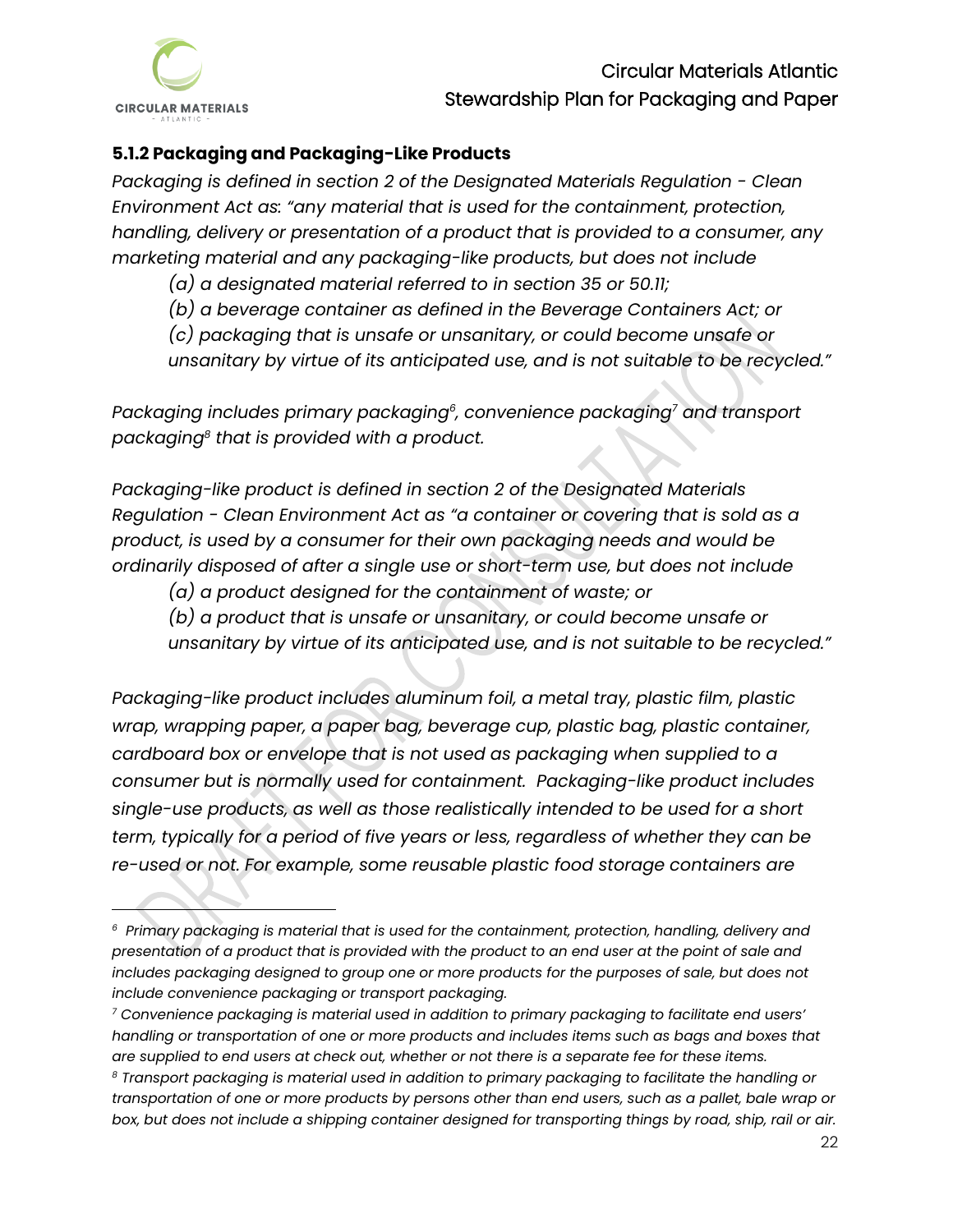### 5.1.2 Packaging and Packaging-Like Products

*Packaging is defined in section 2 of the Designated Materials Regulation - Clean Environment Act as: "any material that is used for the containment, protection, handling, delivery or presentation of a product that is provided to a consumer, any marketing material and any packaging-like products, but does not include*

*(a) a designated material referred to in section 35 or 50.11;*

*(b) a beverage container as defined in the Beverage Containers Act; or*

*(c) packaging that is unsafe or unsanitary, or could become unsafe or unsanitary by virtue of its anticipated use, and is not suitable to be recycled."*

*Packaging includes primary packaging[6], convenience packaging[7] and transport packaging[8] that is provided with a product.*

*Packaging-like product is defined in section 2 of the Designated Materials Regulation - Clean Environment Act as "a container or covering that is sold as a product, is used by a consumer for their own packaging needs and would be ordinarily disposed of after a single use or short-term use, but does not include*

*(a) a product designed for the containment of waste; or*

*(b) a product that is unsafe or unsanitary, or could become unsafe or unsanitary by virtue of its anticipated use, and is not suitable to be recycled."*

*Packaging-like product includes aluminum foil, a metal tray, plastic film, plastic wrap, wrapping paper, a paper bag, beverage cup, plastic bag, plastic container, cardboard box or envelope that is not used as packaging when supplied to a consumer but is normally used for containment. Packaging-like product includes single-use products, as well as those realistically intended to be used for a short term, typically for a period of five years or less, regardless of whether they can be re-used or not. For example, some reusable plastic food storage containers are*

---

*[6] Primary packaging is material that is used for the containment, protection, handling, delivery and presentation of a product that is provided with the product to an end user at the point of sale and includes packaging designed to group one or more products for the purposes of sale, but does not include convenience packaging or transport packaging.*

*[7] Convenience packaging is material used in addition to primary packaging to facilitate end users' handling or transportation of one or more products and includes items such as bags and boxes that are supplied to end users at check out, whether or not there is a separate fee for these items.*

*[8] Transport packaging is material used in addition to primary packaging to facilitate the handling or transportation of one or more products by persons other than end users, such as a pallet, bale wrap or box, but does not include a shipping container designed for transporting things by road, ship, rail or air.*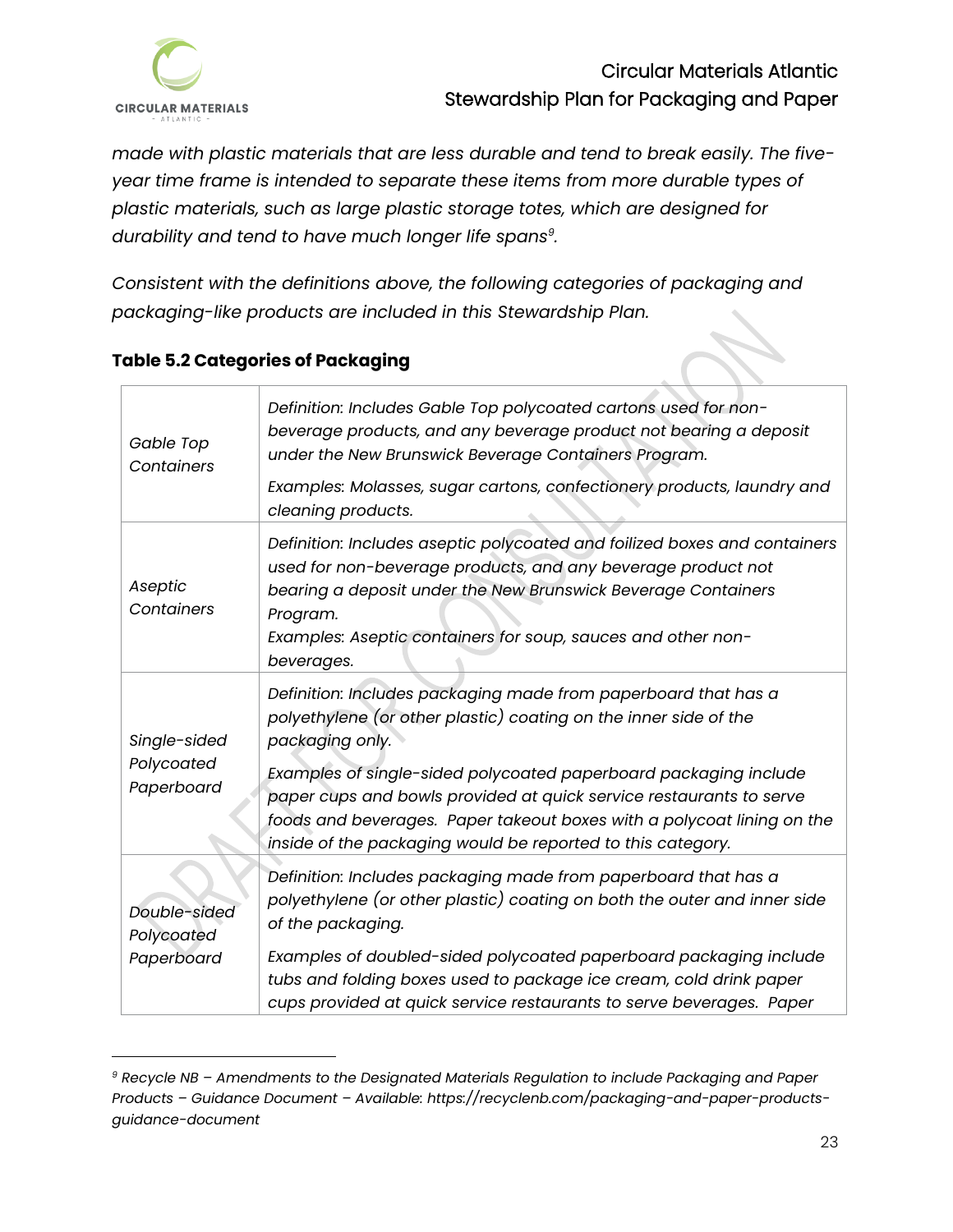*made with plastic materials that are less durable and tend to break easily. The five-year time frame is intended to separate these items from more durable types of plastic materials, such as large plastic storage totes, which are designed for durability and tend to have much longer life spans[9].*

*Consistent with the definitions above, the following categories of packaging and packaging-like products are included in this Stewardship Plan.*

**Table 5.2 Categories of Packaging**

| | |
|---|---|
| *Gable Top Containers* | *Definition: Includes Gable Top polycoated cartons used for non-beverage products, and any beverage product not bearing a deposit under the New Brunswick Beverage Containers Program.* <br> *Examples: Molasses, sugar cartons, confectionery products, laundry and cleaning products.* |
| *Aseptic Containers* | *Definition: Includes aseptic polycoated and foilized boxes and containers used for non-beverage products, and any beverage product not bearing a deposit under the New Brunswick Beverage Containers Program.* <br> *Examples: Aseptic containers for soup, sauces and other non-beverages.* |
| *Single-sided Polycoated Paperboard* | *Definition: Includes packaging made from paperboard that has a polyethylene (or other plastic) coating on the inner side of the packaging only.* <br> *Examples of single-sided polycoated paperboard packaging include paper cups and bowls provided at quick service restaurants to serve foods and beverages. Paper takeout boxes with a polycoat lining on the inside of the packaging would be reported to this category.* |
| *Double-sided Polycoated Paperboard* | *Definition: Includes packaging made from paperboard that has a polyethylene (or other plastic) coating on both the outer and inner side of the packaging.* <br> *Examples of doubled-sided polycoated paperboard packaging include tubs and folding boxes used to package ice cream, cold drink paper cups provided at quick service restaurants to serve beverages. Paper* |

*[9] Recycle NB – Amendments to the Designated Materials Regulation to include Packaging and Paper Products – Guidance Document – Available: https://recyclenb.com/packaging-and-paper-products-guidance-document*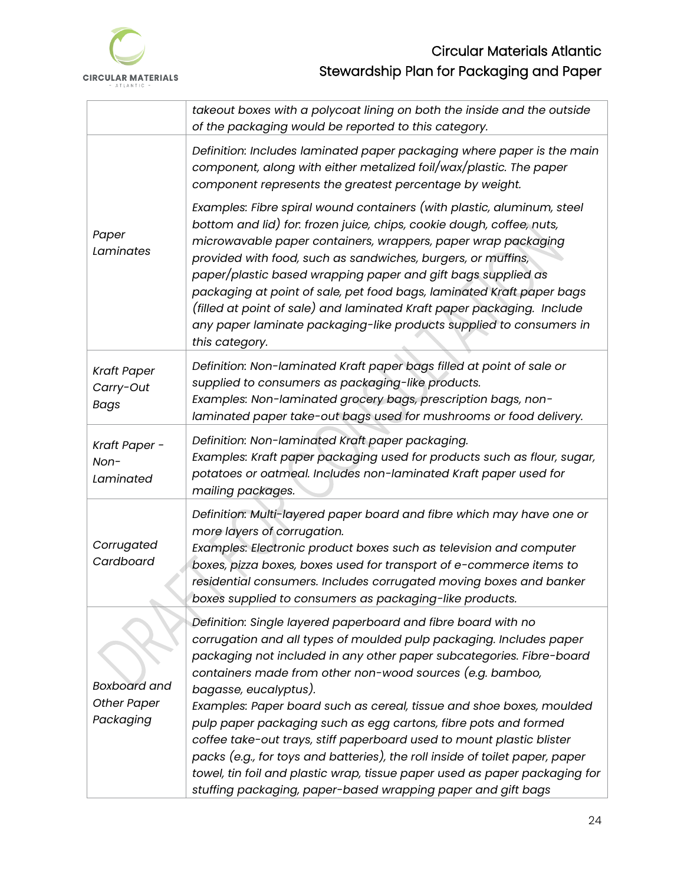| | |
|---|---|
| | *takeout boxes with a polycoat lining on both the inside and the outside of the packaging would be reported to this category.* |
| *Paper Laminates* | *Definition: Includes laminated paper packaging where paper is the main component, along with either metalized foil/wax/plastic. The paper component represents the greatest percentage by weight.*<br><br>*Examples: Fibre spiral wound containers (with plastic, aluminum, steel bottom and lid) for: frozen juice, chips, cookie dough, coffee, nuts, microwavable paper containers, wrappers, paper wrap packaging provided with food, such as sandwiches, burgers, or muffins, paper/plastic based wrapping paper and gift bags supplied as packaging at point of sale, pet food bags, laminated Kraft paper bags (filled at point of sale) and laminated Kraft paper packaging. Include any paper laminate packaging-like products supplied to consumers in this category.* |
| *Kraft Paper Carry-Out Bags* | *Definition: Non-laminated Kraft paper bags filled at point of sale or supplied to consumers as packaging-like products.*<br>*Examples: Non-laminated grocery bags, prescription bags, non-laminated paper take-out bags used for mushrooms or food delivery.* |
| *Kraft Paper - Non-Laminated* | *Definition: Non-laminated Kraft paper packaging.*<br>*Examples: Kraft paper packaging used for products such as flour, sugar, potatoes or oatmeal. Includes non-laminated Kraft paper used for mailing packages.* |
| *Corrugated Cardboard* | *Definition: Multi-layered paper board and fibre which may have one or more layers of corrugation.*<br>*Examples: Electronic product boxes such as television and computer boxes, pizza boxes, boxes used for transport of e-commerce items to residential consumers. Includes corrugated moving boxes and banker boxes supplied to consumers as packaging-like products.* |
| *Boxboard and Other Paper Packaging* | *Definition: Single layered paperboard and fibre board with no corrugation and all types of moulded pulp packaging. Includes paper packaging not included in any other paper subcategories. Fibre-board containers made from other non-wood sources (e.g. bamboo, bagasse, eucalyptus).*<br>*Examples: Paper board such as cereal, tissue and shoe boxes, moulded pulp paper packaging such as egg cartons, fibre pots and formed coffee take-out trays, stiff paperboard used to mount plastic blister packs (e.g., for toys and batteries), the roll inside of toilet paper, paper towel, tin foil and plastic wrap, tissue paper used as paper packaging for stuffing packaging, paper-based wrapping paper and gift bags* |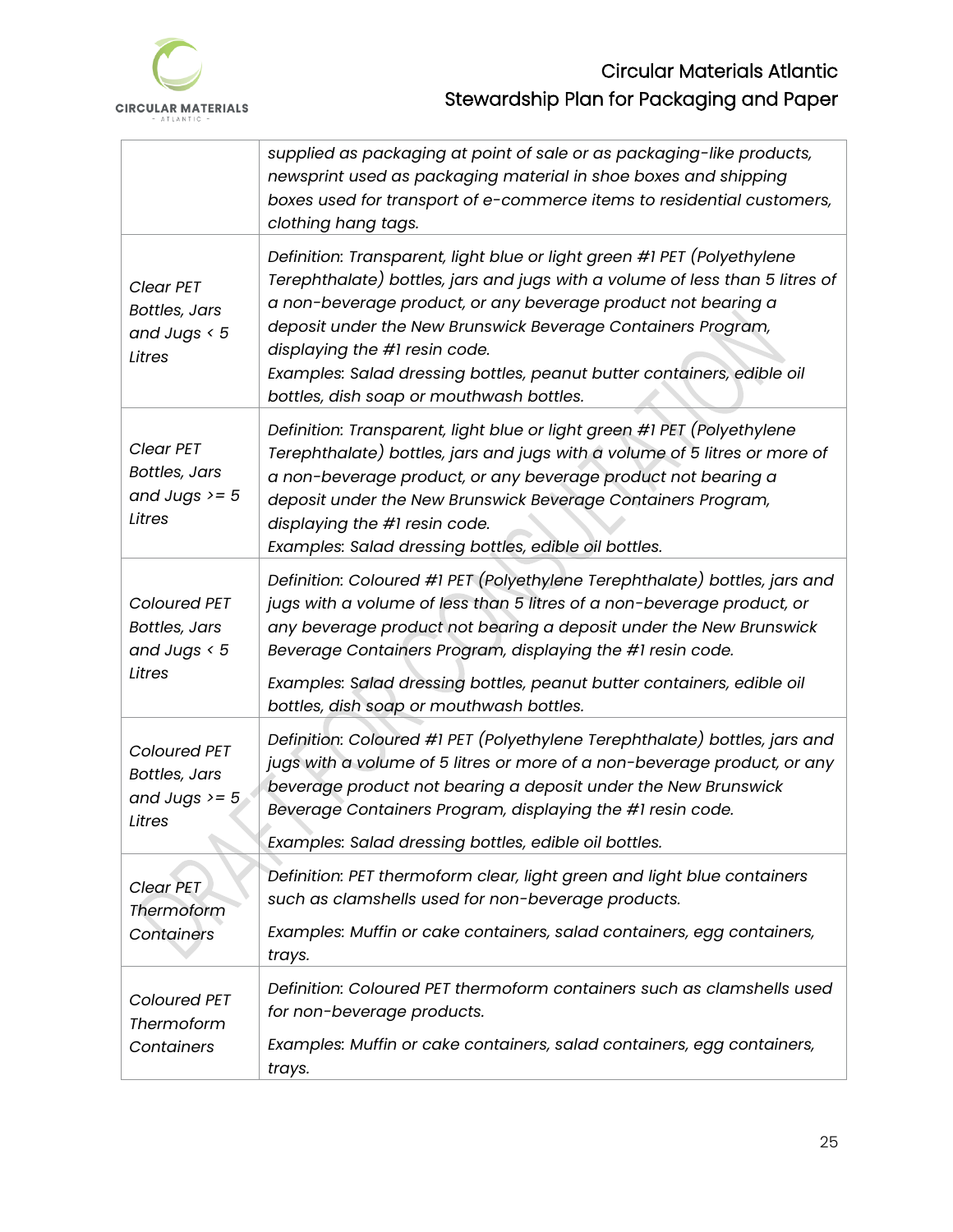| | |
|---|---|
| | *supplied as packaging at point of sale or as packaging-like products, newsprint used as packaging material in shoe boxes and shipping boxes used for transport of e-commerce items to residential customers, clothing hang tags.* |
| *Clear PET Bottles, Jars and Jugs < 5 Litres* | *Definition: Transparent, light blue or light green #1 PET (Polyethylene Terephthalate) bottles, jars and jugs with a volume of less than 5 litres of a non-beverage product, or any beverage product not bearing a deposit under the New Brunswick Beverage Containers Program, displaying the #1 resin code.*<br>*Examples: Salad dressing bottles, peanut butter containers, edible oil bottles, dish soap or mouthwash bottles.* |
| *Clear PET Bottles, Jars and Jugs >= 5 Litres* | *Definition: Transparent, light blue or light green #1 PET (Polyethylene Terephthalate) bottles, jars and jugs with a volume of 5 litres or more of a non-beverage product, or any beverage product not bearing a deposit under the New Brunswick Beverage Containers Program, displaying the #1 resin code.*<br>*Examples: Salad dressing bottles, edible oil bottles.* |
| *Coloured PET Bottles, Jars and Jugs < 5 Litres* | *Definition: Coloured #1 PET (Polyethylene Terephthalate) bottles, jars and jugs with a volume of less than 5 litres of a non-beverage product, or any beverage product not bearing a deposit under the New Brunswick Beverage Containers Program, displaying the #1 resin code.*<br>*Examples: Salad dressing bottles, peanut butter containers, edible oil bottles, dish soap or mouthwash bottles.* |
| *Coloured PET Bottles, Jars and Jugs >= 5 Litres* | *Definition: Coloured #1 PET (Polyethylene Terephthalate) bottles, jars and jugs with a volume of 5 litres or more of a non-beverage product, or any beverage product not bearing a deposit under the New Brunswick Beverage Containers Program, displaying the #1 resin code.*<br>*Examples: Salad dressing bottles, edible oil bottles.* |
| *Clear PET Thermoform Containers* | *Definition: PET thermoform clear, light green and light blue containers such as clamshells used for non-beverage products.*<br>*Examples: Muffin or cake containers, salad containers, egg containers, trays.* |
| *Coloured PET Thermoform Containers* | *Definition: Coloured PET thermoform containers such as clamshells used for non-beverage products.*<br>*Examples: Muffin or cake containers, salad containers, egg containers, trays.* |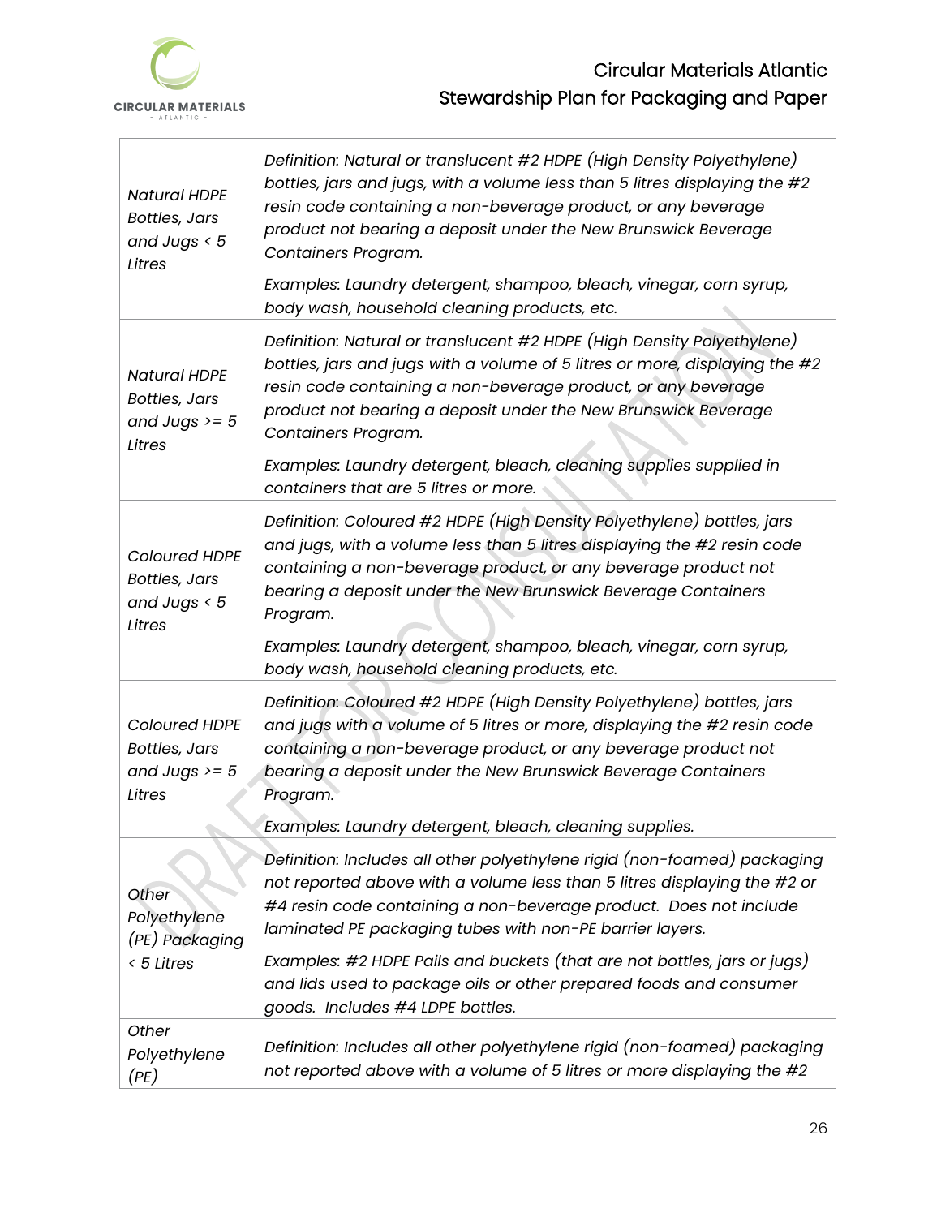| | |
|---|---|
| *Natural HDPE Bottles, Jars and Jugs < 5 Litres* | *Definition: Natural or translucent #2 HDPE (High Density Polyethylene) bottles, jars and jugs, with a volume less than 5 litres displaying the #2 resin code containing a non-beverage product, or any beverage product not bearing a deposit under the New Brunswick Beverage Containers Program.*<br><br>*Examples: Laundry detergent, shampoo, bleach, vinegar, corn syrup, body wash, household cleaning products, etc.* |
| *Natural HDPE Bottles, Jars and Jugs >= 5 Litres* | *Definition: Natural or translucent #2 HDPE (High Density Polyethylene) bottles, jars and jugs with a volume of 5 litres or more, displaying the #2 resin code containing a non-beverage product, or any beverage product not bearing a deposit under the New Brunswick Beverage Containers Program.*<br><br>*Examples: Laundry detergent, bleach, cleaning supplies supplied in containers that are 5 litres or more.* |
| *Coloured HDPE Bottles, Jars and Jugs < 5 Litres* | *Definition: Coloured #2 HDPE (High Density Polyethylene) bottles, jars and jugs, with a volume less than 5 litres displaying the #2 resin code containing a non-beverage product, or any beverage product not bearing a deposit under the New Brunswick Beverage Containers Program.*<br><br>*Examples: Laundry detergent, shampoo, bleach, vinegar, corn syrup, body wash, household cleaning products, etc.* |
| *Coloured HDPE Bottles, Jars and Jugs >= 5 Litres* | *Definition: Coloured #2 HDPE (High Density Polyethylene) bottles, jars and jugs with a volume of 5 litres or more, displaying the #2 resin code containing a non-beverage product, or any beverage product not bearing a deposit under the New Brunswick Beverage Containers Program.*<br><br>*Examples: Laundry detergent, bleach, cleaning supplies.* |
| *Other Polyethylene (PE) Packaging < 5 Litres* | *Definition: Includes all other polyethylene rigid (non-foamed) packaging not reported above with a volume less than 5 litres displaying the #2 or #4 resin code containing a non-beverage product. Does not include laminated PE packaging tubes with non-PE barrier layers.*<br><br>*Examples: #2 HDPE Pails and buckets (that are not bottles, jars or jugs) and lids used to package oils or other prepared foods and consumer goods. Includes #4 LDPE bottles.* |
| *Other Polyethylene (PE)* | *Definition: Includes all other polyethylene rigid (non-foamed) packaging not reported above with a volume of 5 litres or more displaying the #2* |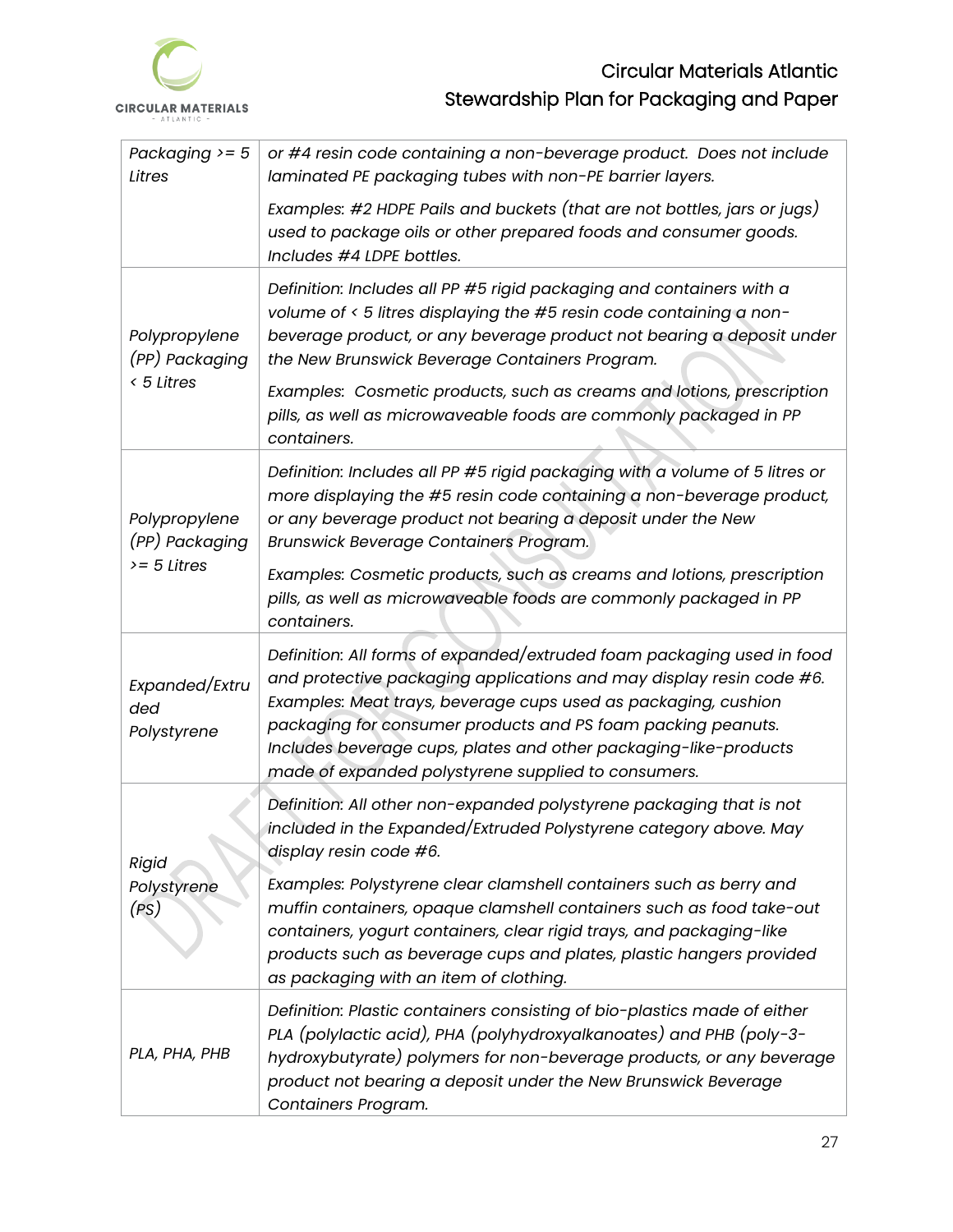| | |
|---|---|
| *Packaging >= 5 Litres* | *or #4 resin code containing a non-beverage product. Does not include laminated PE packaging tubes with non-PE barrier layers.*<br><br>*Examples: #2 HDPE Pails and buckets (that are not bottles, jars or jugs) used to package oils or other prepared foods and consumer goods. Includes #4 LDPE bottles.* |
| *Polypropylene (PP) Packaging < 5 Litres* | *Definition: Includes all PP #5 rigid packaging and containers with a volume of < 5 litres displaying the #5 resin code containing a non-beverage product, or any beverage product not bearing a deposit under the New Brunswick Beverage Containers Program.*<br><br>*Examples: Cosmetic products, such as creams and lotions, prescription pills, as well as microwaveable foods are commonly packaged in PP containers.* |
| *Polypropylene (PP) Packaging >= 5 Litres* | *Definition: Includes all PP #5 rigid packaging with a volume of 5 litres or more displaying the #5 resin code containing a non-beverage product, or any beverage product not bearing a deposit under the New Brunswick Beverage Containers Program.*<br><br>*Examples: Cosmetic products, such as creams and lotions, prescription pills, as well as microwaveable foods are commonly packaged in PP containers.* |
| *Expanded/Extruded Polystyrene* | *Definition: All forms of expanded/extruded foam packaging used in food and protective packaging applications and may display resin code #6. Examples: Meat trays, beverage cups used as packaging, cushion packaging for consumer products and PS foam packing peanuts. Includes beverage cups, plates and other packaging-like-products made of expanded polystyrene supplied to consumers.* |
| *Rigid Polystyrene (PS)* | *Definition: All other non-expanded polystyrene packaging that is not included in the Expanded/Extruded Polystyrene category above. May display resin code #6.*<br><br>*Examples: Polystyrene clear clamshell containers such as berry and muffin containers, opaque clamshell containers such as food take-out containers, yogurt containers, clear rigid trays, and packaging-like products such as beverage cups and plates, plastic hangers provided as packaging with an item of clothing.* |
| *PLA, PHA, PHB* | *Definition: Plastic containers consisting of bio-plastics made of either PLA (polylactic acid), PHA (polyhydroxyalkanoates) and PHB (poly-3-hydroxybutyrate) polymers for non-beverage products, or any beverage product not bearing a deposit under the New Brunswick Beverage Containers Program.* |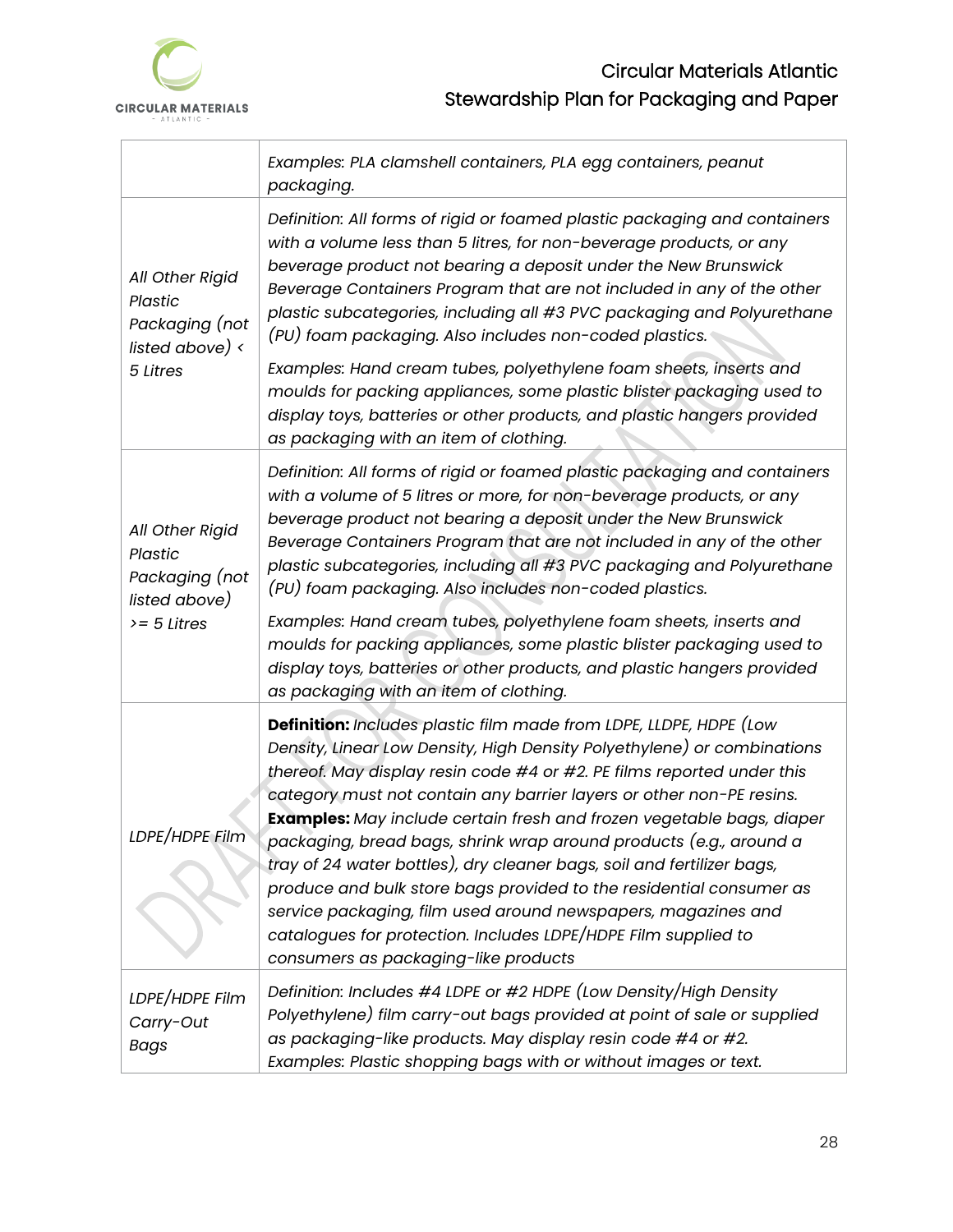| | |
|---|---|
| | *Examples: PLA clamshell containers, PLA egg containers, peanut packaging.* |
| *All Other Rigid Plastic Packaging (not listed above) < 5 Litres* | *Definition: All forms of rigid or foamed plastic packaging and containers with a volume less than 5 litres, for non-beverage products, or any beverage product not bearing a deposit under the New Brunswick Beverage Containers Program that are not included in any of the other plastic subcategories, including all #3 PVC packaging and Polyurethane (PU) foam packaging. Also includes non-coded plastics.*<br><br>*Examples: Hand cream tubes, polyethylene foam sheets, inserts and moulds for packing appliances, some plastic blister packaging used to display toys, batteries or other products, and plastic hangers provided as packaging with an item of clothing.* |
| *All Other Rigid Plastic Packaging (not listed above) >= 5 Litres* | *Definition: All forms of rigid or foamed plastic packaging and containers with a volume of 5 litres or more, for non-beverage products, or any beverage product not bearing a deposit under the New Brunswick Beverage Containers Program that are not included in any of the other plastic subcategories, including all #3 PVC packaging and Polyurethane (PU) foam packaging. Also includes non-coded plastics.*<br><br>*Examples: Hand cream tubes, polyethylene foam sheets, inserts and moulds for packing appliances, some plastic blister packaging used to display toys, batteries or other products, and plastic hangers provided as packaging with an item of clothing.* |
| *LDPE/HDPE Film* | **Definition:** *Includes plastic film made from LDPE, LLDPE, HDPE (Low Density, Linear Low Density, High Density Polyethylene) or combinations thereof. May display resin code #4 or #2. PE films reported under this category must not contain any barrier layers or other non-PE resins.* **Examples:** *May include certain fresh and frozen vegetable bags, diaper packaging, bread bags, shrink wrap around products (e.g., around a tray of 24 water bottles), dry cleaner bags, soil and fertilizer bags, produce and bulk store bags provided to the residential consumer as service packaging, film used around newspapers, magazines and catalogues for protection. Includes LDPE/HDPE Film supplied to consumers as packaging-like products* |
| *LDPE/HDPE Film Carry-Out Bags* | *Definition: Includes #4 LDPE or #2 HDPE (Low Density/High Density Polyethylene) film carry-out bags provided at point of sale or supplied as packaging-like products. May display resin code #4 or #2.*<br>*Examples: Plastic shopping bags with or without images or text.* |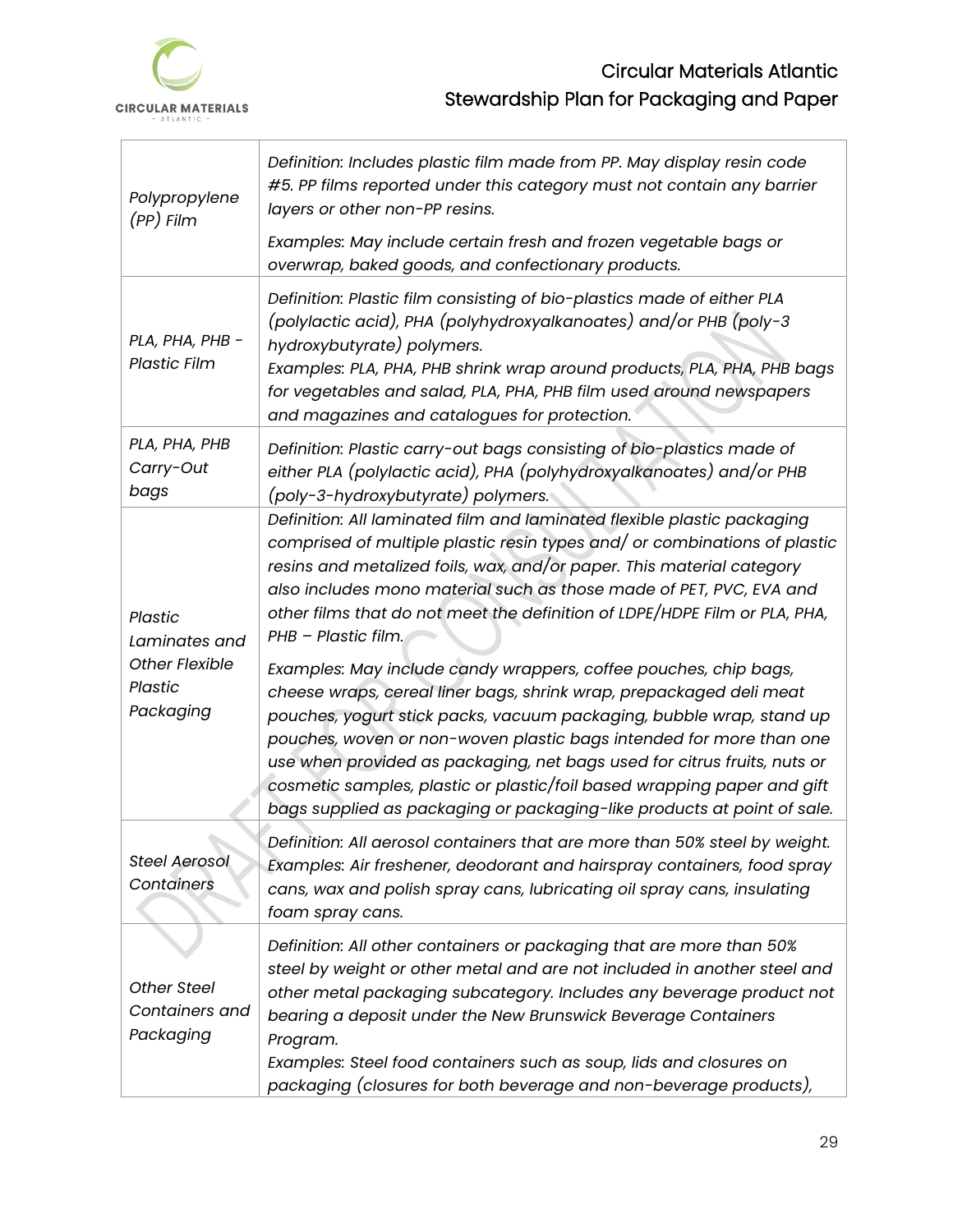| | |
|---|---|
| *Polypropylene (PP) Film* | *Definition*: *Includes plastic film made from PP. May display resin code #5. PP films reported under this category must not contain any barrier layers or other non-PP resins.*<br><br>*Examples*: *May include certain fresh and frozen vegetable bags or overwrap, baked goods, and confectionary products.* |
| *PLA, PHA, PHB - Plastic Film* | *Definition*: *Plastic film consisting of bio-plastics made of either PLA (polylactic acid), PHA (polyhydroxyalkanoates) and/or PHB (poly-3 hydroxybutyrate) polymers.*<br>*Examples*: *PLA, PHA, PHB shrink wrap around products, PLA, PHA, PHB bags for vegetables and salad, PLA, PHA, PHB film used around newspapers and magazines and catalogues for protection.* |
| *PLA, PHA, PHB Carry-Out bags* | *Definition*: *Plastic carry-out bags consisting of bio-plastics made of either PLA (polylactic acid), PHA (polyhydroxyalkanoates) and/or PHB (poly-3-hydroxybutyrate) polymers.* |
| *Plastic Laminates and Other Flexible Plastic Packaging* | *Definition*: *All laminated film and laminated flexible plastic packaging comprised of multiple plastic resin types and/ or combinations of plastic resins and metalized foils, wax, and/or paper. This material category also includes mono material such as those made of PET, PVC, EVA and other films that do not meet the definition of LDPE/HDPE Film or PLA, PHA, PHB – Plastic film.*<br><br>*Examples*: *May include candy wrappers, coffee pouches, chip bags, cheese wraps, cereal liner bags, shrink wrap, prepackaged deli meat pouches, yogurt stick packs, vacuum packaging, bubble wrap, stand up pouches, woven or non-woven plastic bags intended for more than one use when provided as packaging, net bags used for citrus fruits, nuts or cosmetic samples, plastic or plastic/foil based wrapping paper and gift bags supplied as packaging or packaging-like products at point of sale.* |
| *Steel Aerosol Containers* | *Definition*: *All aerosol containers that are more than 50% steel by weight.*<br>*Examples*: *Air freshener, deodorant and hairspray containers, food spray cans, wax and polish spray cans, lubricating oil spray cans, insulating foam spray cans.* |
| *Other Steel Containers and Packaging* | *Definition*: *All other containers or packaging that are more than 50% steel by weight or other metal and are not included in another steel and other metal packaging subcategory. Includes any beverage product not bearing a deposit under the New Brunswick Beverage Containers Program.*<br>*Examples*: *Steel food containers such as soup, lids and closures on packaging (closures for both beverage and non-beverage products),* |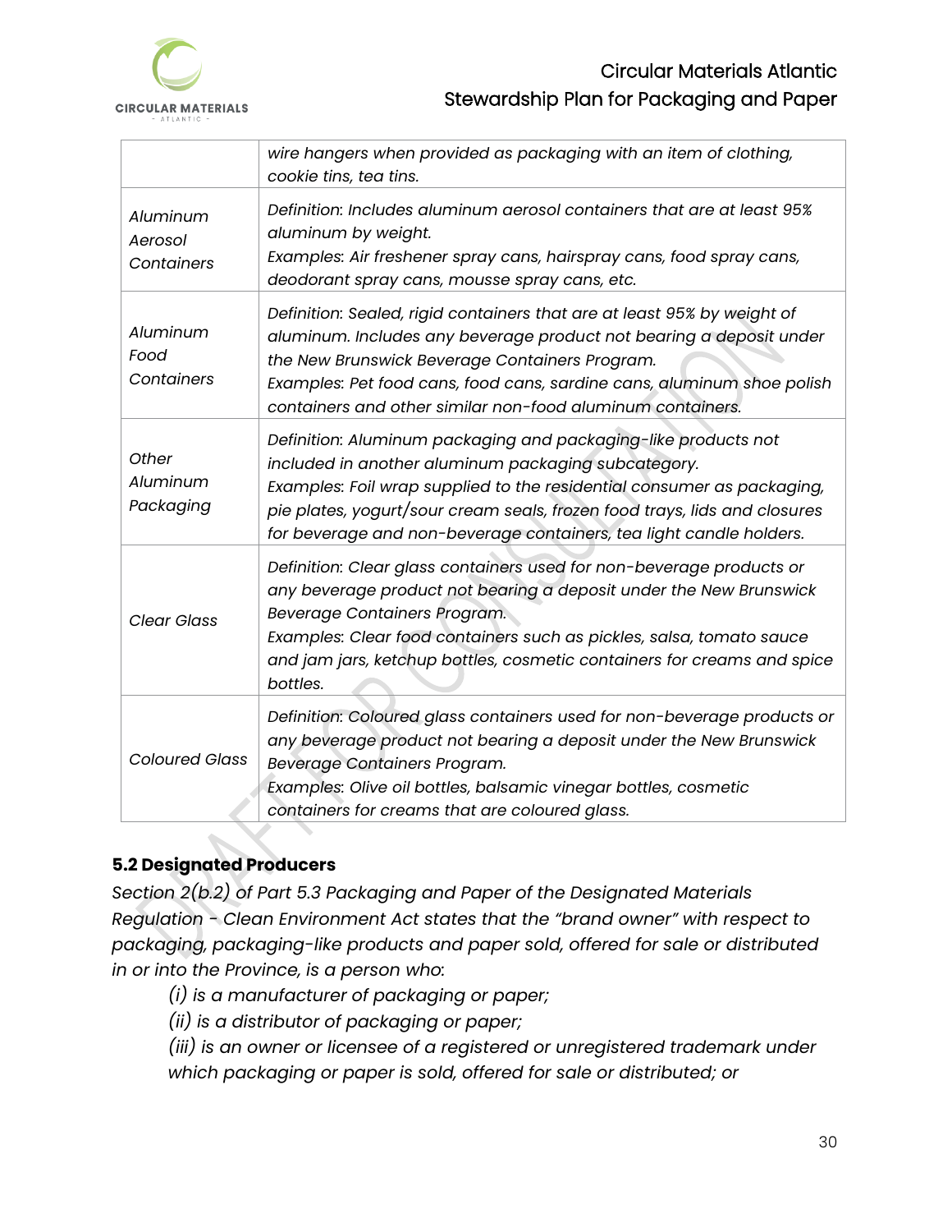| | |
|---|---|
| | *wire hangers when provided as packaging with an item of clothing, cookie tins, tea tins.* |
| *Aluminum Aerosol Containers* | *Definition: Includes aluminum aerosol containers that are at least 95% aluminum by weight.*<br>*Examples: Air freshener spray cans, hairspray cans, food spray cans, deodorant spray cans, mousse spray cans, etc.* |
| *Aluminum Food Containers* | *Definition: Sealed, rigid containers that are at least 95% by weight of aluminum. Includes any beverage product not bearing a deposit under the New Brunswick Beverage Containers Program.*<br>*Examples: Pet food cans, food cans, sardine cans, aluminum shoe polish containers and other similar non-food aluminum containers.* |
| *Other Aluminum Packaging* | *Definition: Aluminum packaging and packaging-like products not included in another aluminum packaging subcategory.*<br>*Examples: Foil wrap supplied to the residential consumer as packaging, pie plates, yogurt/sour cream seals, frozen food trays, lids and closures for beverage and non-beverage containers, tea light candle holders.* |
| *Clear Glass* | *Definition: Clear glass containers used for non-beverage products or any beverage product not bearing a deposit under the New Brunswick Beverage Containers Program.*<br>*Examples: Clear food containers such as pickles, salsa, tomato sauce and jam jars, ketchup bottles, cosmetic containers for creams and spice bottles.* |
| *Coloured Glass* | *Definition: Coloured glass containers used for non-beverage products or any beverage product not bearing a deposit under the New Brunswick Beverage Containers Program.*<br>*Examples: Olive oil bottles, balsamic vinegar bottles, cosmetic containers for creams that are coloured glass.* |

## 5.2 Designated Producers

*Section 2(b.2) of Part 5.3 Packaging and Paper of the Designated Materials Regulation - Clean Environment Act states that the "brand owner" with respect to packaging, packaging-like products and paper sold, offered for sale or distributed in or into the Province, is a person who:*

> *(i) is a manufacturer of packaging or paper;*
>
> *(ii) is a distributor of packaging or paper;*
>
> *(iii) is an owner or licensee of a registered or unregistered trademark under which packaging or paper is sold, offered for sale or distributed; or*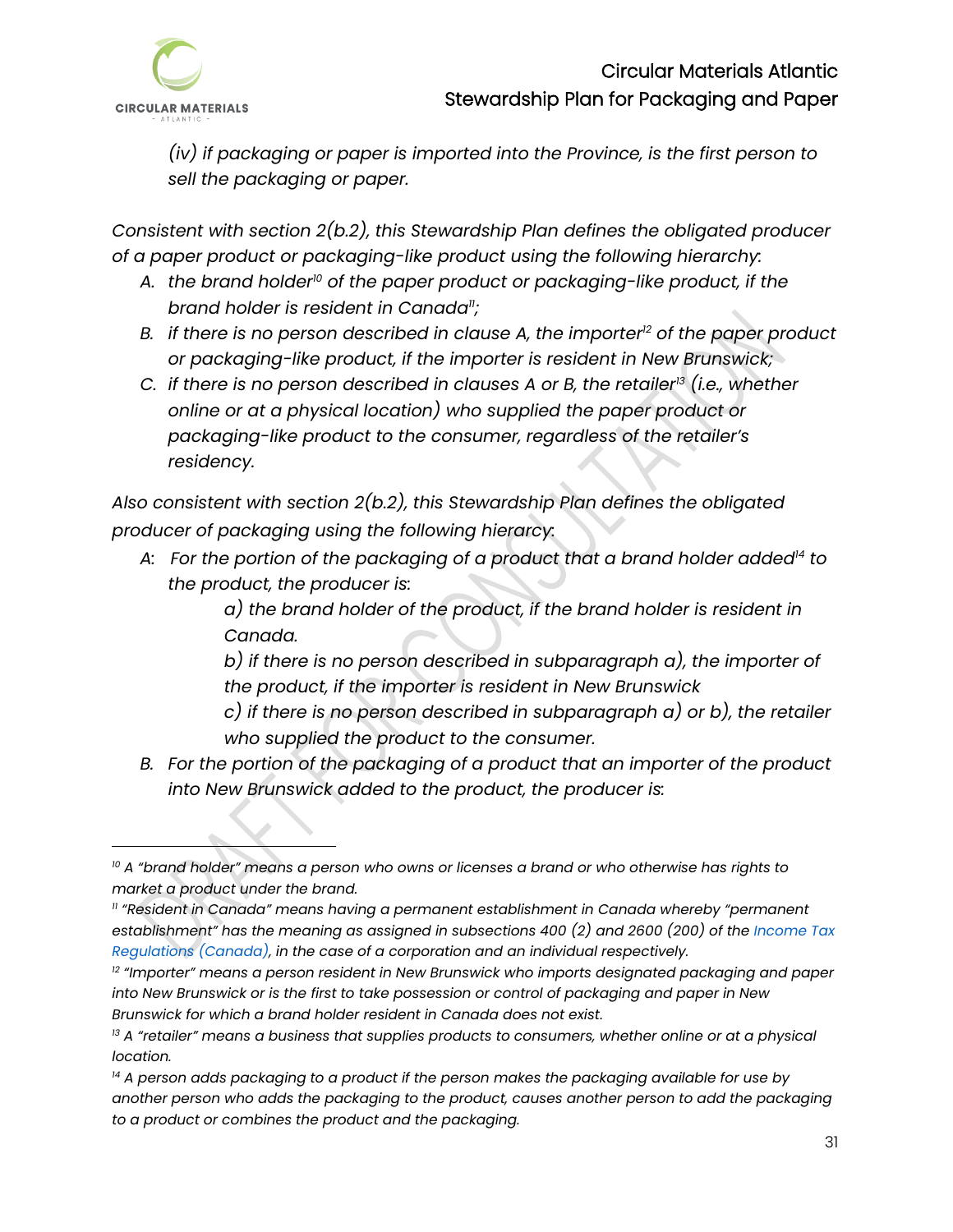*(iv) if packaging or paper is imported into the Province, is the first person to sell the packaging or paper.*

*Consistent with section 2(b.2), this Stewardship Plan defines the obligated producer of a paper product or packaging-like product using the following hierarchy:*

A. *the brand holder[10] of the paper product or packaging-like product, if the brand holder is resident in Canada[11];*
B. *if there is no person described in clause A, the importer[12] of the paper product or packaging-like product, if the importer is resident in New Brunswick;*
C. *if there is no person described in clauses A or B, the retailer[13] (i.e., whether online or at a physical location) who supplied the paper product or packaging-like product to the consumer, regardless of the retailer's residency.*

*Also consistent with section 2(b.2), this Stewardship Plan defines the obligated producer of packaging using the following hierarcy:*

A: *For the portion of the packaging of a product that a brand holder added[14] to the product, the producer is:*
   - *a) the brand holder of the product, if the brand holder is resident in Canada.*
   - *b) if there is no person described in subparagraph a), the importer of the product, if the importer is resident in New Brunswick*
   - *c) if there is no person described in subparagraph a) or b), the retailer who supplied the product to the consumer.*

B. *For the portion of the packaging of a product that an importer of the product into New Brunswick added to the product, the producer is:*

---

[10] *A "brand holder" means a person who owns or licenses a brand or who otherwise has rights to market a product under the brand.*

[11] *"Resident in Canada" means having a permanent establishment in Canada whereby "permanent establishment" has the meaning as assigned in subsections 400 (2) and 2600 (200) of the Income Tax Regulations (Canada), in the case of a corporation and an individual respectively.*

[12] *"Importer" means a person resident in New Brunswick who imports designated packaging and paper into New Brunswick or is the first to take possession or control of packaging and paper in New Brunswick for which a brand holder resident in Canada does not exist.*

[13] *A "retailer" means a business that supplies products to consumers, whether online or at a physical location.*

[14] *A person adds packaging to a product if the person makes the packaging available for use by another person who adds the packaging to the product, causes another person to add the packaging to a product or combines the product and the packaging.*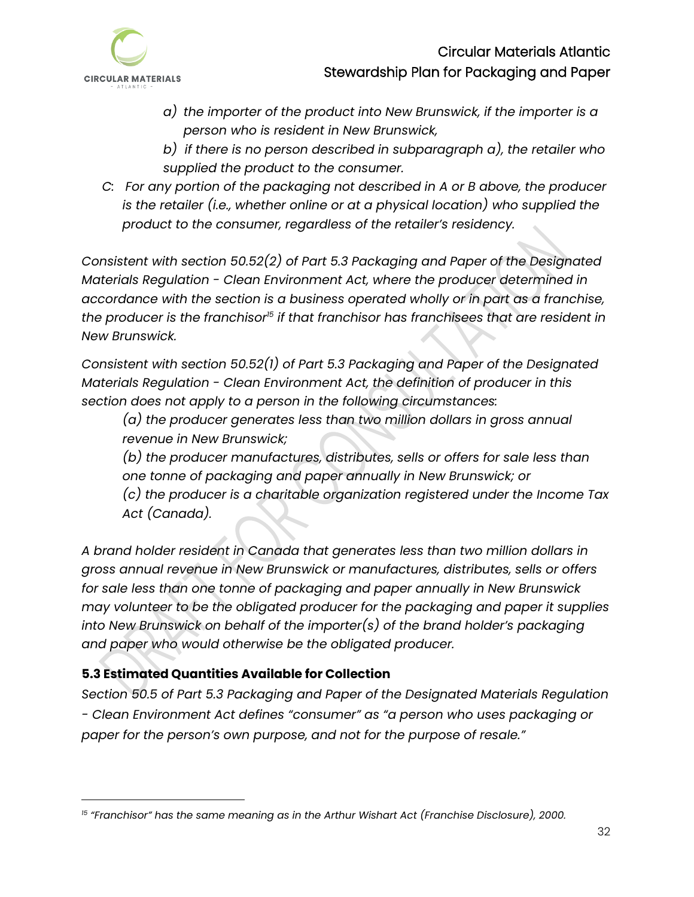*a) the importer of the product into New Brunswick, if the importer is a person who is resident in New Brunswick,*

*b) if there is no person described in subparagraph a), the retailer who supplied the product to the consumer.*

*C: For any portion of the packaging not described in A or B above, the producer is the retailer (i.e., whether online or at a physical location) who supplied the product to the consumer, regardless of the retailer's residency.*

*Consistent with section 50.52(2) of Part 5.3 Packaging and Paper of the Designated Materials Regulation - Clean Environment Act, where the producer determined in accordance with the section is a business operated wholly or in part as a franchise, the producer is the franchisor[15] if that franchisor has franchisees that are resident in New Brunswick.*

*Consistent with section 50.52(1) of Part 5.3 Packaging and Paper of the Designated Materials Regulation - Clean Environment Act, the definition of producer in this section does not apply to a person in the following circumstances:*

*(a) the producer generates less than two million dollars in gross annual revenue in New Brunswick;*

*(b) the producer manufactures, distributes, sells or offers for sale less than one tonne of packaging and paper annually in New Brunswick; or*

*(c) the producer is a charitable organization registered under the Income Tax Act (Canada).*

*A brand holder resident in Canada that generates less than two million dollars in gross annual revenue in New Brunswick or manufactures, distributes, sells or offers for sale less than one tonne of packaging and paper annually in New Brunswick may volunteer to be the obligated producer for the packaging and paper it supplies into New Brunswick on behalf of the importer(s) of the brand holder's packaging and paper who would otherwise be the obligated producer.*

### 5.3 Estimated Quantities Available for Collection

*Section 50.5 of Part 5.3 Packaging and Paper of the Designated Materials Regulation - Clean Environment Act defines "consumer" as "a person who uses packaging or paper for the person's own purpose, and not for the purpose of resale."*

---

[15] *"Franchisor" has the same meaning as in the Arthur Wishart Act (Franchise Disclosure), 2000.*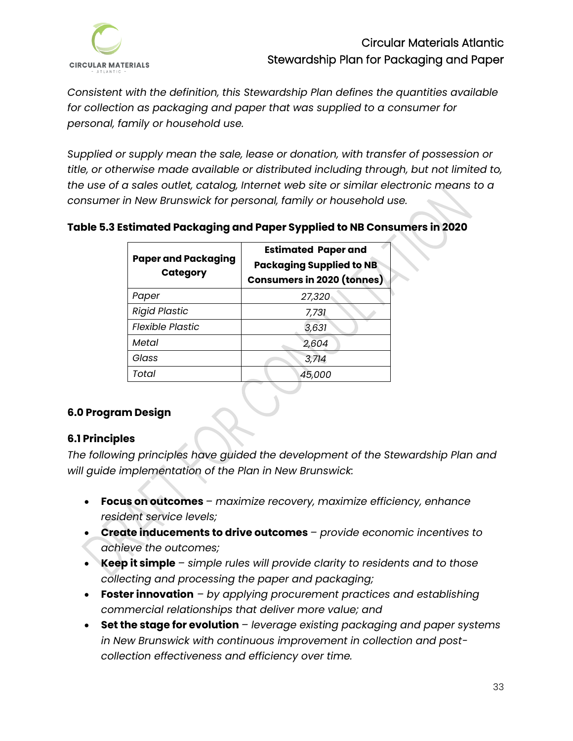*Consistent with the definition, this Stewardship Plan defines the quantities available for collection as packaging and paper that was supplied to a consumer for personal, family or household use.*

*Supplied or supply mean the sale, lease or donation, with transfer of possession or title, or otherwise made available or distributed including through, but not limited to, the use of a sales outlet, catalog, Internet web site or similar electronic means to a consumer in New Brunswick for personal, family or household use.*

**Table 5.3 Estimated Packaging and Paper Sypplied to NB Consumers in 2020**

| Paper and Packaging Category | Estimated Paper and Packaging Supplied to NB Consumers in 2020 (tonnes) |
|---|---|
| *Paper* | *27,320* |
| *Rigid Plastic* | *7,731* |
| *Flexible Plastic* | *3,631* |
| *Metal* | *2,604* |
| *Glass* | *3,714* |
| *Total* | *45,000* |

## 6.0 Program Design

### 6.1 Principles

*The following principles have guided the development of the Stewardship Plan and will guide implementation of the Plan in New Brunswick:*

- **Focus on outcomes** – *maximize recovery, maximize efficiency, enhance resident service levels;*
- **Create inducements to drive outcomes** – *provide economic incentives to achieve the outcomes;*
- **Keep it simple** – *simple rules will provide clarity to residents and to those collecting and processing the paper and packaging;*
- **Foster innovation** – *by applying procurement practices and establishing commercial relationships that deliver more value; and*
- **Set the stage for evolution** – *leverage existing packaging and paper systems in New Brunswick with continuous improvement in collection and post-collection effectiveness and efficiency over time.*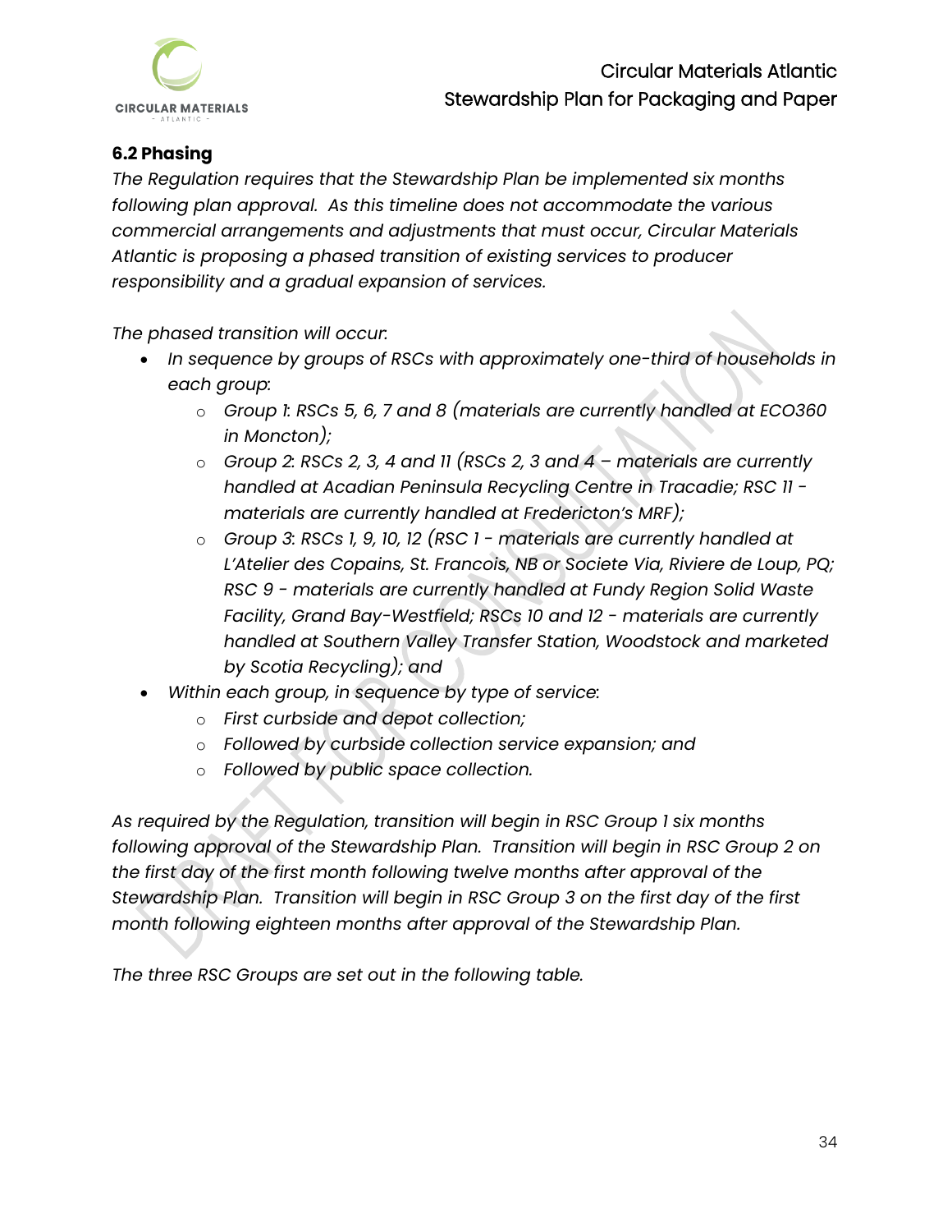### 6.2 Phasing

*The Regulation requires that the Stewardship Plan be implemented six months following plan approval. As this timeline does not accommodate the various commercial arrangements and adjustments that must occur, Circular Materials Atlantic is proposing a phased transition of existing services to producer responsibility and a gradual expansion of services.*

*The phased transition will occur:*

- *In sequence by groups of RSCs with approximately one-third of households in each group:*
  - *Group 1: RSCs 5, 6, 7 and 8 (materials are currently handled at ECO360 in Moncton);*
  - *Group 2: RSCs 2, 3, 4 and 11 (RSCs 2, 3 and 4 – materials are currently handled at Acadian Peninsula Recycling Centre in Tracadie; RSC 11 - materials are currently handled at Fredericton's MRF);*
  - *Group 3: RSCs 1, 9, 10, 12 (RSC 1 - materials are currently handled at L'Atelier des Copains, St. Francois, NB or Societe Via, Riviere de Loup, PQ; RSC 9 - materials are currently handled at Fundy Region Solid Waste Facility, Grand Bay-Westfield; RSCs 10 and 12 - materials are currently handled at Southern Valley Transfer Station, Woodstock and marketed by Scotia Recycling); and*
- *Within each group, in sequence by type of service:*
  - *First curbside and depot collection;*
  - *Followed by curbside collection service expansion; and*
  - *Followed by public space collection.*

*As required by the Regulation, transition will begin in RSC Group 1 six months following approval of the Stewardship Plan. Transition will begin in RSC Group 2 on the first day of the first month following twelve months after approval of the Stewardship Plan. Transition will begin in RSC Group 3 on the first day of the first month following eighteen months after approval of the Stewardship Plan.*

*The three RSC Groups are set out in the following table.*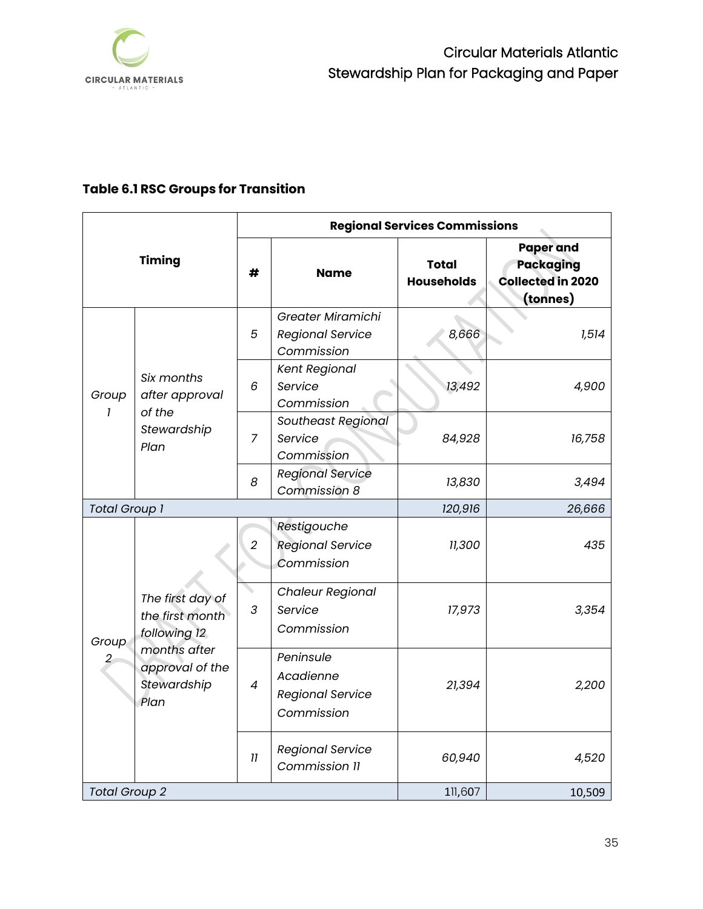**Table 6.1 RSC Groups for Transition**

| Timing | | Regional Services Commissions | | | |
|---|---|---|---|---|---|
| | | **#** | **Name** | **Total Households** | **Paper and Packaging Collected in 2020 (tonnes)** |
| *Group 1* | *Six months after approval of the Stewardship Plan* | *5* | *Greater Miramichi Regional Service Commission* | *8,666* | *1,514* |
| | | *6* | *Kent Regional Service Commission* | *13,492* | *4,900* |
| | | *7* | *Southeast Regional Service Commission* | *84,928* | *16,758* |
| | | *8* | *Regional Service Commission 8* | *13,830* | *3,494* |
| *Total Group 1* | | | | *120,916* | *26,666* |
| *Group 2* | *The first day of the first month following 12 months after approval of the Stewardship Plan* | *2* | *Restigouche Regional Service Commission* | *11,300* | *435* |
| | | *3* | *Chaleur Regional Service Commission* | *17,973* | *3,354* |
| | | *4* | *Peninsule Acadienne Regional Service Commission* | *21,394* | *2,200* |
| | | *11* | *Regional Service Commission 11* | *60,940* | *4,520* |
| *Total Group 2* | | | | 111,607 | 10,509 |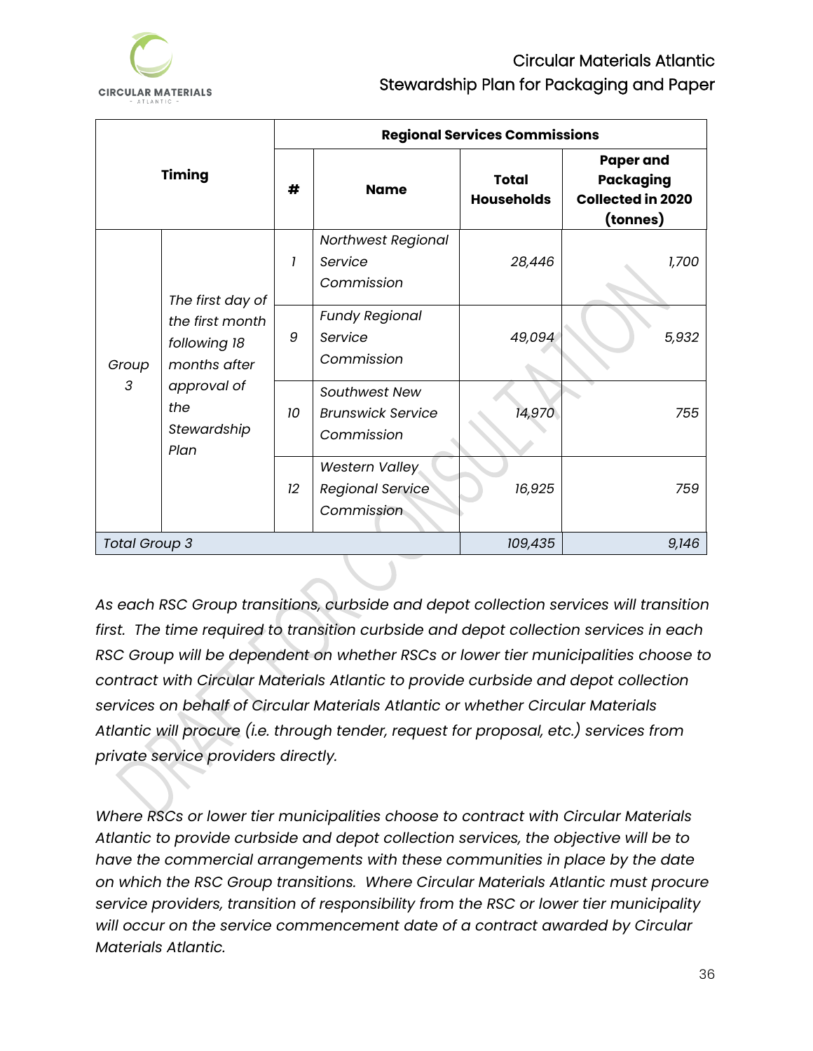| Timing | | Regional Services Commissions | | | |
|---|---|---|---|---|---|
| | | **#** | **Name** | **Total Households** | **Paper and Packaging Collected in 2020 (tonnes)** |
| *Group 3* | *The first day of the first month following 18 months after approval of the Stewardship Plan* | *1* | *Northwest Regional Service Commission* | *28,446* | *1,700* |
| | | *9* | *Fundy Regional Service Commission* | *49,094* | *5,932* |
| | | *10* | *Southwest New Brunswick Service Commission* | *14,970* | *755* |
| | | *12* | *Western Valley Regional Service Commission* | *16,925* | *759* |
| *Total Group 3* | | | | *109,435* | *9,146* |

*As each RSC Group transitions, curbside and depot collection services will transition first. The time required to transition curbside and depot collection services in each RSC Group will be dependent on whether RSCs or lower tier municipalities choose to contract with Circular Materials Atlantic to provide curbside and depot collection services on behalf of Circular Materials Atlantic or whether Circular Materials Atlantic will procure (i.e. through tender, request for proposal, etc.) services from private service providers directly.*

*Where RSCs or lower tier municipalities choose to contract with Circular Materials Atlantic to provide curbside and depot collection services, the objective will be to have the commercial arrangements with these communities in place by the date on which the RSC Group transitions. Where Circular Materials Atlantic must procure service providers, transition of responsibility from the RSC or lower tier municipality will occur on the service commencement date of a contract awarded by Circular Materials Atlantic.*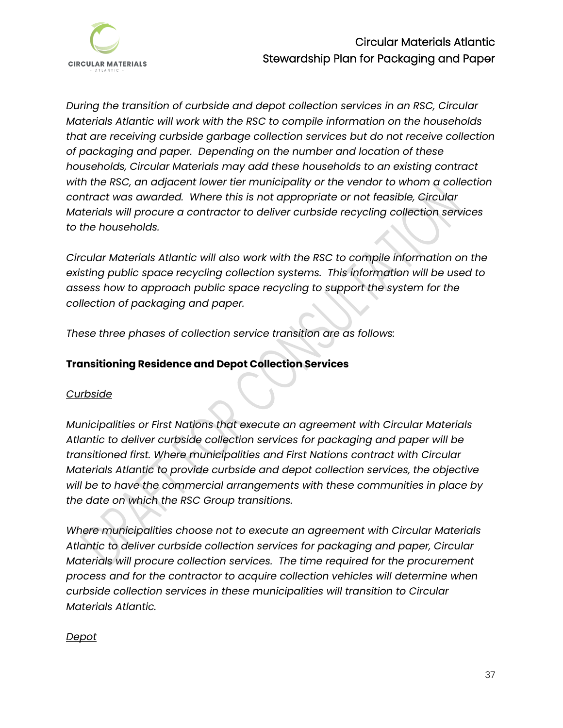*During the transition of curbside and depot collection services in an RSC, Circular Materials Atlantic will work with the RSC to compile information on the households that are receiving curbside garbage collection services but do not receive collection of packaging and paper. Depending on the number and location of these households, Circular Materials may add these households to an existing contract with the RSC, an adjacent lower tier municipality or the vendor to whom a collection contract was awarded. Where this is not appropriate or not feasible, Circular Materials will procure a contractor to deliver curbside recycling collection services to the households.*

*Circular Materials Atlantic will also work with the RSC to compile information on the existing public space recycling collection systems. This information will be used to assess how to approach public space recycling to support the system for the collection of packaging and paper.*

*These three phases of collection service transition are as follows:*

**Transitioning Residence and Depot Collection Services**

*Curbside*

*Municipalities or First Nations that execute an agreement with Circular Materials Atlantic to deliver curbside collection services for packaging and paper will be transitioned first. Where municipalities and First Nations contract with Circular Materials Atlantic to provide curbside and depot collection services, the objective will be to have the commercial arrangements with these communities in place by the date on which the RSC Group transitions.*

*Where municipalities choose not to execute an agreement with Circular Materials Atlantic to deliver curbside collection services for packaging and paper, Circular Materials will procure collection services. The time required for the procurement process and for the contractor to acquire collection vehicles will determine when curbside collection services in these municipalities will transition to Circular Materials Atlantic.*

*Depot*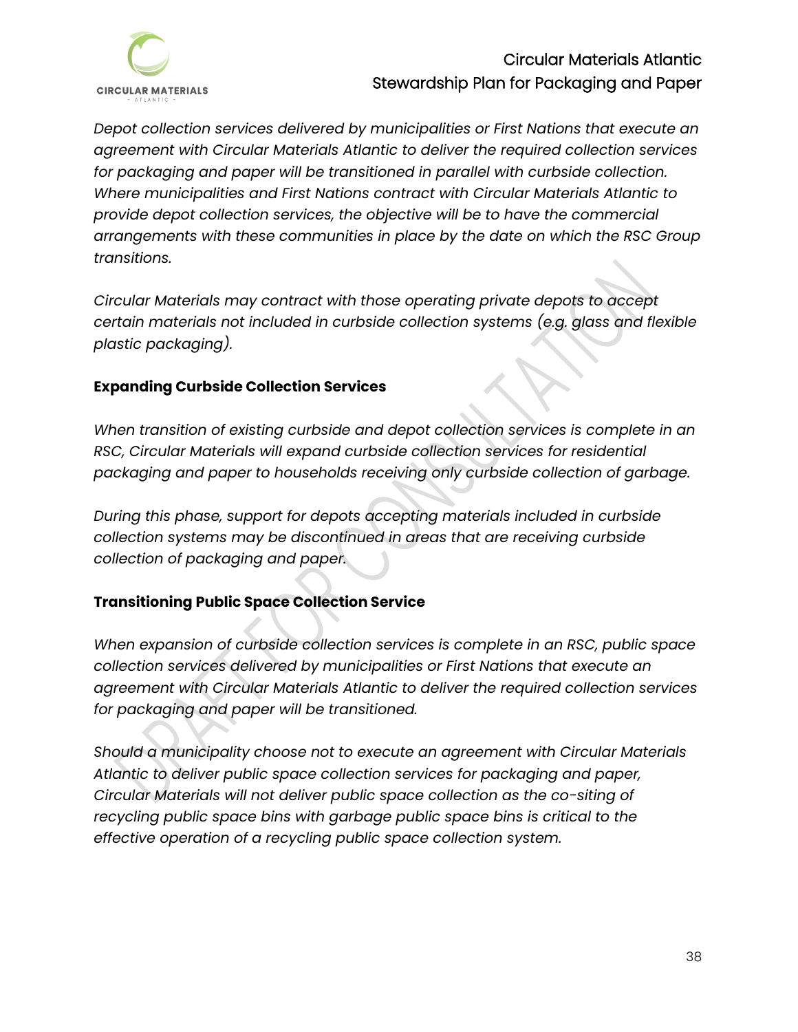*Depot collection services delivered by municipalities or First Nations that execute an agreement with Circular Materials Atlantic to deliver the required collection services for packaging and paper will be transitioned in parallel with curbside collection. Where municipalities and First Nations contract with Circular Materials Atlantic to provide depot collection services, the objective will be to have the commercial arrangements with these communities in place by the date on which the RSC Group transitions.*

*Circular Materials may contract with those operating private depots to accept certain materials not included in curbside collection systems (e.g. glass and flexible plastic packaging).*

**Expanding Curbside Collection Services**

*When transition of existing curbside and depot collection services is complete in an RSC, Circular Materials will expand curbside collection services for residential packaging and paper to households receiving only curbside collection of garbage.*

*During this phase, support for depots accepting materials included in curbside collection systems may be discontinued in areas that are receiving curbside collection of packaging and paper.*

**Transitioning Public Space Collection Service**

*When expansion of curbside collection services is complete in an RSC, public space collection services delivered by municipalities or First Nations that execute an agreement with Circular Materials Atlantic to deliver the required collection services for packaging and paper will be transitioned.*

*Should a municipality choose not to execute an agreement with Circular Materials Atlantic to deliver public space collection services for packaging and paper, Circular Materials will not deliver public space collection as the co-siting of recycling public space bins with garbage public space bins is critical to the effective operation of a recycling public space collection system.*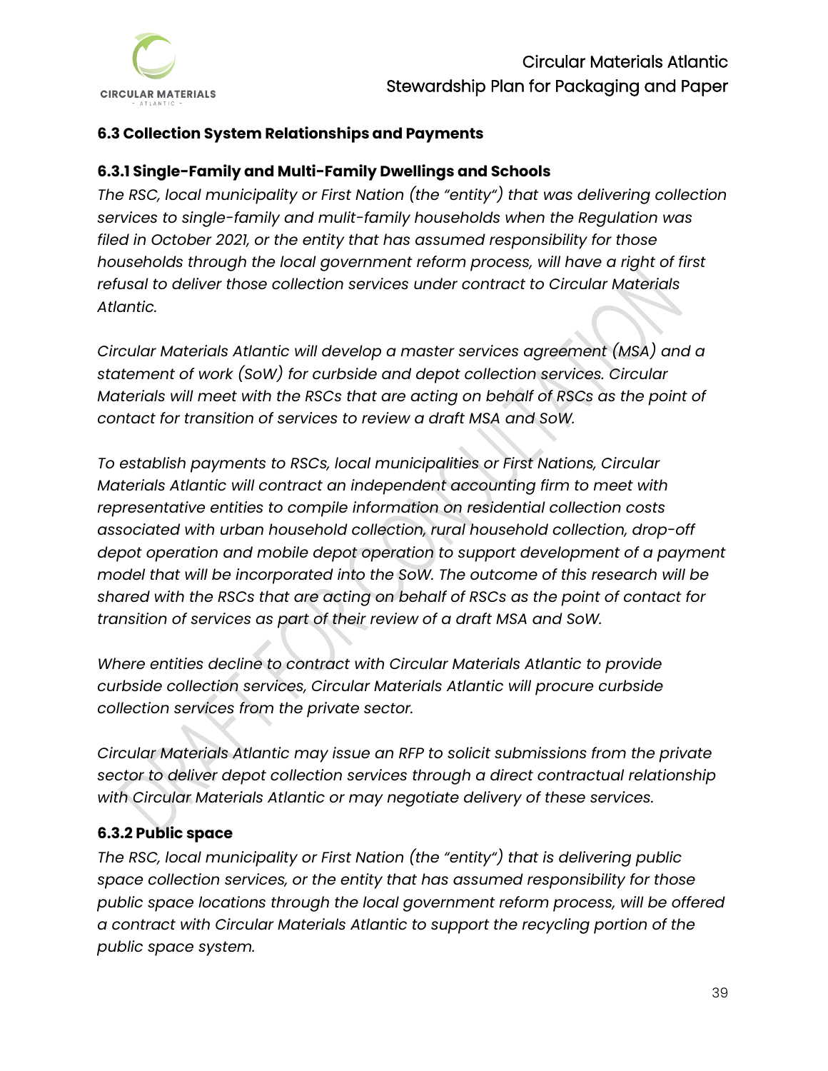### 6.3 Collection System Relationships and Payments

#### 6.3.1 Single-Family and Multi-Family Dwellings and Schools

*The RSC, local municipality or First Nation (the "entity") that was delivering collection services to single-family and mulit-family households when the Regulation was filed in October 2021, or the entity that has assumed responsibility for those households through the local government reform process, will have a right of first refusal to deliver those collection services under contract to Circular Materials Atlantic.*

*Circular Materials Atlantic will develop a master services agreement (MSA) and a statement of work (SoW) for curbside and depot collection services. Circular Materials will meet with the RSCs that are acting on behalf of RSCs as the point of contact for transition of services to review a draft MSA and SoW.*

*To establish payments to RSCs, local municipalities or First Nations, Circular Materials Atlantic will contract an independent accounting firm to meet with representative entities to compile information on residential collection costs associated with urban household collection, rural household collection, drop-off depot operation and mobile depot operation to support development of a payment model that will be incorporated into the SoW. The outcome of this research will be shared with the RSCs that are acting on behalf of RSCs as the point of contact for transition of services as part of their review of a draft MSA and SoW.*

*Where entities decline to contract with Circular Materials Atlantic to provide curbside collection services, Circular Materials Atlantic will procure curbside collection services from the private sector.*

*Circular Materials Atlantic may issue an RFP to solicit submissions from the private sector to deliver depot collection services through a direct contractual relationship with Circular Materials Atlantic or may negotiate delivery of these services.*

#### 6.3.2 Public space

*The RSC, local municipality or First Nation (the "entity") that is delivering public space collection services, or the entity that has assumed responsibility for those public space locations through the local government reform process, will be offered a contract with Circular Materials Atlantic to support the recycling portion of the public space system.*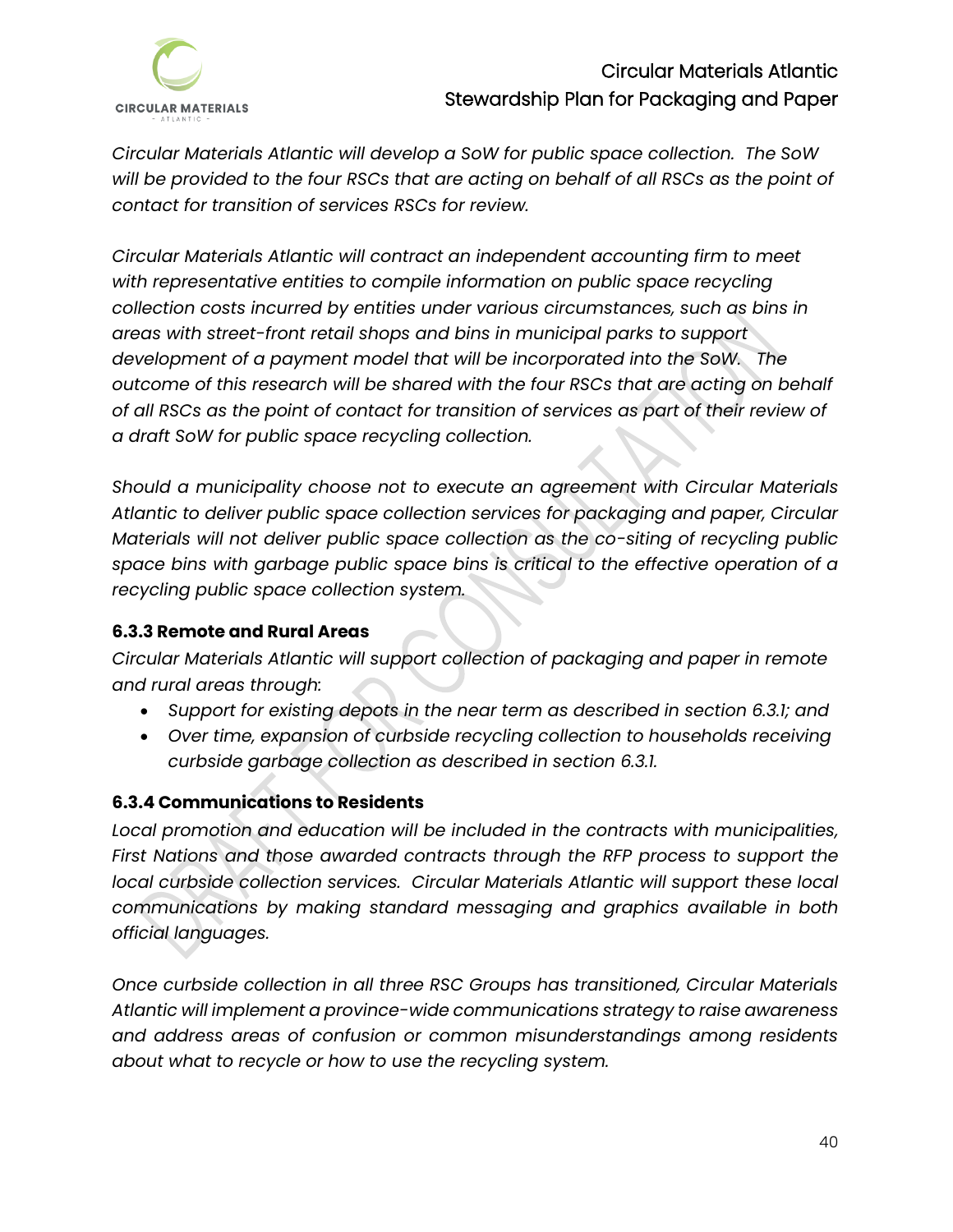*Circular Materials Atlantic will develop a SoW for public space collection. The SoW will be provided to the four RSCs that are acting on behalf of all RSCs as the point of contact for transition of services RSCs for review.*

*Circular Materials Atlantic will contract an independent accounting firm to meet with representative entities to compile information on public space recycling collection costs incurred by entities under various circumstances, such as bins in areas with street-front retail shops and bins in municipal parks to support development of a payment model that will be incorporated into the SoW. The outcome of this research will be shared with the four RSCs that are acting on behalf of all RSCs as the point of contact for transition of services as part of their review of a draft SoW for public space recycling collection.*

*Should a municipality choose not to execute an agreement with Circular Materials Atlantic to deliver public space collection services for packaging and paper, Circular Materials will not deliver public space collection as the co-siting of recycling public space bins with garbage public space bins is critical to the effective operation of a recycling public space collection system.*

### 6.3.3 Remote and Rural Areas

*Circular Materials Atlantic will support collection of packaging and paper in remote and rural areas through:*

- *Support for existing depots in the near term as described in section 6.3.1; and*
- *Over time, expansion of curbside recycling collection to households receiving curbside garbage collection as described in section 6.3.1.*

### 6.3.4 Communications to Residents

*Local promotion and education will be included in the contracts with municipalities, First Nations and those awarded contracts through the RFP process to support the local curbside collection services. Circular Materials Atlantic will support these local communications by making standard messaging and graphics available in both official languages.*

*Once curbside collection in all three RSC Groups has transitioned, Circular Materials Atlantic will implement a province-wide communications strategy to raise awareness and address areas of confusion or common misunderstandings among residents about what to recycle or how to use the recycling system.*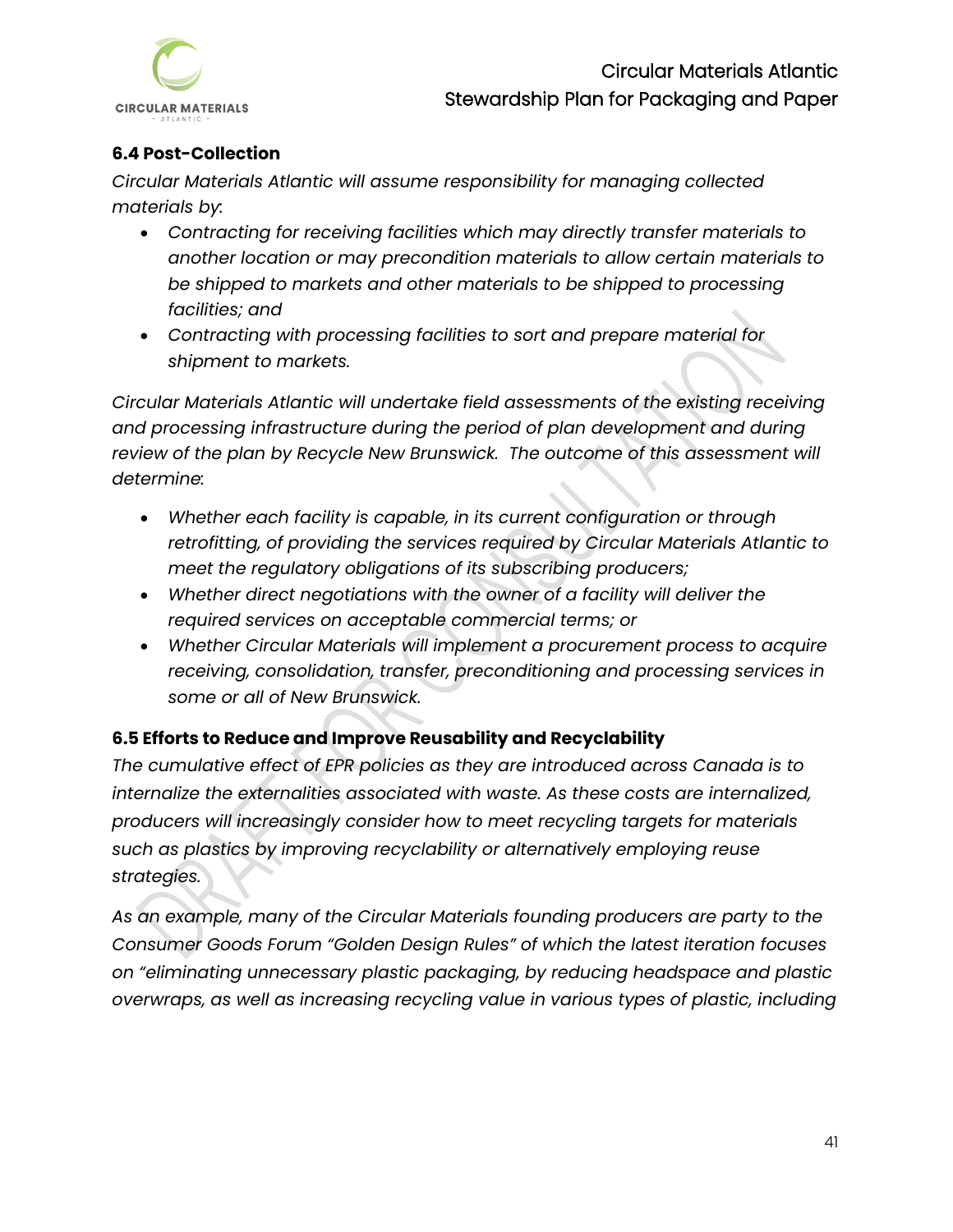### 6.4 Post-Collection

*Circular Materials Atlantic will assume responsibility for managing collected materials by:*

- *Contracting for receiving facilities which may directly transfer materials to another location or may precondition materials to allow certain materials to be shipped to markets and other materials to be shipped to processing facilities; and*
- *Contracting with processing facilities to sort and prepare material for shipment to markets.*

*Circular Materials Atlantic will undertake field assessments of the existing receiving and processing infrastructure during the period of plan development and during review of the plan by Recycle New Brunswick. The outcome of this assessment will determine:*

- *Whether each facility is capable, in its current configuration or through retrofitting, of providing the services required by Circular Materials Atlantic to meet the regulatory obligations of its subscribing producers;*
- *Whether direct negotiations with the owner of a facility will deliver the required services on acceptable commercial terms; or*
- *Whether Circular Materials will implement a procurement process to acquire receiving, consolidation, transfer, preconditioning and processing services in some or all of New Brunswick.*

### 6.5 Efforts to Reduce and Improve Reusability and Recyclability

*The cumulative effect of EPR policies as they are introduced across Canada is to internalize the externalities associated with waste. As these costs are internalized, producers will increasingly consider how to meet recycling targets for materials such as plastics by improving recyclability or alternatively employing reuse strategies.*

*As an example, many of the Circular Materials founding producers are party to the Consumer Goods Forum "Golden Design Rules" of which the latest iteration focuses on "eliminating unnecessary plastic packaging, by reducing headspace and plastic overwraps, as well as increasing recycling value in various types of plastic, including*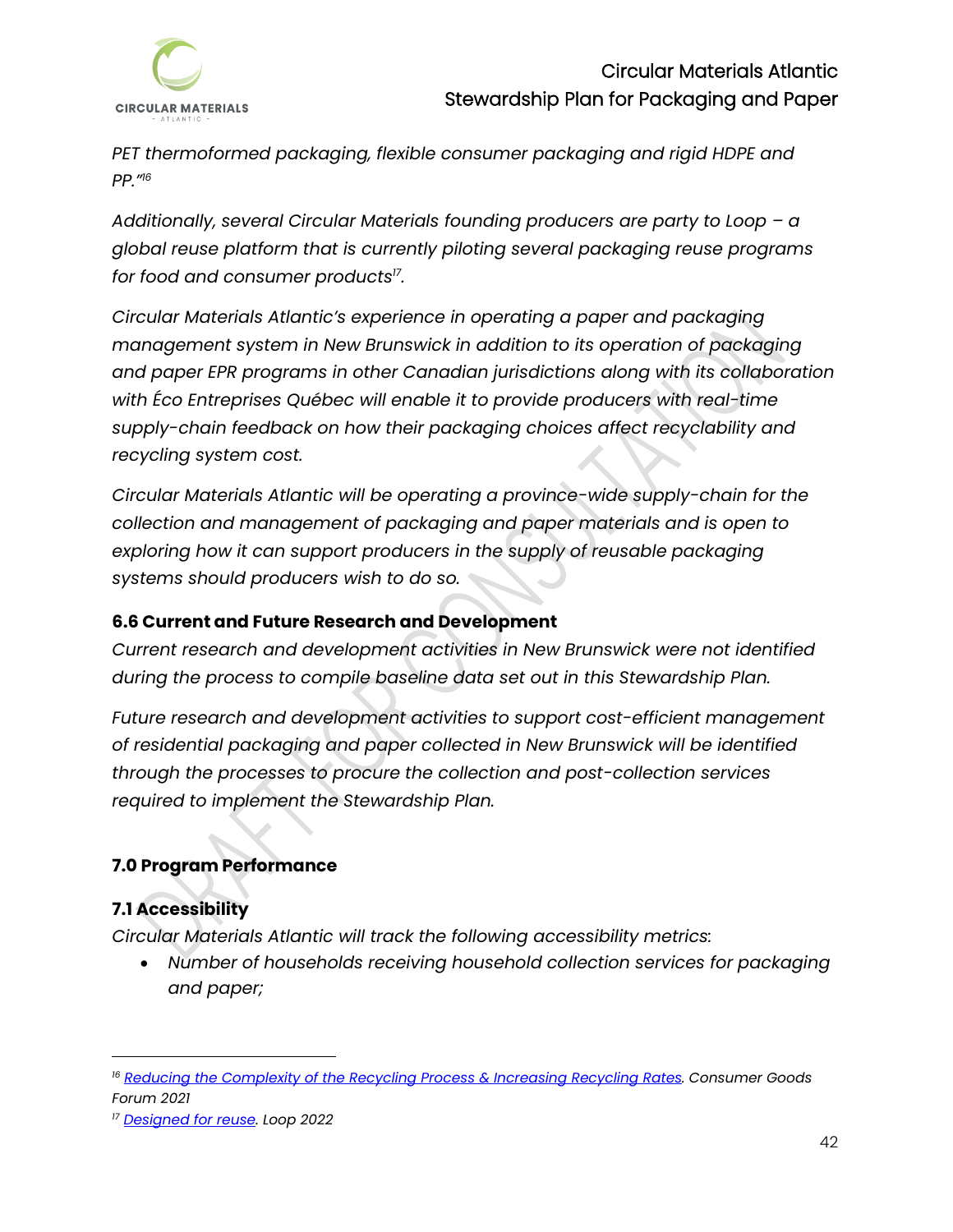*PET thermoformed packaging, flexible consumer packaging and rigid HDPE and PP."*[16]

*Additionally, several Circular Materials founding producers are party to Loop – a global reuse platform that is currently piloting several packaging reuse programs for food and consumer products*[17]*.*

*Circular Materials Atlantic's experience in operating a paper and packaging management system in New Brunswick in addition to its operation of packaging and paper EPR programs in other Canadian jurisdictions along with its collaboration with Éco Entreprises Québec will enable it to provide producers with real-time supply-chain feedback on how their packaging choices affect recyclability and recycling system cost.*

*Circular Materials Atlantic will be operating a province-wide supply-chain for the collection and management of packaging and paper materials and is open to exploring how it can support producers in the supply of reusable packaging systems should producers wish to do so.*

### 6.6 Current and Future Research and Development

*Current research and development activities in New Brunswick were not identified during the process to compile baseline data set out in this Stewardship Plan.*

*Future research and development activities to support cost-efficient management of residential packaging and paper collected in New Brunswick will be identified through the processes to procure the collection and post-collection services required to implement the Stewardship Plan.*

## 7.0 Program Performance

### 7.1 Accessibility

*Circular Materials Atlantic will track the following accessibility metrics:*

- *Number of households receiving household collection services for packaging and paper;*

---

[16] *Reducing the Complexity of the Recycling Process & Increasing Recycling Rates. Consumer Goods Forum 2021*

[17] *Designed for reuse. Loop 2022*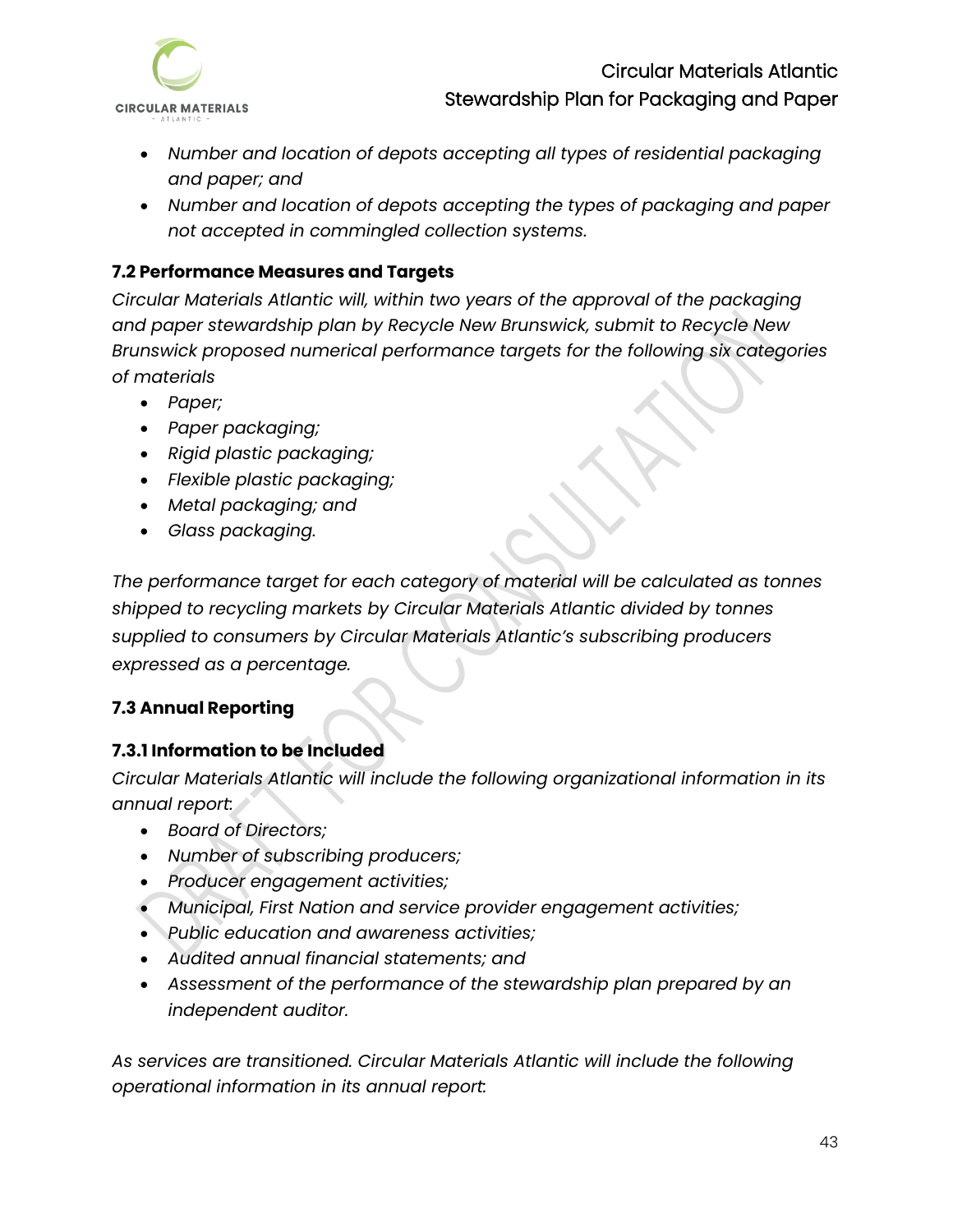- *Number and location of depots accepting all types of residential packaging and paper; and*
- *Number and location of depots accepting the types of packaging and paper not accepted in commingled collection systems.*

### 7.2 Performance Measures and Targets

*Circular Materials Atlantic will, within two years of the approval of the packaging and paper stewardship plan by Recycle New Brunswick, submit to Recycle New Brunswick proposed numerical performance targets for the following six categories of materials*

- *Paper;*
- *Paper packaging;*
- *Rigid plastic packaging;*
- *Flexible plastic packaging;*
- *Metal packaging; and*
- *Glass packaging.*

*The performance target for each category of material will be calculated as tonnes shipped to recycling markets by Circular Materials Atlantic divided by tonnes supplied to consumers by Circular Materials Atlantic's subscribing producers expressed as a percentage.*

### 7.3 Annual Reporting

#### 7.3.1 Information to be Included

*Circular Materials Atlantic will include the following organizational information in its annual report:*

- *Board of Directors;*
- *Number of subscribing producers;*
- *Producer engagement activities;*
- *Municipal, First Nation and service provider engagement activities;*
- *Public education and awareness activities;*
- *Audited annual financial statements; and*
- *Assessment of the performance of the stewardship plan prepared by an independent auditor.*

*As services are transitioned. Circular Materials Atlantic will include the following operational information in its annual report:*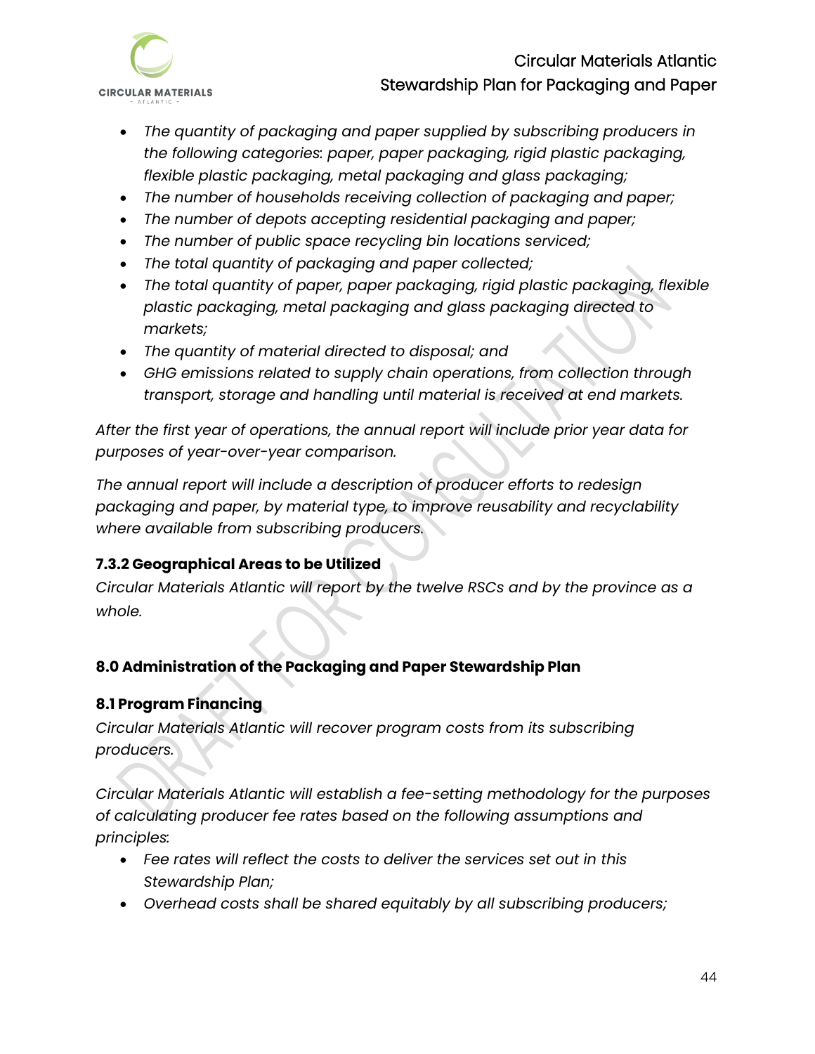- *The quantity of packaging and paper supplied by subscribing producers in the following categories: paper, paper packaging, rigid plastic packaging, flexible plastic packaging, metal packaging and glass packaging;*
- *The number of households receiving collection of packaging and paper;*
- *The number of depots accepting residential packaging and paper;*
- *The number of public space recycling bin locations serviced;*
- *The total quantity of packaging and paper collected;*
- *The total quantity of paper, paper packaging, rigid plastic packaging, flexible plastic packaging, metal packaging and glass packaging directed to markets;*
- *The quantity of material directed to disposal; and*
- *GHG emissions related to supply chain operations, from collection through transport, storage and handling until material is received at end markets.*

*After the first year of operations, the annual report will include prior year data for purposes of year-over-year comparison.*

*The annual report will include a description of producer efforts to redesign packaging and paper, by material type, to improve reusability and recyclability where available from subscribing producers.*

### 7.3.2 Geographical Areas to be Utilized

*Circular Materials Atlantic will report by the twelve RSCs and by the province as a whole.*

## 8.0 Administration of the Packaging and Paper Stewardship Plan

### 8.1 Program Financing

*Circular Materials Atlantic will recover program costs from its subscribing producers.*

*Circular Materials Atlantic will establish a fee-setting methodology for the purposes of calculating producer fee rates based on the following assumptions and principles:*

- *Fee rates will reflect the costs to deliver the services set out in this Stewardship Plan;*
- *Overhead costs shall be shared equitably by all subscribing producers;*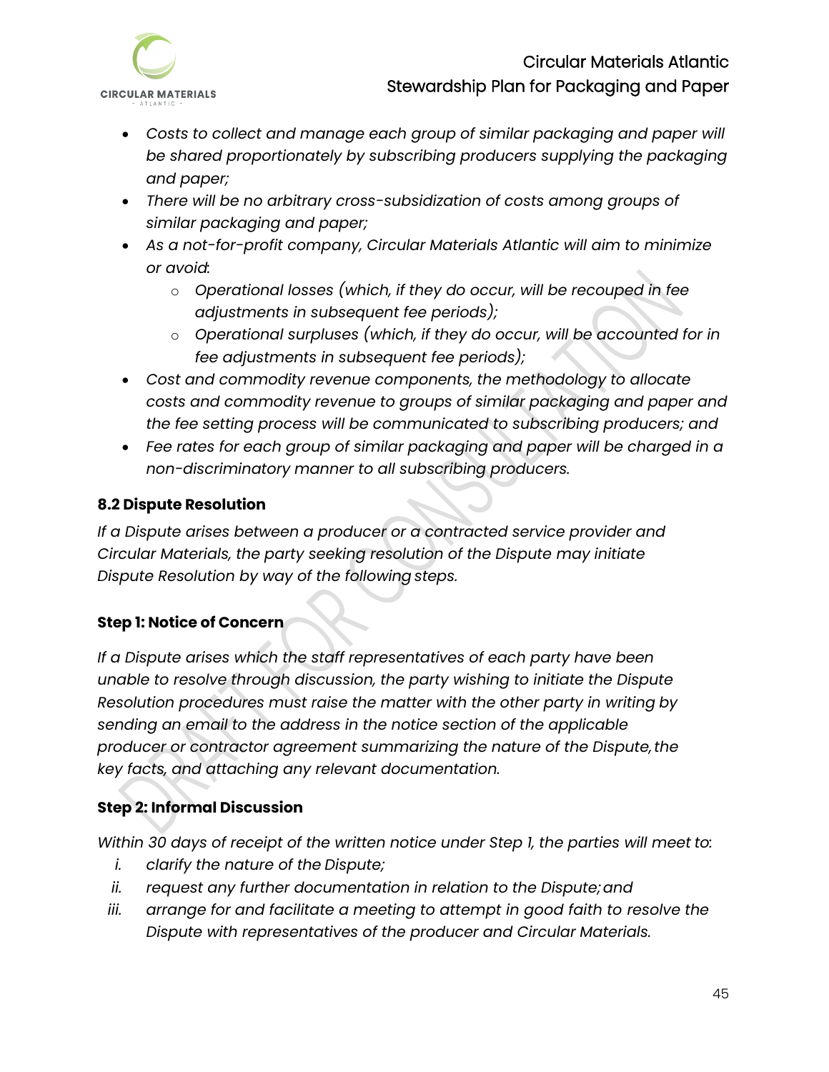- *Costs to collect and manage each group of similar packaging and paper will be shared proportionately by subscribing producers supplying the packaging and paper;*
- *There will be no arbitrary cross-subsidization of costs among groups of similar packaging and paper;*
- *As a not-for-profit company, Circular Materials Atlantic will aim to minimize or avoid:*
  - *Operational losses (which, if they do occur, will be recouped in fee adjustments in subsequent fee periods);*
  - *Operational surpluses (which, if they do occur, will be accounted for in fee adjustments in subsequent fee periods);*
- *Cost and commodity revenue components, the methodology to allocate costs and commodity revenue to groups of similar packaging and paper and the fee setting process will be communicated to subscribing producers; and*
- *Fee rates for each group of similar packaging and paper will be charged in a non-discriminatory manner to all subscribing producers.*

### 8.2 Dispute Resolution

*If a Dispute arises between a producer or a contracted service provider and Circular Materials, the party seeking resolution of the Dispute may initiate Dispute Resolution by way of the following steps.*

#### Step 1: Notice of Concern

*If a Dispute arises which the staff representatives of each party have been unable to resolve through discussion, the party wishing to initiate the Dispute Resolution procedures must raise the matter with the other party in writing by sending an email to the address in the notice section of the applicable producer or contractor agreement summarizing the nature of the Dispute, the key facts, and attaching any relevant documentation.*

#### Step 2: Informal Discussion

*Within 30 days of receipt of the written notice under Step 1, the parties will meet to:*

i. *clarify the nature of the Dispute;*
ii. *request any further documentation in relation to the Dispute; and*
iii. *arrange for and facilitate a meeting to attempt in good faith to resolve the Dispute with representatives of the producer and Circular Materials.*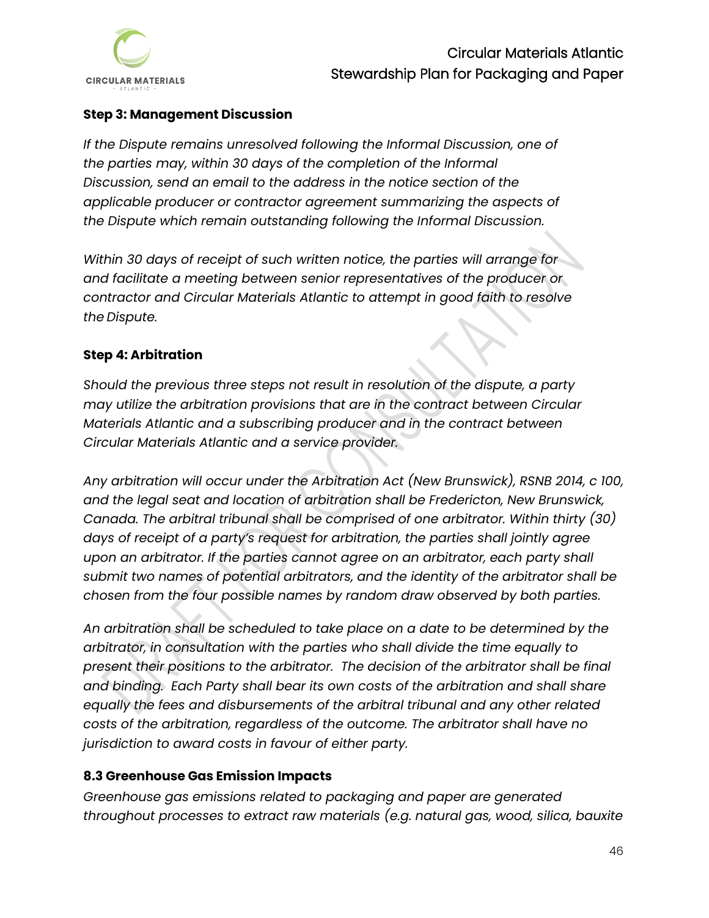**Step 3: Management Discussion**

*If the Dispute remains unresolved following the Informal Discussion, one of the parties may, within 30 days of the completion of the Informal Discussion, send an email to the address in the notice section of the applicable producer or contractor agreement summarizing the aspects of the Dispute which remain outstanding following the Informal Discussion.*

*Within 30 days of receipt of such written notice, the parties will arrange for and facilitate a meeting between senior representatives of the producer or contractor and Circular Materials Atlantic to attempt in good faith to resolve the Dispute.*

**Step 4: Arbitration**

*Should the previous three steps not result in resolution of the dispute, a party may utilize the arbitration provisions that are in the contract between Circular Materials Atlantic and a subscribing producer and in the contract between Circular Materials Atlantic and a service provider.*

*Any arbitration will occur under the Arbitration Act (New Brunswick), RSNB 2014, c 100, and the legal seat and location of arbitration shall be Fredericton, New Brunswick, Canada. The arbitral tribunal shall be comprised of one arbitrator. Within thirty (30) days of receipt of a party's request for arbitration, the parties shall jointly agree upon an arbitrator. If the parties cannot agree on an arbitrator, each party shall submit two names of potential arbitrators, and the identity of the arbitrator shall be chosen from the four possible names by random draw observed by both parties.*

*An arbitration shall be scheduled to take place on a date to be determined by the arbitrator, in consultation with the parties who shall divide the time equally to present their positions to the arbitrator. The decision of the arbitrator shall be final and binding. Each Party shall bear its own costs of the arbitration and shall share equally the fees and disbursements of the arbitral tribunal and any other related costs of the arbitration, regardless of the outcome. The arbitrator shall have no jurisdiction to award costs in favour of either party.*

### 8.3 Greenhouse Gas Emission Impacts

*Greenhouse gas emissions related to packaging and paper are generated throughout processes to extract raw materials (e.g. natural gas, wood, silica, bauxite*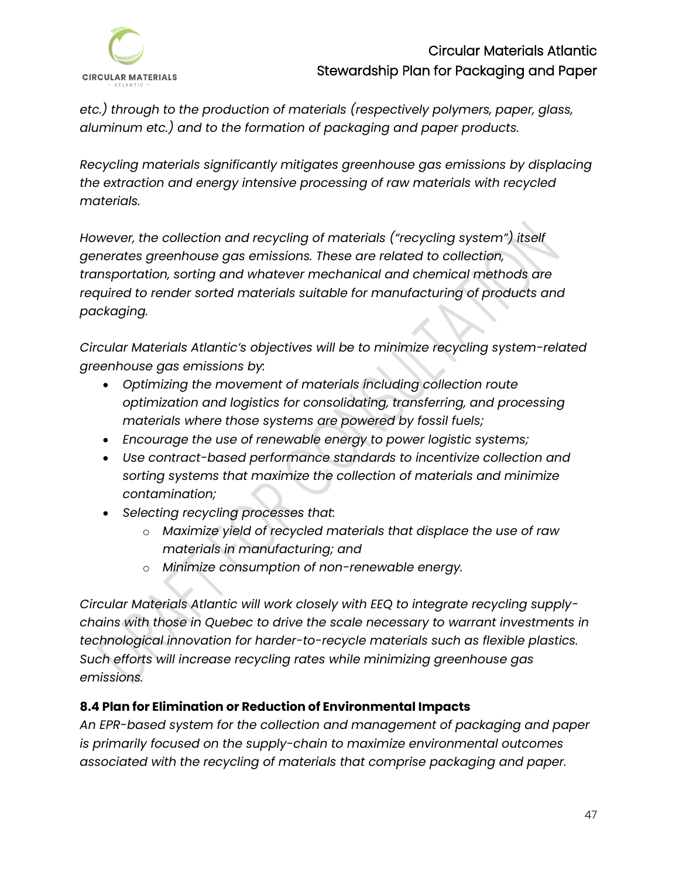*etc.) through to the production of materials (respectively polymers, paper, glass, aluminum etc.) and to the formation of packaging and paper products.*

*Recycling materials significantly mitigates greenhouse gas emissions by displacing the extraction and energy intensive processing of raw materials with recycled materials.*

*However, the collection and recycling of materials ("recycling system") itself generates greenhouse gas emissions. These are related to collection, transportation, sorting and whatever mechanical and chemical methods are required to render sorted materials suitable for manufacturing of products and packaging.*

*Circular Materials Atlantic's objectives will be to minimize recycling system-related greenhouse gas emissions by:*

- *Optimizing the movement of materials including collection route optimization and logistics for consolidating, transferring, and processing materials where those systems are powered by fossil fuels;*
- *Encourage the use of renewable energy to power logistic systems;*
- *Use contract-based performance standards to incentivize collection and sorting systems that maximize the collection of materials and minimize contamination;*
- *Selecting recycling processes that:*
  - *Maximize yield of recycled materials that displace the use of raw materials in manufacturing; and*
  - *Minimize consumption of non-renewable energy.*

*Circular Materials Atlantic will work closely with EEQ to integrate recycling supply-chains with those in Quebec to drive the scale necessary to warrant investments in technological innovation for harder-to-recycle materials such as flexible plastics. Such efforts will increase recycling rates while minimizing greenhouse gas emissions.*

### 8.4 Plan for Elimination or Reduction of Environmental Impacts

*An EPR-based system for the collection and management of packaging and paper is primarily focused on the supply-chain to maximize environmental outcomes associated with the recycling of materials that comprise packaging and paper.*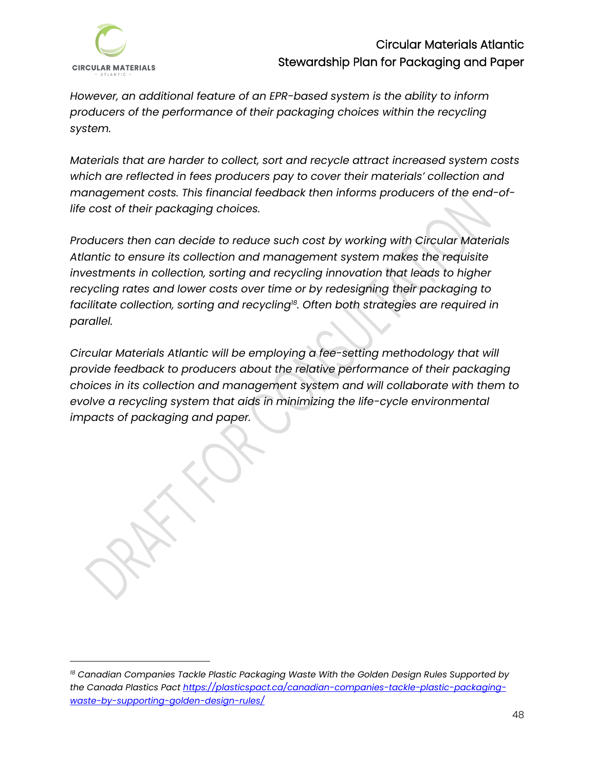*However, an additional feature of an EPR-based system is the ability to inform producers of the performance of their packaging choices within the recycling system.*

*Materials that are harder to collect, sort and recycle attract increased system costs which are reflected in fees producers pay to cover their materials' collection and management costs. This financial feedback then informs producers of the end-of-life cost of their packaging choices.*

*Producers then can decide to reduce such cost by working with Circular Materials Atlantic to ensure its collection and management system makes the requisite investments in collection, sorting and recycling innovation that leads to higher recycling rates and lower costs over time or by redesigning their packaging to facilitate collection, sorting and recycling[18]. Often both strategies are required in parallel.*

*Circular Materials Atlantic will be employing a fee-setting methodology that will provide feedback to producers about the relative performance of their packaging choices in its collection and management system and will collaborate with them to evolve a recycling system that aids in minimizing the life-cycle environmental impacts of packaging and paper.*

---

[18] *Canadian Companies Tackle Plastic Packaging Waste With the Golden Design Rules Supported by the Canada Plastics Pact* [https://plasticspact.ca/canadian-companies-tackle-plastic-packaging-waste-by-supporting-golden-design-rules/](https://plasticspact.ca/canadian-companies-tackle-plastic-packaging-waste-by-supporting-golden-design-rules/)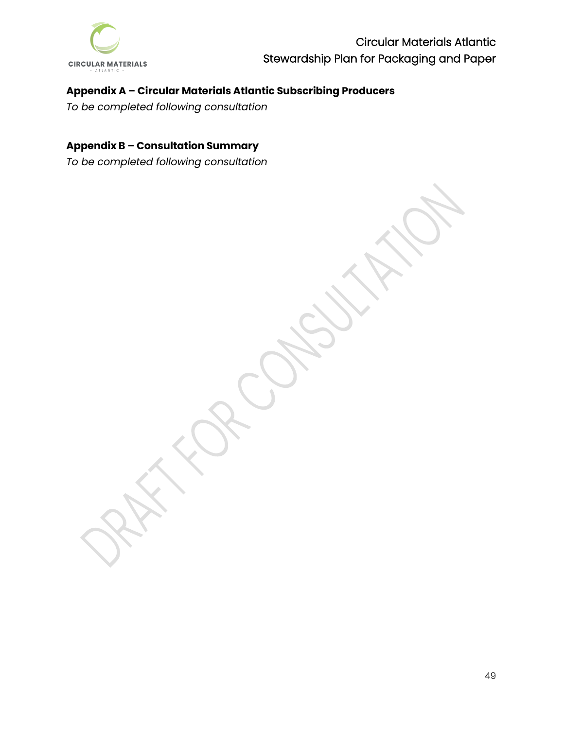## Appendix A – Circular Materials Atlantic Subscribing Producers

*To be completed following consultation*

## Appendix B – Consultation Summary

*To be completed following consultation*